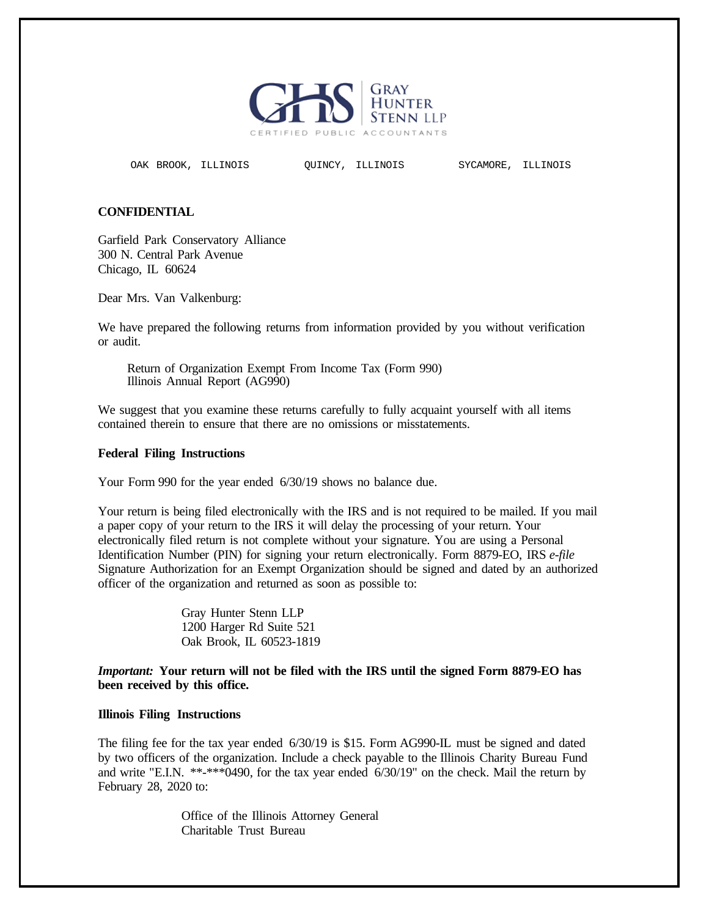GHS | GRAY HUNTER STENN LLP

CERTIFIED PUBLIC ACCOUNTANTS

OAK BROOK, ILLINOIS QUINCY, ILLINOIS SYCAMORE, ILLINOIS

**CONFIDENTIAL**

Garfield Park Conservatory Alliance
300 N. Central Park Avenue
Chicago, IL 60624

Dear Mrs. Van Valkenburg:

We have prepared the following returns from information provided by you without verification or audit.

Return of Organization Exempt From Income Tax (Form 990)
Illinois Annual Report (AG990)

We suggest that you examine these returns carefully to fully acquaint yourself with all items contained therein to ensure that there are no omissions or misstatements.

**Federal Filing Instructions**

Your Form 990 for the year ended 6/30/19 shows no balance due.

Your return is being filed electronically with the IRS and is not required to be mailed. If you mail a paper copy of your return to the IRS it will delay the processing of your return. Your electronically filed return is not complete without your signature. You are using a Personal Identification Number (PIN) for signing your return electronically. Form 8879-EO, IRS *e-file* Signature Authorization for an Exempt Organization should be signed and dated by an authorized officer of the organization and returned as soon as possible to:

Gray Hunter Stenn LLP
1200 Harger Rd Suite 521
Oak Brook, IL 60523-1819

***Important:*** **Your return will not be filed with the IRS until the signed Form 8879-EO has been received by this office.**

**Illinois Filing Instructions**

The filing fee for the tax year ended 6/30/19 is $15. Form AG990-IL must be signed and dated by two officers of the organization. Include a check payable to the Illinois Charity Bureau Fund and write "E.I.N. **-***0490, for the tax year ended 6/30/19" on the check. Mail the return by February 28, 2020 to:

Office of the Illinois Attorney General
Charitable Trust Bureau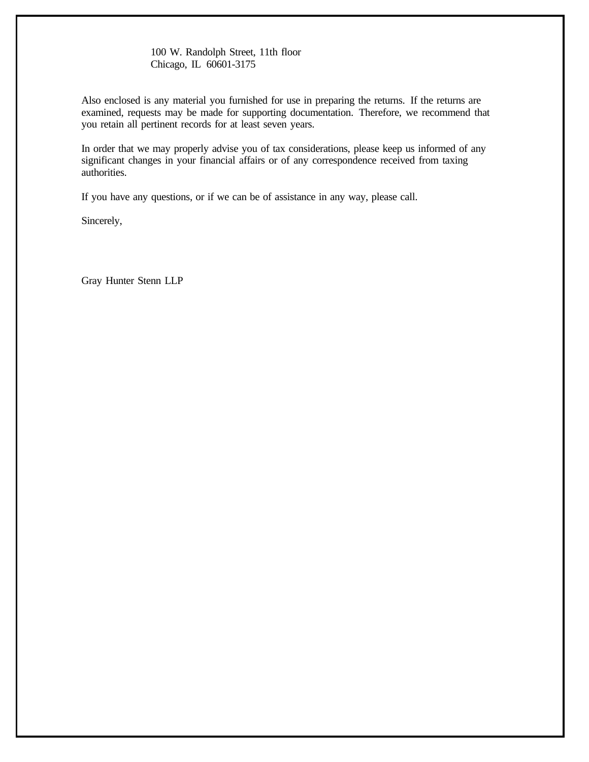100 W. Randolph Street, 11th floor
Chicago, IL 60601-3175

Also enclosed is any material you furnished for use in preparing the returns. If the returns are examined, requests may be made for supporting documentation. Therefore, we recommend that you retain all pertinent records for at least seven years.

In order that we may properly advise you of tax considerations, please keep us informed of any significant changes in your financial affairs or of any correspondence received from taxing authorities.

If you have any questions, or if we can be of assistance in any way, please call.

Sincerely,

Gray Hunter Stenn LLP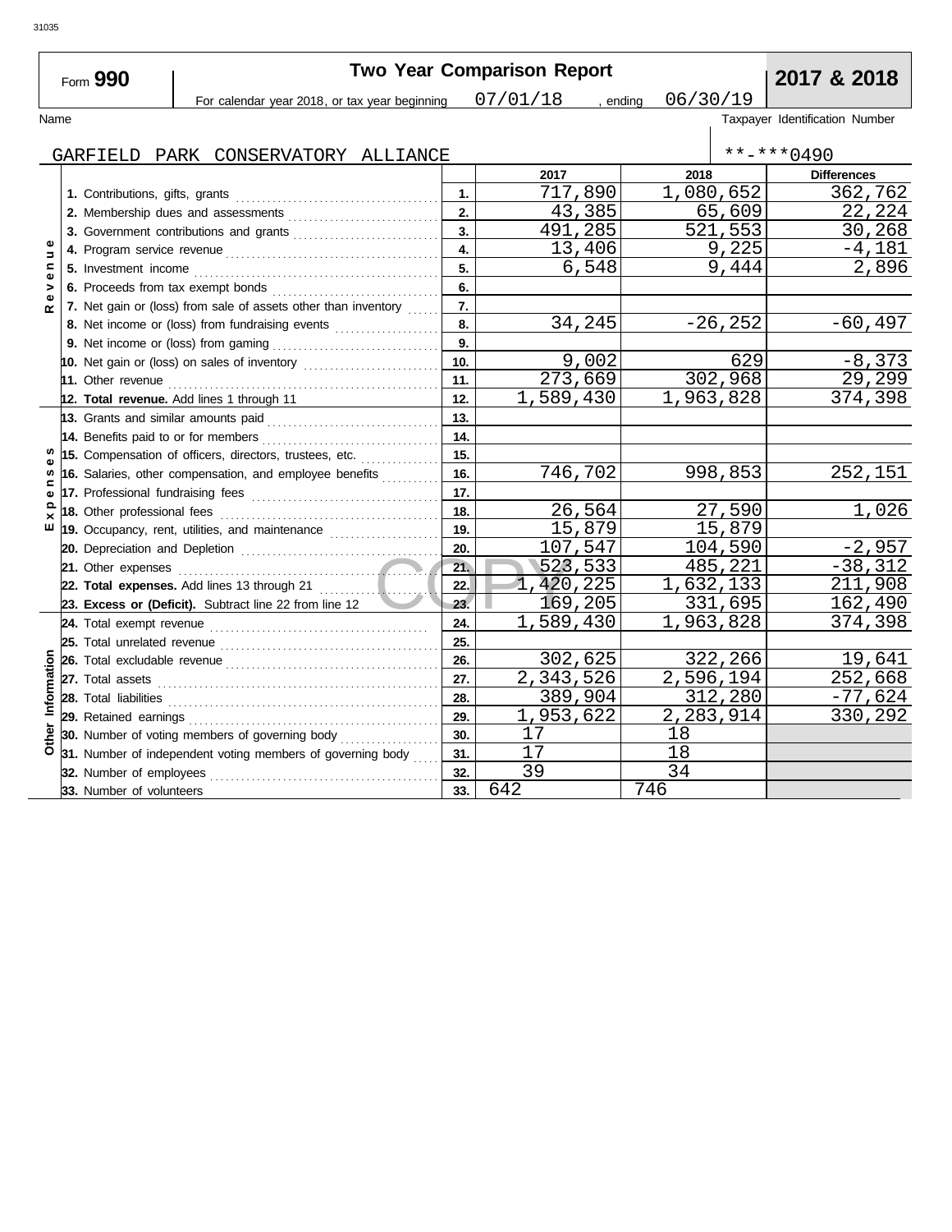# Form 990 — Two Year Comparison Report — 2017 & 2018

For calendar year 2018, or tax year beginning 07/01/18 , ending 06/30/19

Name: GARFIELD PARK CONSERVATORY ALLIANCE

Taxpayer Identification Number: **-***0490

| Section | Line | | 2017 | 2018 | Differences |
|---|---|---|---|---|---|
| Revenue | 1. Contributions, gifts, grants | 1. | 717,890 | 1,080,652 | 362,762 |
| | 2. Membership dues and assessments | 2. | 43,385 | 65,609 | 22,224 |
| | 3. Government contributions and grants | 3. | 491,285 | 521,553 | 30,268 |
| | 4. Program service revenue | 4. | 13,406 | 9,225 | -4,181 |
| | 5. Investment income | 5. | 6,548 | 9,444 | 2,896 |
| | 6. Proceeds from tax exempt bonds | 6. | | | |
| | 7. Net gain or (loss) from sale of assets other than inventory | 7. | | | |
| | 8. Net income or (loss) from fundraising events | 8. | 34,245 | -26,252 | -60,497 |
| | 9. Net income or (loss) from gaming | 9. | | | |
| | 10. Net gain or (loss) on sales of inventory | 10. | 9,002 | 629 | -8,373 |
| | 11. Other revenue | 11. | 273,669 | 302,968 | 29,299 |
| | **12. Total revenue.** Add lines 1 through 11 | 12. | 1,589,430 | 1,963,828 | 374,398 |
| Expenses | 13. Grants and similar amounts paid | 13. | | | |
| | 14. Benefits paid to or for members | 14. | | | |
| | 15. Compensation of officers, directors, trustees, etc. | 15. | | | |
| | 16. Salaries, other compensation, and employee benefits | 16. | 746,702 | 998,853 | 252,151 |
| | 17. Professional fundraising fees | 17. | | | |
| | 18. Other professional fees | 18. | 26,564 | 27,590 | 1,026 |
| | 19. Occupancy, rent, utilities, and maintenance | 19. | 15,879 | 15,879 | |
| | 20. Depreciation and Depletion | 20. | 107,547 | 104,590 | -2,957 |
| | 21. Other expenses | 21. | 523,533 | 485,221 | -38,312 |
| | **22. Total expenses.** Add lines 13 through 21 | 22. | 1,420,225 | 1,632,133 | 211,908 |
| | **23. Excess or (Deficit).** Subtract line 22 from line 12 | 23. | 169,205 | 331,695 | 162,490 |
| Other Information | 24. Total exempt revenue | 24. | 1,589,430 | 1,963,828 | 374,398 |
| | 25. Total unrelated revenue | 25. | | | |
| | 26. Total excludable revenue | 26. | 302,625 | 322,266 | 19,641 |
| | 27. Total assets | 27. | 2,343,526 | 2,596,194 | 252,668 |
| | 28. Total liabilities | 28. | 389,904 | 312,280 | -77,624 |
| | 29. Retained earnings | 29. | 1,953,622 | 2,283,914 | 330,292 |
| | 30. Number of voting members of governing body | 30. | 17 | 18 | |
| | 31. Number of independent voting members of governing body | 31. | 17 | 18 | |
| | 32. Number of employees | 32. | 39 | 34 | |
| | 33. Number of volunteers | 33. | 642 | 746 | |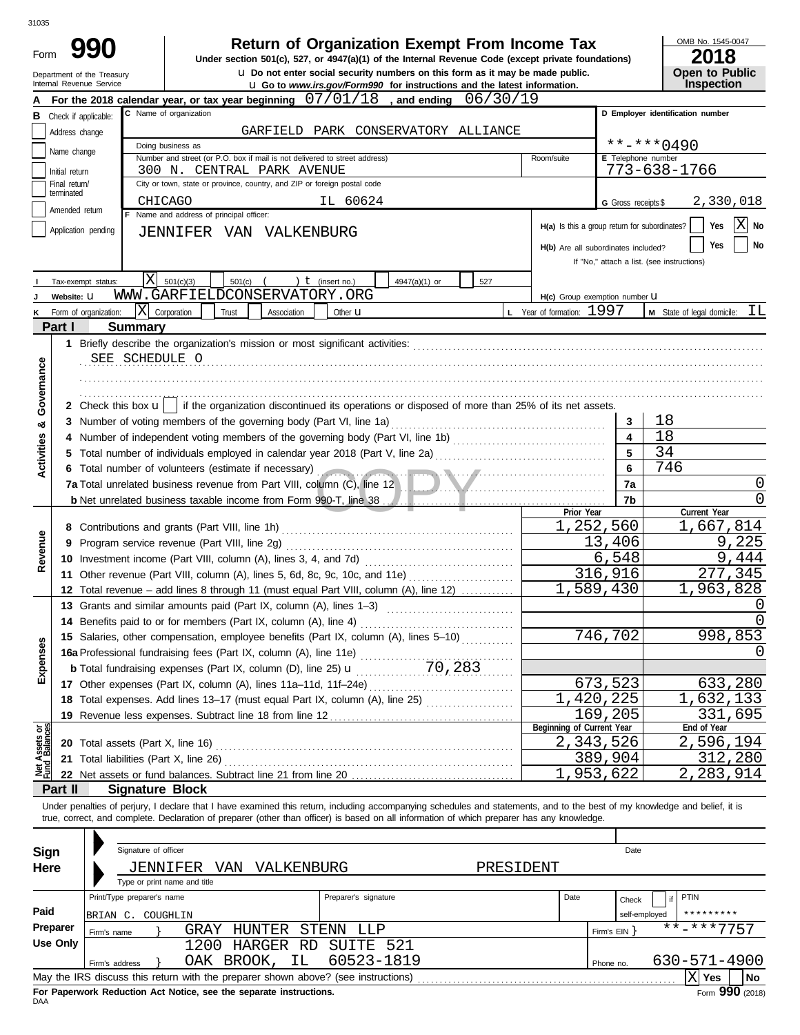31035

# Form 990 — Return of Organization Exempt From Income Tax

**Under section 501(c), 527, or 4947(a)(1) of the Internal Revenue Code (except private foundations)**

u Do not enter social security numbers on this form as it may be made public.

u Go to *www.irs.gov/Form990* for instructions and the latest information.

Department of the Treasury
Internal Revenue Service

OMB No. 1545-0047

**2018**

**Open to Public Inspection**

**A** For the 2018 calendar year, or tax year beginning 07/01/18, and ending 06/30/19

**B** Check if applicable:
- [ ] Address change
- [ ] Name change
- [ ] Initial return
- [ ] Final return/terminated
- [ ] Amended return
- [ ] Application pending

**C** Name of organization: GARFIELD PARK CONSERVATORY ALLIANCE

Doing business as:

Number and street (or P.O. box if mail is not delivered to street address): 300 N. CENTRAL PARK AVENUE — Room/suite:

City or town, state or province, country, and ZIP or foreign postal code: CHICAGO IL 60624

**D** Employer identification number: **-***0490

**E** Telephone number: 773-638-1766

**G** Gross receipts $ 2,330,018

**F** Name and address of principal officer: JENNIFER VAN VALKENBURG

**H(a)** Is this a group return for subordinates? [ ] Yes [X] No

**H(b)** Are all subordinates included? [ ] Yes [ ] No — If "No," attach a list. (see instructions)

**I** Tax-exempt status: [X] 501(c)(3) [ ] 501(c) ( ) t (insert no.) [ ] 4947(a)(1) or [ ] 527

**J** Website: u WWW.GARFIELDCONSERVATORY.ORG

**H(c)** Group exemption number u

**K** Form of organization: [X] Corporation [ ] Trust [ ] Association [ ] Other u

**L** Year of formation: 1997

**M** State of legal domicile: IL

## Part I Summary

**Activities & Governance**

1 Briefly describe the organization's mission or most significant activities:
SEE SCHEDULE O

2 Check this box u [ ] if the organization discontinued its operations or disposed of more than 25% of its net assets.

| | Line | Value |
|---|---|---|
| 3 Number of voting members of the governing body (Part VI, line 1a) | 3 | 18 |
| 4 Number of independent voting members of the governing body (Part VI, line 1b) | 4 | 18 |
| 5 Total number of individuals employed in calendar year 2018 (Part V, line 2a) | 5 | 34 |
| 6 Total number of volunteers (estimate if necessary) | 6 | 746 |
| 7a Total unrelated business revenue from Part VIII, column (C), line 12 | 7a | 0 |
| b Net unrelated business taxable income from Form 990-T, line 38 | 7b | 0 |

| | Prior Year | Current Year |
|---|---|---|
| **Revenue** | | |
| 8 Contributions and grants (Part VIII, line 1h) | 1,252,560 | 1,667,814 |
| 9 Program service revenue (Part VIII, line 2g) | 13,406 | 9,225 |
| 10 Investment income (Part VIII, column (A), lines 3, 4, and 7d) | 6,548 | 9,444 |
| 11 Other revenue (Part VIII, column (A), lines 5, 6d, 8c, 9c, 10c, and 11e) | 316,916 | 277,345 |
| 12 Total revenue – add lines 8 through 11 (must equal Part VIII, column (A), line 12) | 1,589,430 | 1,963,828 |
| **Expenses** | | |
| 13 Grants and similar amounts paid (Part IX, column (A), lines 1–3) | | 0 |
| 14 Benefits paid to or for members (Part IX, column (A), line 4) | | 0 |
| 15 Salaries, other compensation, employee benefits (Part IX, column (A), lines 5–10) | 746,702 | 998,853 |
| 16a Professional fundraising fees (Part IX, column (A), line 11e) | | 0 |
| b Total fundraising expenses (Part IX, column (D), line 25) u 70,283 | | |
| 17 Other expenses (Part IX, column (A), lines 11a–11d, 11f–24e) | 673,523 | 633,280 |
| 18 Total expenses. Add lines 13–17 (must equal Part IX, column (A), line 25) | 1,420,225 | 1,632,133 |
| 19 Revenue less expenses. Subtract line 18 from line 12 | 169,205 | 331,695 |

| **Net Assets or Fund Balances** | Beginning of Current Year | End of Year |
|---|---|---|
| 20 Total assets (Part X, line 16) | 2,343,526 | 2,596,194 |
| 21 Total liabilities (Part X, line 26) | 389,904 | 312,280 |
| 22 Net assets or fund balances. Subtract line 21 from line 20 | 1,953,622 | 2,283,914 |

## Part II Signature Block

Under penalties of perjury, I declare that I have examined this return, including accompanying schedules and statements, and to the best of my knowledge and belief, it is true, correct, and complete. Declaration of preparer (other than officer) is based on all information of which preparer has any knowledge.

**Sign Here**

Signature of officer — Date

JENNIFER VAN VALKENBURG — PRESIDENT

Type or print name and title

**Paid Preparer Use Only**

Print/Type preparer's name: BRIAN C. COUGHLIN — Preparer's signature — Date — Check [ ] if self-employed — PTIN: *********

Firm's name: } GRAY HUNTER STENN LLP — Firm's EIN } **-***7757

Firm's address: } 1200 HARGER RD SUITE 521, OAK BROOK, IL 60523-1819 — Phone no. 630-571-4900

May the IRS discuss this return with the preparer shown above? (see instructions) [X] Yes [ ] No

**For Paperwork Reduction Act Notice, see the separate instructions.**

DAA — Form **990** (2018)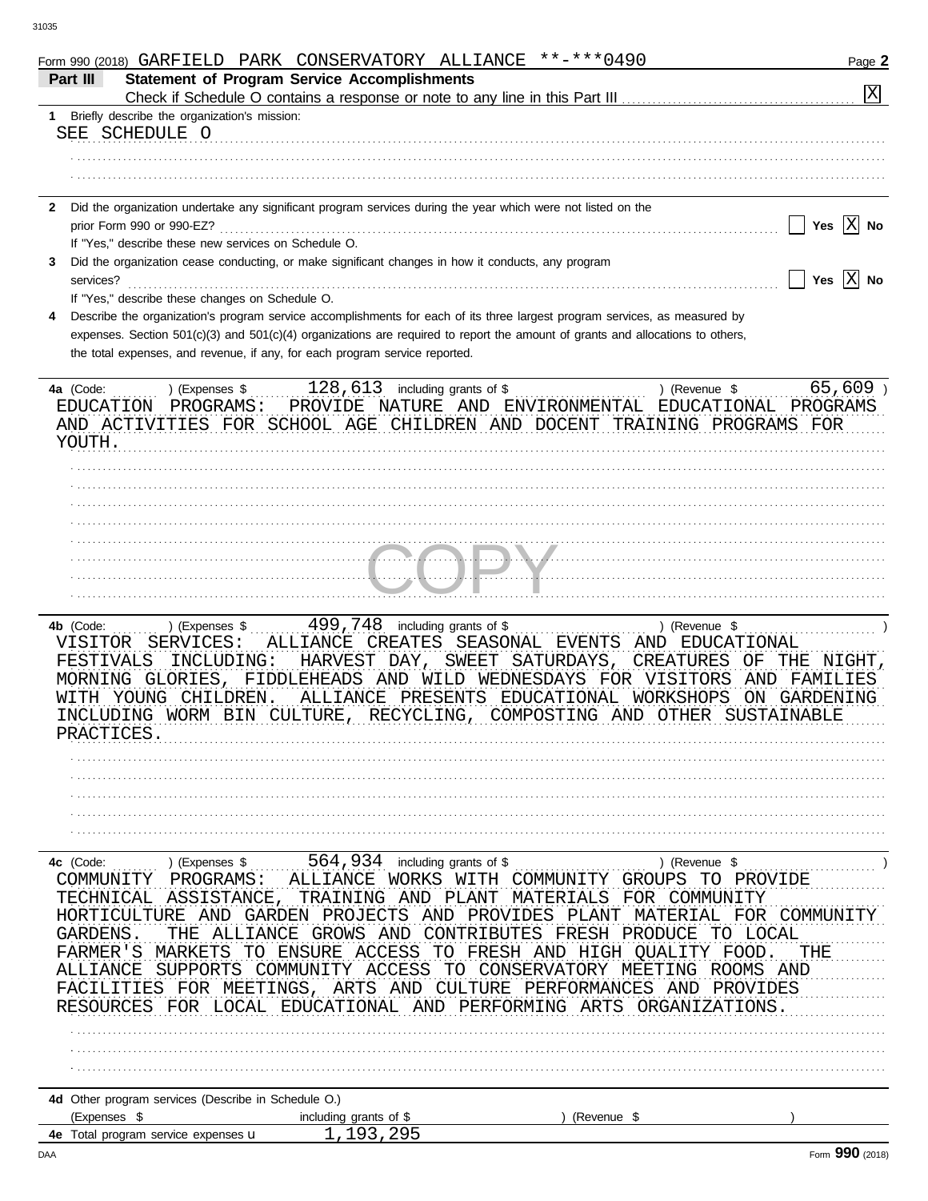Form 990 (2018) GARFIELD PARK CONSERVATORY ALLIANCE **-***0490 Page **2**

**Part III Statement of Program Service Accomplishments**

Check if Schedule O contains a response or note to any line in this Part III .......... [X]

**1** Briefly describe the organization's mission:

SEE SCHEDULE O

**2** Did the organization undertake any significant program services during the year which were not listed on the prior Form 990 or 990-EZ? .......... [ ] Yes [X] No

If "Yes," describe these new services on Schedule O.

**3** Did the organization cease conducting, or make significant changes in how it conducts, any program services? .......... [ ] Yes [X] No

If "Yes," describe these changes on Schedule O.

**4** Describe the organization's program service accomplishments for each of its three largest program services, as measured by expenses. Section 501(c)(3) and 501(c)(4) organizations are required to report the amount of grants and allocations to others, the total expenses, and revenue, if any, for each program service reported.

**4a** (Code: ) (Expenses $ 128,613 including grants of $ ) (Revenue $ 65,609 )

EDUCATION PROGRAMS: PROVIDE NATURE AND ENVIRONMENTAL EDUCATIONAL PROGRAMS AND ACTIVITIES FOR SCHOOL AGE CHILDREN AND DOCENT TRAINING PROGRAMS FOR YOUTH.

**4b** (Code: ) (Expenses $ 499,748 including grants of $ ) (Revenue $ )

VISITOR SERVICES: ALLIANCE CREATES SEASONAL EVENTS AND EDUCATIONAL FESTIVALS INCLUDING: HARVEST DAY, SWEET SATURDAYS, CREATURES OF THE NIGHT, MORNING GLORIES, FIDDLEHEADS AND WILD WEDNESDAYS FOR VISITORS AND FAMILIES WITH YOUNG CHILDREN. ALLIANCE PRESENTS EDUCATIONAL WORKSHOPS ON GARDENING INCLUDING WORM BIN CULTURE, RECYCLING, COMPOSTING AND OTHER SUSTAINABLE PRACTICES.

**4c** (Code: ) (Expenses $ 564,934 including grants of $ ) (Revenue $ )

COMMUNITY PROGRAMS: ALLIANCE WORKS WITH COMMUNITY GROUPS TO PROVIDE TECHNICAL ASSISTANCE, TRAINING AND PLANT MATERIALS FOR COMMUNITY HORTICULTURE AND GARDEN PROJECTS AND PROVIDES PLANT MATERIAL FOR COMMUNITY GARDENS. THE ALLIANCE GROWS AND CONTRIBUTES FRESH PRODUCE TO LOCAL FARMER'S MARKETS TO ENSURE ACCESS TO FRESH AND HIGH QUALITY FOOD. THE ALLIANCE SUPPORTS COMMUNITY ACCESS TO CONSERVATORY MEETING ROOMS AND FACILITIES FOR MEETINGS, ARTS AND CULTURE PERFORMANCES AND PROVIDES RESOURCES FOR LOCAL EDUCATIONAL AND PERFORMING ARTS ORGANIZATIONS.

**4d** Other program services (Describe in Schedule O.)

(Expenses $ including grants of $ ) (Revenue $ )

**4e** Total program service expenses 1,193,295

Form **990** (2018)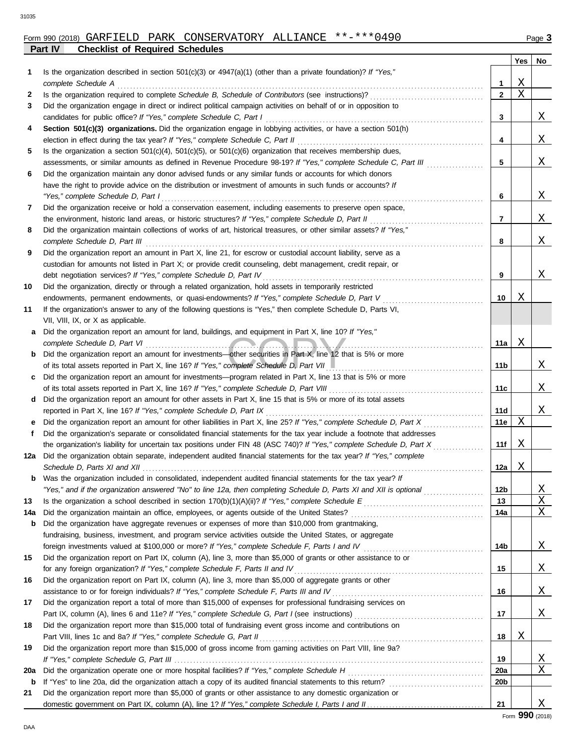Form 990 (2018) GARFIELD PARK CONSERVATORY ALLIANCE **-***0490 Page 3

**Part IV Checklist of Required Schedules**

| | | | Yes | No |
|---|---|---|---|---|
| 1 | Is the organization described in section 501(c)(3) or 4947(a)(1) (other than a private foundation)? *If "Yes," complete Schedule A* | 1 | X | |
| 2 | Is the organization required to complete *Schedule B, Schedule of Contributors* (see instructions)? | 2 | X | |
| 3 | Did the organization engage in direct or indirect political campaign activities on behalf of or in opposition to candidates for public office? *If "Yes," complete Schedule C, Part I* | 3 | | X |
| 4 | **Section 501(c)(3) organizations.** Did the organization engage in lobbying activities, or have a section 501(h) election in effect during the tax year? *If "Yes," complete Schedule C, Part II* | 4 | | X |
| 5 | Is the organization a section 501(c)(4), 501(c)(5), or 501(c)(6) organization that receives membership dues, assessments, or similar amounts as defined in Revenue Procedure 98-19? *If "Yes," complete Schedule C, Part III* | 5 | | X |
| 6 | Did the organization maintain any donor advised funds or any similar funds or accounts for which donors have the right to provide advice on the distribution or investment of amounts in such funds or accounts? *If "Yes," complete Schedule D, Part I* | 6 | | X |
| 7 | Did the organization receive or hold a conservation easement, including easements to preserve open space, the environment, historic land areas, or historic structures? *If "Yes," complete Schedule D, Part II* | 7 | | X |
| 8 | Did the organization maintain collections of works of art, historical treasures, or other similar assets? *If "Yes," complete Schedule D, Part III* | 8 | | X |
| 9 | Did the organization report an amount in Part X, line 21, for escrow or custodial account liability, serve as a custodian for amounts not listed in Part X; or provide credit counseling, debt management, credit repair, or debt negotiation services? *If "Yes," complete Schedule D, Part IV* | 9 | | X |
| 10 | Did the organization, directly or through a related organization, hold assets in temporarily restricted endowments, permanent endowments, or quasi-endowments? *If "Yes," complete Schedule D, Part V* | 10 | X | |
| 11 | If the organization's answer to any of the following questions is "Yes," then complete Schedule D, Parts VI, VII, VIII, IX, or X as applicable. | | | |
| a | Did the organization report an amount for land, buildings, and equipment in Part X, line 10? *If "Yes," complete Schedule D, Part VI* | 11a | X | |
| b | Did the organization report an amount for investments—other securities in Part X, line 12 that is 5% or more of its total assets reported in Part X, line 16? *If "Yes," complete Schedule D, Part VII* | 11b | | X |
| c | Did the organization report an amount for investments—program related in Part X, line 13 that is 5% or more of its total assets reported in Part X, line 16? *If "Yes," complete Schedule D, Part VIII* | 11c | | X |
| d | Did the organization report an amount for other assets in Part X, line 15 that is 5% or more of its total assets reported in Part X, line 16? *If "Yes," complete Schedule D, Part IX* | 11d | | X |
| e | Did the organization report an amount for other liabilities in Part X, line 25? *If "Yes," complete Schedule D, Part X* | 11e | X | |
| f | Did the organization's separate or consolidated financial statements for the tax year include a footnote that addresses the organization's liability for uncertain tax positions under FIN 48 (ASC 740)? *If "Yes," complete Schedule D, Part X* | 11f | X | |
| 12a | Did the organization obtain separate, independent audited financial statements for the tax year? *If "Yes," complete Schedule D, Parts XI and XII* | 12a | X | |
| b | Was the organization included in consolidated, independent audited financial statements for the tax year? *If "Yes," and if the organization answered "No" to line 12a, then completing Schedule D, Parts XI and XII is optional* | 12b | | X |
| 13 | Is the organization a school described in section 170(b)(1)(A)(ii)? *If "Yes," complete Schedule E* | 13 | | X |
| 14a | Did the organization maintain an office, employees, or agents outside of the United States? | 14a | | X |
| b | Did the organization have aggregate revenues or expenses of more than $10,000 from grantmaking, fundraising, business, investment, and program service activities outside the United States, or aggregate foreign investments valued at $100,000 or more? *If "Yes," complete Schedule F, Parts I and IV* | 14b | | X |
| 15 | Did the organization report on Part IX, column (A), line 3, more than $5,000 of grants or other assistance to or for any foreign organization? *If "Yes," complete Schedule F, Parts II and IV* | 15 | | X |
| 16 | Did the organization report on Part IX, column (A), line 3, more than $5,000 of aggregate grants or other assistance to or for foreign individuals? *If "Yes," complete Schedule F, Parts III and IV* | 16 | | X |
| 17 | Did the organization report a total of more than $15,000 of expenses for professional fundraising services on Part IX, column (A), lines 6 and 11e? *If "Yes," complete Schedule G, Part I* (see instructions) | 17 | | X |
| 18 | Did the organization report more than $15,000 total of fundraising event gross income and contributions on Part VIII, lines 1c and 8a? *If "Yes," complete Schedule G, Part II* | 18 | X | |
| 19 | Did the organization report more than $15,000 of gross income from gaming activities on Part VIII, line 9a? *If "Yes," complete Schedule G, Part III* | 19 | | X |
| 20a | Did the organization operate one or more hospital facilities? *If "Yes," complete Schedule H* | 20a | | X |
| b | If "Yes" to line 20a, did the organization attach a copy of its audited financial statements to this return? | 20b | | |
| 21 | Did the organization report more than $5,000 of grants or other assistance to any domestic organization or domestic government on Part IX, column (A), line 1? *If "Yes," complete Schedule I, Parts I and II* | 21 | | X |

Form **990** (2018)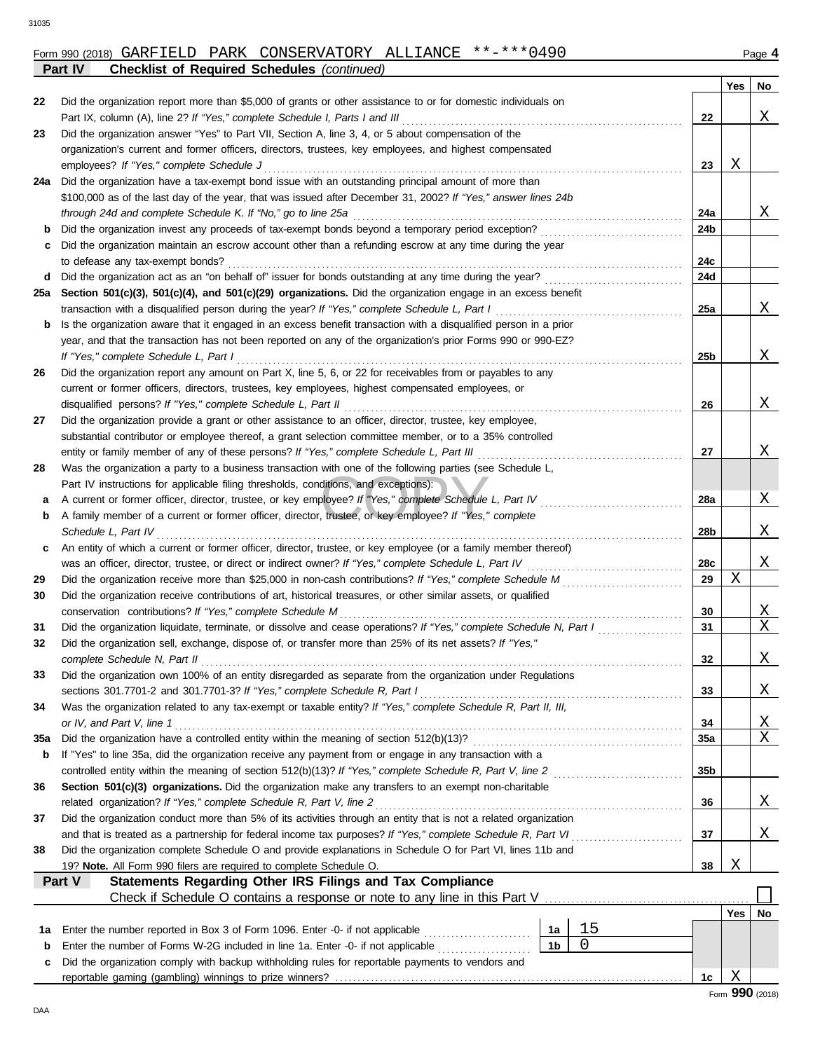Form 990 (2018) GARFIELD PARK CONSERVATORY ALLIANCE **-***0490 Page 4

**Part IV Checklist of Required Schedules** *(continued)*

| | | | Yes | No |
|---|---|---|---|---|
| 22 | Did the organization report more than $5,000 of grants or other assistance to or for domestic individuals on Part IX, column (A), line 2? *If "Yes," complete Schedule I, Parts I and III* | 22 | | X |
| 23 | Did the organization answer "Yes" to Part VII, Section A, line 3, 4, or 5 about compensation of the organization's current and former officers, directors, trustees, key employees, and highest compensated employees? *If "Yes," complete Schedule J* | 23 | X | |
| 24a | Did the organization have a tax-exempt bond issue with an outstanding principal amount of more than $100,000 as of the last day of the year, that was issued after December 31, 2002? *If "Yes," answer lines 24b through 24d and complete Schedule K. If "No," go to line 25a* | 24a | | X |
| b | Did the organization invest any proceeds of tax-exempt bonds beyond a temporary period exception? | 24b | | |
| c | Did the organization maintain an escrow account other than a refunding escrow at any time during the year to defease any tax-exempt bonds? | 24c | | |
| d | Did the organization act as an "on behalf of" issuer for bonds outstanding at any time during the year? | 24d | | |
| 25a | **Section 501(c)(3), 501(c)(4), and 501(c)(29) organizations.** Did the organization engage in an excess benefit transaction with a disqualified person during the year? *If "Yes," complete Schedule L, Part I* | 25a | | X |
| b | Is the organization aware that it engaged in an excess benefit transaction with a disqualified person in a prior year, and that the transaction has not been reported on any of the organization's prior Forms 990 or 990-EZ? *If "Yes," complete Schedule L, Part I* | 25b | | X |
| 26 | Did the organization report any amount on Part X, line 5, 6, or 22 for receivables from or payables to any current or former officers, directors, trustees, key employees, highest compensated employees, or disqualified persons? *If "Yes," complete Schedule L, Part II* | 26 | | X |
| 27 | Did the organization provide a grant or other assistance to an officer, director, trustee, key employee, substantial contributor or employee thereof, a grant selection committee member, or to a 35% controlled entity or family member of any of these persons? *If "Yes," complete Schedule L, Part III* | 27 | | X |
| 28 | Was the organization a party to a business transaction with one of the following parties (see Schedule L, Part IV instructions for applicable filing thresholds, conditions, and exceptions): | | | |
| a | A current or former officer, director, trustee, or key employee? *If "Yes," complete Schedule L, Part IV* | 28a | | X |
| b | A family member of a current or former officer, director, trustee, or key employee? *If "Yes," complete Schedule L, Part IV* | 28b | | X |
| c | An entity of which a current or former officer, director, trustee, or key employee (or a family member thereof) was an officer, director, trustee, or direct or indirect owner? *If "Yes," complete Schedule L, Part IV* | 28c | | X |
| 29 | Did the organization receive more than $25,000 in non-cash contributions? *If "Yes," complete Schedule M* | 29 | X | |
| 30 | Did the organization receive contributions of art, historical treasures, or other similar assets, or qualified conservation contributions? *If "Yes," complete Schedule M* | 30 | | X |
| 31 | Did the organization liquidate, terminate, or dissolve and cease operations? *If "Yes," complete Schedule N, Part I* | 31 | | X |
| 32 | Did the organization sell, exchange, dispose of, or transfer more than 25% of its net assets? *If "Yes," complete Schedule N, Part II* | 32 | | X |
| 33 | Did the organization own 100% of an entity disregarded as separate from the organization under Regulations sections 301.7701-2 and 301.7701-3? *If "Yes," complete Schedule R, Part I* | 33 | | X |
| 34 | Was the organization related to any tax-exempt or taxable entity? *If "Yes," complete Schedule R, Part II, III, or IV, and Part V, line 1* | 34 | | X |
| 35a | Did the organization have a controlled entity within the meaning of section 512(b)(13)? | 35a | | X |
| b | If "Yes" to line 35a, did the organization receive any payment from or engage in any transaction with a controlled entity within the meaning of section 512(b)(13)? *If "Yes," complete Schedule R, Part V, line 2* | 35b | | |
| 36 | **Section 501(c)(3) organizations.** Did the organization make any transfers to an exempt non-charitable related organization? *If "Yes," complete Schedule R, Part V, line 2* | 36 | | X |
| 37 | Did the organization conduct more than 5% of its activities through an entity that is not a related organization and that is treated as a partnership for federal income tax purposes? *If "Yes," complete Schedule R, Part VI* | 37 | | X |
| 38 | Did the organization complete Schedule O and provide explanations in Schedule O for Part VI, lines 11b and 19? **Note.** All Form 990 filers are required to complete Schedule O. | 38 | X | |

**Part V Statements Regarding Other IRS Filings and Tax Compliance**

Check if Schedule O contains a response or note to any line in this Part V ☐

| | | | | | Yes | No |
|---|---|---|---|---|---|---|
| 1a | Enter the number reported in Box 3 of Form 1096. Enter -0- if not applicable | 1a | 15 | | | |
| b | Enter the number of Forms W-2G included in line 1a. Enter -0- if not applicable | 1b | 0 | | | |
| c | Did the organization comply with backup withholding rules for reportable payments to vendors and reportable gaming (gambling) winnings to prize winners? | | | 1c | X | |

Form **990** (2018)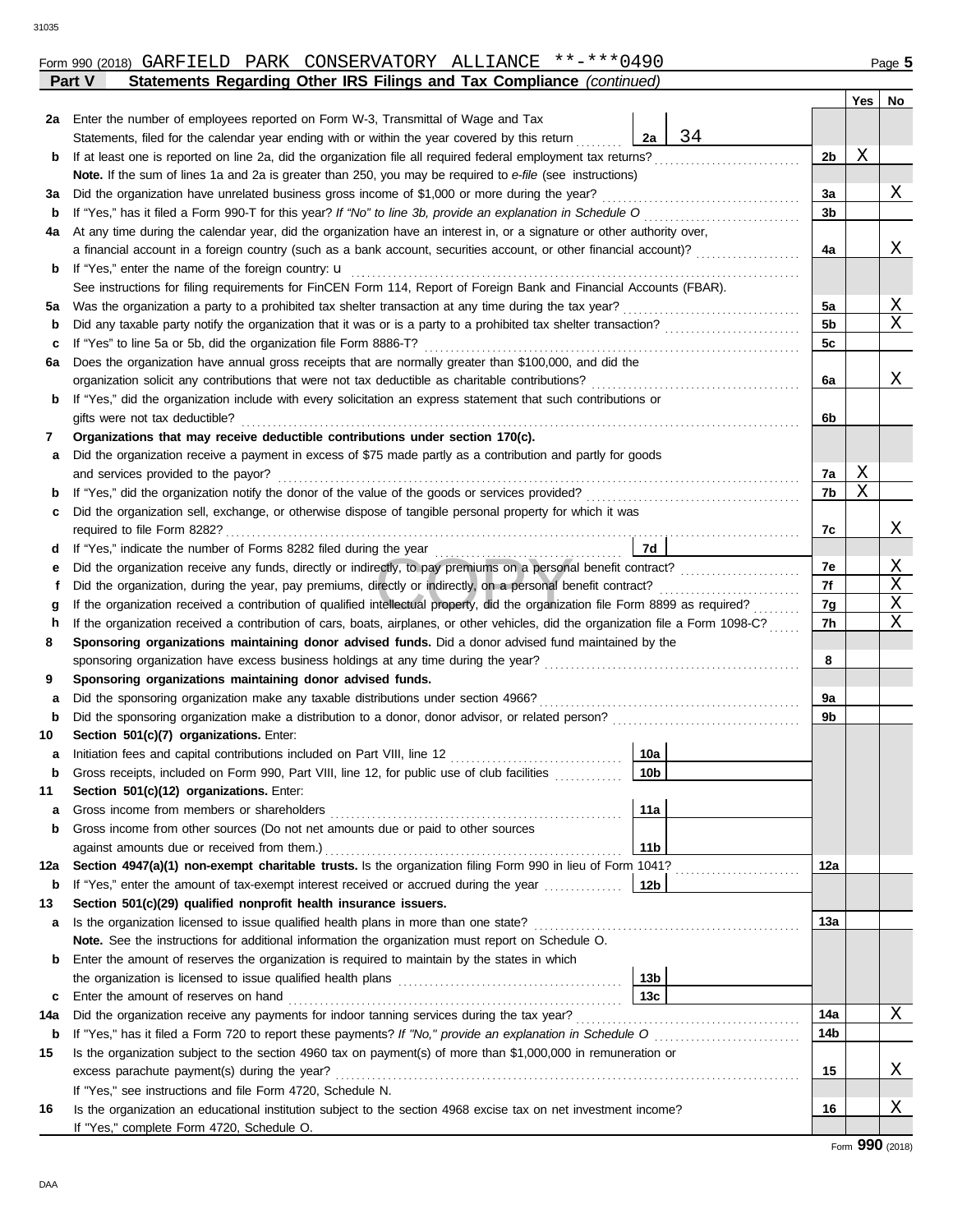Form 990 (2018) GARFIELD PARK CONSERVATORY ALLIANCE **-***0490 Page **5**

**Part V — Statements Regarding Other IRS Filings and Tax Compliance** *(continued)*

| | | | | Yes | No |
|---|---|---|---|---|---|
| **2a** | Enter the number of employees reported on Form W-3, Transmittal of Wage and Tax Statements, filed for the calendar year ending with or within the year covered by this return | 2a: 34 | | | |
| **b** | If at least one is reported on line 2a, did the organization file all required federal employment tax returns? | | 2b | X | |
| | **Note.** If the sum of lines 1a and 2a is greater than 250, you may be required to *e-file* (see instructions) | | | | |
| **3a** | Did the organization have unrelated business gross income of $1,000 or more during the year? | | 3a | | X |
| **b** | If "Yes," has it filed a Form 990-T for this year? *If "No" to line 3b, provide an explanation in Schedule O* | | 3b | | |
| **4a** | At any time during the calendar year, did the organization have an interest in, or a signature or other authority over, a financial account in a foreign country (such as a bank account, securities account, or other financial account)? | | 4a | | X |
| **b** | If "Yes," enter the name of the foreign country: u | | | | |
| | See instructions for filing requirements for FinCEN Form 114, Report of Foreign Bank and Financial Accounts (FBAR). | | | | |
| **5a** | Was the organization a party to a prohibited tax shelter transaction at any time during the tax year? | | 5a | | X |
| **b** | Did any taxable party notify the organization that it was or is a party to a prohibited tax shelter transaction? | | 5b | | X |
| **c** | If "Yes" to line 5a or 5b, did the organization file Form 8886-T? | | 5c | | |
| **6a** | Does the organization have annual gross receipts that are normally greater than $100,000, and did the organization solicit any contributions that were not tax deductible as charitable contributions? | | 6a | | X |
| **b** | If "Yes," did the organization include with every solicitation an express statement that such contributions or gifts were not tax deductible? | | 6b | | |
| **7** | **Organizations that may receive deductible contributions under section 170(c).** | | | | |
| **a** | Did the organization receive a payment in excess of $75 made partly as a contribution and partly for goods and services provided to the payor? | | 7a | X | |
| **b** | If "Yes," did the organization notify the donor of the value of the goods or services provided? | | 7b | X | |
| **c** | Did the organization sell, exchange, or otherwise dispose of tangible personal property for which it was required to file Form 8282? | | 7c | | X |
| **d** | If "Yes," indicate the number of Forms 8282 filed during the year | 7d | | | |
| **e** | Did the organization receive any funds, directly or indirectly, to pay premiums on a personal benefit contract? | | 7e | | X |
| **f** | Did the organization, during the year, pay premiums, directly or indirectly, on a personal benefit contract? | | 7f | | X |
| **g** | If the organization received a contribution of qualified intellectual property, did the organization file Form 8899 as required? | | 7g | | X |
| **h** | If the organization received a contribution of cars, boats, airplanes, or other vehicles, did the organization file a Form 1098-C? | | 7h | | X |
| **8** | **Sponsoring organizations maintaining donor advised funds.** Did a donor advised fund maintained by the sponsoring organization have excess business holdings at any time during the year? | | 8 | | |
| **9** | **Sponsoring organizations maintaining donor advised funds.** | | | | |
| **a** | Did the sponsoring organization make any taxable distributions under section 4966? | | 9a | | |
| **b** | Did the sponsoring organization make a distribution to a donor, donor advisor, or related person? | | 9b | | |
| **10** | **Section 501(c)(7) organizations.** Enter: | | | | |
| **a** | Initiation fees and capital contributions included on Part VIII, line 12 | 10a | | | |
| **b** | Gross receipts, included on Form 990, Part VIII, line 12, for public use of club facilities | 10b | | | |
| **11** | **Section 501(c)(12) organizations.** Enter: | | | | |
| **a** | Gross income from members or shareholders | 11a | | | |
| **b** | Gross income from other sources (Do not net amounts due or paid to other sources against amounts due or received from them.) | 11b | | | |
| **12a** | **Section 4947(a)(1) non-exempt charitable trusts.** Is the organization filing Form 990 in lieu of Form 1041? | | 12a | | |
| **b** | If "Yes," enter the amount of tax-exempt interest received or accrued during the year | 12b | | | |
| **13** | **Section 501(c)(29) qualified nonprofit health insurance issuers.** | | | | |
| **a** | Is the organization licensed to issue qualified health plans in more than one state? | | 13a | | |
| | **Note.** See the instructions for additional information the organization must report on Schedule O. | | | | |
| **b** | Enter the amount of reserves the organization is required to maintain by the states in which the organization is licensed to issue qualified health plans | 13b | | | |
| **c** | Enter the amount of reserves on hand | 13c | | | |
| **14a** | Did the organization receive any payments for indoor tanning services during the tax year? | | 14a | | X |
| **b** | If "Yes," has it filed a Form 720 to report these payments? *If "No," provide an explanation in Schedule O* | | 14b | | |
| **15** | Is the organization subject to the section 4960 tax on payment(s) of more than $1,000,000 in remuneration or excess parachute payment(s) during the year? | | 15 | | X |
| | If "Yes," see instructions and file Form 4720, Schedule N. | | | | |
| **16** | Is the organization an educational institution subject to the section 4968 excise tax on net investment income? | | 16 | | X |
| | If "Yes," complete Form 4720, Schedule O. | | | | |

Form **990** (2018)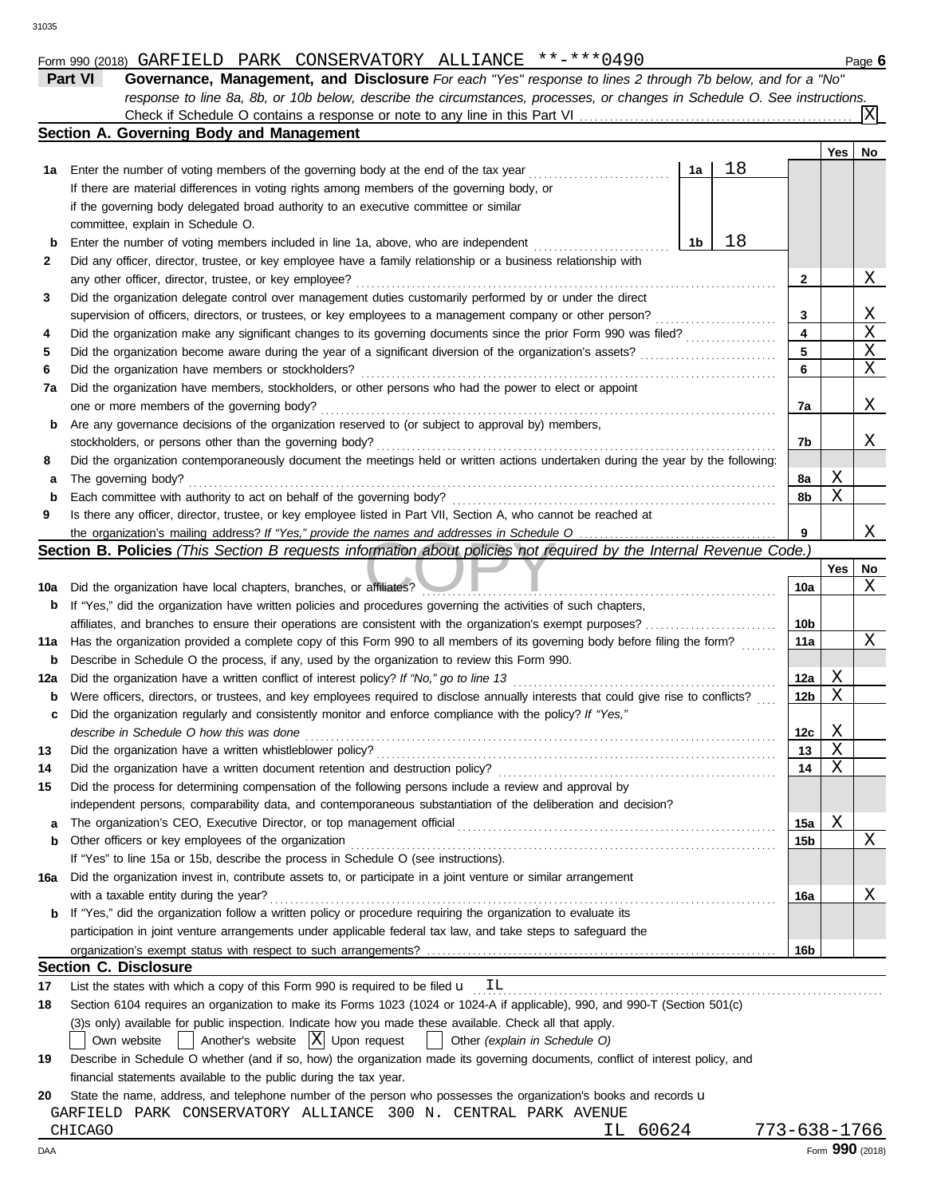Form 990 (2018) GARFIELD PARK CONSERVATORY ALLIANCE **-***0490 Page **6**

**Part VI** **Governance, Management, and Disclosure** *For each "Yes" response to lines 2 through 7b below, and for a "No" response to line 8a, 8b, or 10b below, describe the circumstances, processes, or changes in Schedule O. See instructions.*

Check if Schedule O contains a response or note to any line in this Part VI .......... [X]

## Section A. Governing Body and Management

| | | | | Yes | No |
|---|---|---|---|---|---|
| **1a** | Enter the number of voting members of the governing body at the end of the tax year ..... **1a** 18 | | | | |
| | If there are material differences in voting rights among members of the governing body, or if the governing body delegated broad authority to an executive committee or similar committee, explain in Schedule O. | | | | |
| **b** | Enter the number of voting members included in line 1a, above, who are independent ..... **1b** 18 | | | | |
| **2** | Did any officer, director, trustee, or key employee have a family relationship or a business relationship with any other officer, director, trustee, or key employee? | | **2** | | X |
| **3** | Did the organization delegate control over management duties customarily performed by or under the direct supervision of officers, directors, or trustees, or key employees to a management company or other person? | | **3** | | X |
| **4** | Did the organization make any significant changes to its governing documents since the prior Form 990 was filed? | | **4** | | X |
| **5** | Did the organization become aware during the year of a significant diversion of the organization's assets? | | **5** | | X |
| **6** | Did the organization have members or stockholders? | | **6** | | X |
| **7a** | Did the organization have members, stockholders, or other persons who had the power to elect or appoint one or more members of the governing body? | | **7a** | | X |
| **b** | Are any governance decisions of the organization reserved to (or subject to approval by) members, stockholders, or persons other than the governing body? | | **7b** | | X |
| **8** | Did the organization contemporaneously document the meetings held or written actions undertaken during the year by the following: | | | | |
| **a** | The governing body? | | **8a** | X | |
| **b** | Each committee with authority to act on behalf of the governing body? | | **8b** | X | |
| **9** | Is there any officer, director, trustee, or key employee listed in Part VII, Section A, who cannot be reached at the organization's mailing address? *If "Yes," provide the names and addresses in Schedule O* | | **9** | | X |

## Section B. Policies *(This Section B requests information about policies not required by the Internal Revenue Code.)*

| | | | Yes | No |
|---|---|---|---|---|
| **10a** | Did the organization have local chapters, branches, or affiliates? | **10a** | | X |
| **b** | If "Yes," did the organization have written policies and procedures governing the activities of such chapters, affiliates, and branches to ensure their operations are consistent with the organization's exempt purposes? | **10b** | | |
| **11a** | Has the organization provided a complete copy of this Form 990 to all members of its governing body before filing the form? | **11a** | | X |
| **b** | Describe in Schedule O the process, if any, used by the organization to review this Form 990. | | | |
| **12a** | Did the organization have a written conflict of interest policy? *If "No," go to line 13* | **12a** | X | |
| **b** | Were officers, directors, or trustees, and key employees required to disclose annually interests that could give rise to conflicts? | **12b** | X | |
| **c** | Did the organization regularly and consistently monitor and enforce compliance with the policy? *If "Yes," describe in Schedule O how this was done* | **12c** | X | |
| **13** | Did the organization have a written whistleblower policy? | **13** | X | |
| **14** | Did the organization have a written document retention and destruction policy? | **14** | X | |
| **15** | Did the process for determining compensation of the following persons include a review and approval by independent persons, comparability data, and contemporaneous substantiation of the deliberation and decision? | | | |
| **a** | The organization's CEO, Executive Director, or top management official | **15a** | X | |
| **b** | Other officers or key employees of the organization | **15b** | | X |
| | If "Yes" to line 15a or 15b, describe the process in Schedule O (see instructions). | | | |
| **16a** | Did the organization invest in, contribute assets to, or participate in a joint venture or similar arrangement with a taxable entity during the year? | **16a** | | X |
| **b** | If "Yes," did the organization follow a written policy or procedure requiring the organization to evaluate its participation in joint venture arrangements under applicable federal tax law, and take steps to safeguard the organization's exempt status with respect to such arrangements? | **16b** | | |

## Section C. Disclosure

**17** List the states with which a copy of this Form 990 is required to be filed u IL

**18** Section 6104 requires an organization to make its Forms 1023 (1024 or 1024-A if applicable), 990, and 990-T (Section 501(c)(3)s only) available for public inspection. Indicate how you made these available. Check all that apply.

[ ] Own website [ ] Another's website [X] Upon request [ ] Other *(explain in Schedule O)*

**19** Describe in Schedule O whether (and if so, how) the organization made its governing documents, conflict of interest policy, and financial statements available to the public during the tax year.

**20** State the name, address, and telephone number of the person who possesses the organization's books and records u

GARFIELD PARK CONSERVATORY ALLIANCE 300 N. CENTRAL PARK AVENUE
CHICAGO IL 60624 773-638-1766

Form **990** (2018)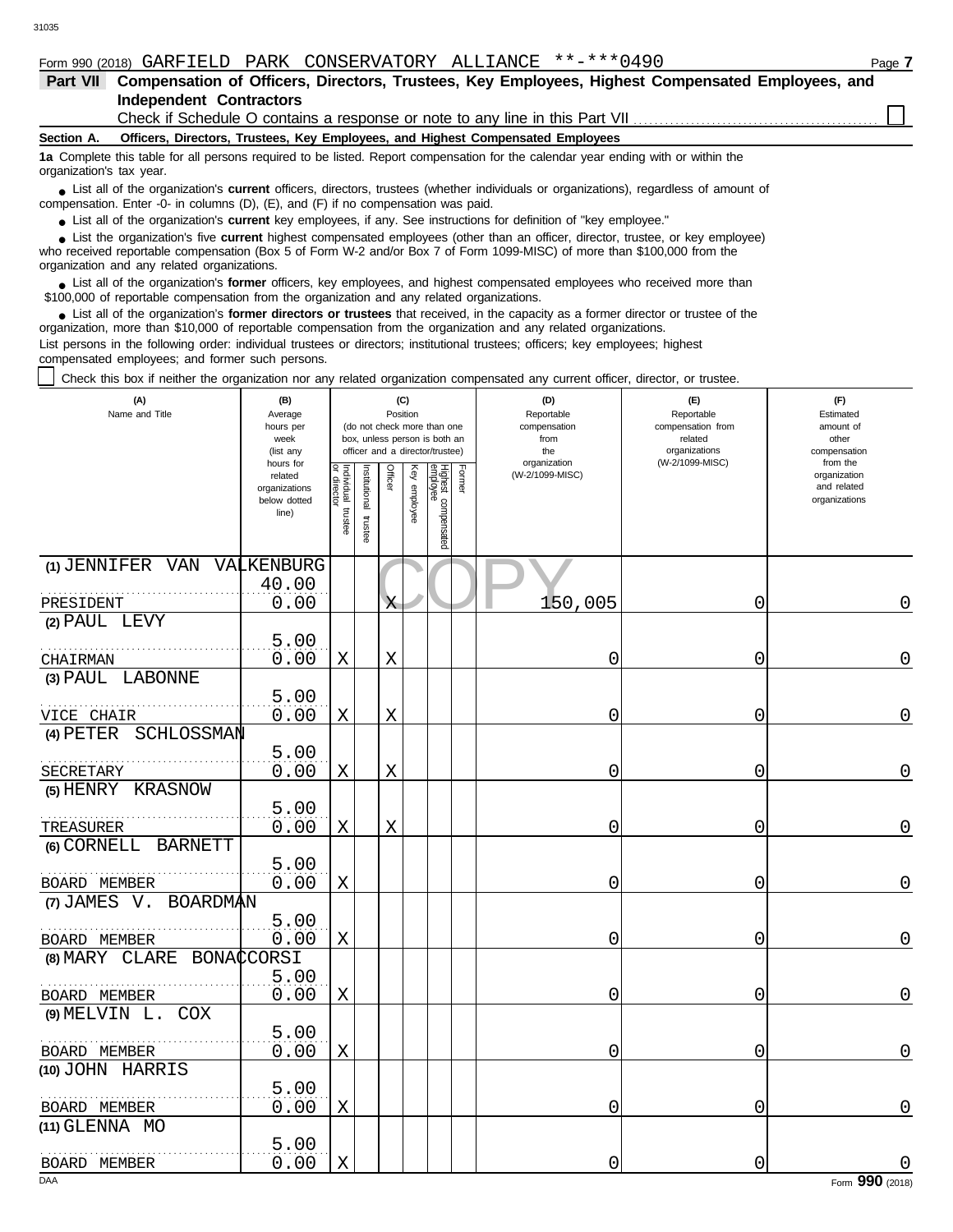Form 990 (2018) GARFIELD PARK CONSERVATORY ALLIANCE **-***0490

**Part VII Compensation of Officers, Directors, Trustees, Key Employees, Highest Compensated Employees, and Independent Contractors**

Check if Schedule O contains a response or note to any line in this Part VII ☐

**Section A. Officers, Directors, Trustees, Key Employees, and Highest Compensated Employees**

**1a** Complete this table for all persons required to be listed. Report compensation for the calendar year ending with or within the organization's tax year.

- List all of the organization's **current** officers, directors, trustees (whether individuals or organizations), regardless of amount of compensation. Enter -0- in columns (D), (E), and (F) if no compensation was paid.
- List all of the organization's **current** key employees, if any. See instructions for definition of "key employee."
- List the organization's five **current** highest compensated employees (other than an officer, director, trustee, or key employee) who received reportable compensation (Box 5 of Form W-2 and/or Box 7 of Form 1099-MISC) of more than $100,000 from the organization and any related organizations.
- List all of the organization's **former** officers, key employees, and highest compensated employees who received more than $100,000 of reportable compensation from the organization and any related organizations.
- List all of the organization's **former directors or trustees** that received, in the capacity as a former director or trustee of the organization, more than $10,000 of reportable compensation from the organization and any related organizations.

List persons in the following order: individual trustees or directors; institutional trustees; officers; key employees; highest compensated employees; and former such persons.

☐ Check this box if neither the organization nor any related organization compensated any current officer, director, or trustee.

| (A) Name and Title | (B) Average hours per week (list any hours for related organizations below dotted line) | (C) Position: Individual trustee or director | Institutional trustee | Officer | Key employee | Highest compensated employee | Former | (D) Reportable compensation from the organization (W-2/1099-MISC) | (E) Reportable compensation from related organizations (W-2/1099-MISC) | (F) Estimated amount of other compensation from the organization and related organizations |
|---|---|---|---|---|---|---|---|---|---|---|
| (1) JENNIFER VAN VALKENBURG<br>PRESIDENT | 40.00<br>0.00 | | | X | | | | 150,005 | 0 | 0 |
| (2) PAUL LEVY<br>CHAIRMAN | 5.00<br>0.00 | X | | X | | | | 0 | 0 | 0 |
| (3) PAUL LABONNE<br>VICE CHAIR | 5.00<br>0.00 | X | | X | | | | 0 | 0 | 0 |
| (4) PETER SCHLOSSMAN<br>SECRETARY | 5.00<br>0.00 | X | | X | | | | 0 | 0 | 0 |
| (5) HENRY KRASNOW<br>TREASURER | 5.00<br>0.00 | X | | X | | | | 0 | 0 | 0 |
| (6) CORNELL BARNETT<br>BOARD MEMBER | 5.00<br>0.00 | X | | | | | | 0 | 0 | 0 |
| (7) JAMES V. BOARDMAN<br>BOARD MEMBER | 5.00<br>0.00 | X | | | | | | 0 | 0 | 0 |
| (8) MARY CLARE BONACCORSI<br>BOARD MEMBER | 5.00<br>0.00 | X | | | | | | 0 | 0 | 0 |
| (9) MELVIN L. COX<br>BOARD MEMBER | 5.00<br>0.00 | X | | | | | | 0 | 0 | 0 |
| (10) JOHN HARRIS<br>BOARD MEMBER | 5.00<br>0.00 | X | | | | | | 0 | 0 | 0 |
| (11) GLENNA MO<br>BOARD MEMBER | 5.00<br>0.00 | X | | | | | | 0 | 0 | 0 |

Form **990** (2018)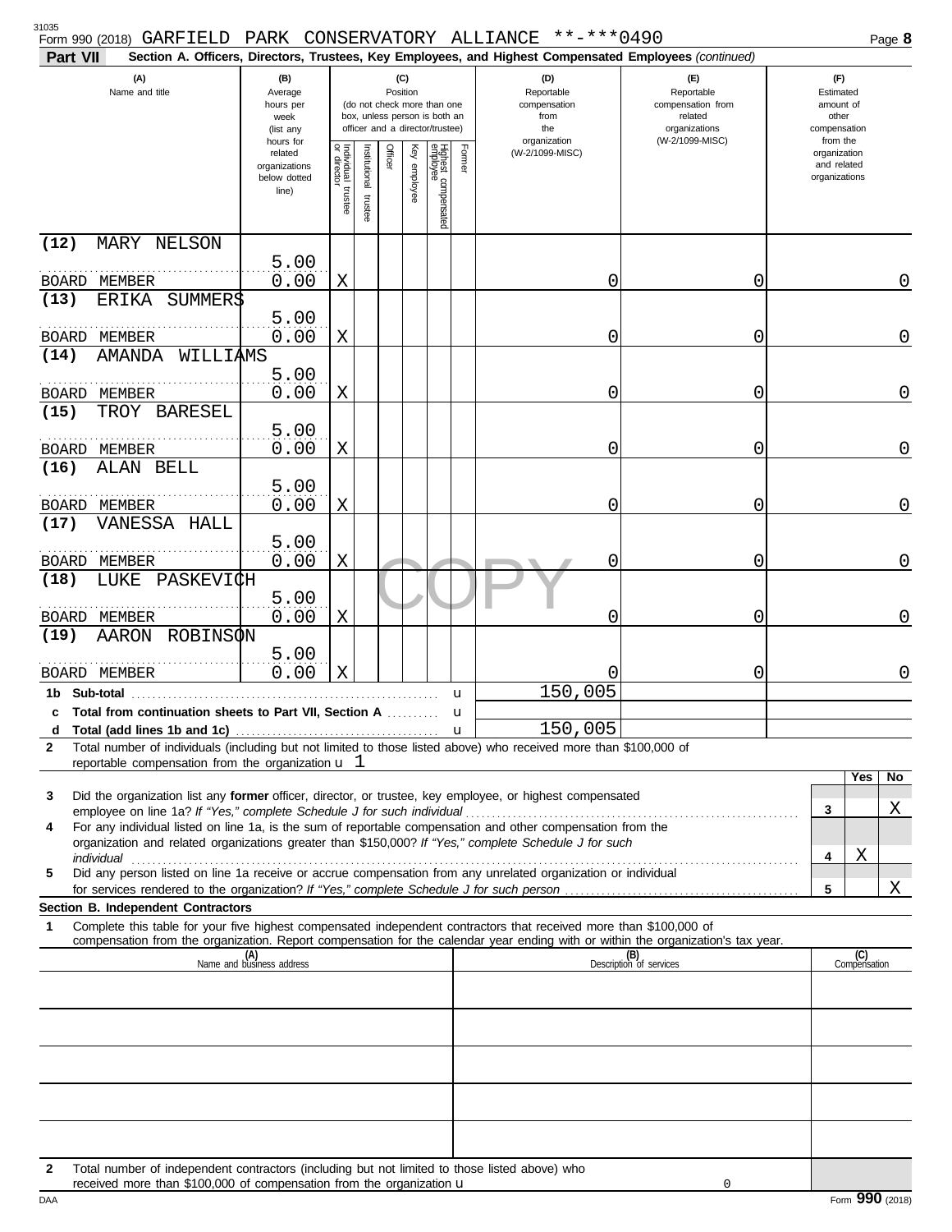Form 990 (2018) GARFIELD PARK CONSERVATORY ALLIANCE **-***0490

## Part VII Section A. Officers, Directors, Trustees, Key Employees, and Highest Compensated Employees *(continued)*

| (A) Name and title | (B) Average hours per week (list any hours for related organizations below dotted line) | (C) Position: Individual trustee or director | Institutional trustee | Officer | Key employee | Highest compensated employee | Former | (D) Reportable compensation from the organization (W-2/1099-MISC) | (E) Reportable compensation from related organizations (W-2/1099-MISC) | (F) Estimated amount of other compensation from the organization and related organizations |
|---|---|---|---|---|---|---|---|---|---|---|
| (12) MARY NELSON<br>BOARD MEMBER | 5.00<br>0.00 | X | | | | | | 0 | 0 | 0 |
| (13) ERIKA SUMMERS<br>BOARD MEMBER | 5.00<br>0.00 | X | | | | | | 0 | 0 | 0 |
| (14) AMANDA WILLIAMS<br>BOARD MEMBER | 5.00<br>0.00 | X | | | | | | 0 | 0 | 0 |
| (15) TROY BARESEL<br>BOARD MEMBER | 5.00<br>0.00 | X | | | | | | 0 | 0 | 0 |
| (16) ALAN BELL<br>BOARD MEMBER | 5.00<br>0.00 | X | | | | | | 0 | 0 | 0 |
| (17) VANESSA HALL<br>BOARD MEMBER | 5.00<br>0.00 | X | | | | | | 0 | 0 | 0 |
| (18) LUKE PASKEVICH<br>BOARD MEMBER | 5.00<br>0.00 | X | | | | | | 0 | 0 | 0 |
| (19) AARON ROBINSON<br>BOARD MEMBER | 5.00<br>0.00 | X | | | | | | 0 | 0 | 0 |
| 1b Sub-total | | | | | | | | 150,005 | | |
| c Total from continuation sheets to Part VII, Section A | | | | | | | | | | |
| d Total (add lines 1b and 1c) | | | | | | | | 150,005 | | |

2 Total number of individuals (including but not limited to those listed above) who received more than $100,000 of reportable compensation from the organization u 1

| | | Yes | No |
|---|---|---|---|
| 3 Did the organization list any **former** officer, director, or trustee, key employee, or highest compensated employee on line 1a? *If "Yes," complete Schedule J for such individual* | 3 | | X |
| 4 For any individual listed on line 1a, is the sum of reportable compensation and other compensation from the organization and related organizations greater than $150,000? *If "Yes," complete Schedule J for such individual* | 4 | X | |
| 5 Did any person listed on line 1a receive or accrue compensation from any unrelated organization or individual for services rendered to the organization? *If "Yes," complete Schedule J for such person* | 5 | | X |

### Section B. Independent Contractors

1 Complete this table for your five highest compensated independent contractors that received more than $100,000 of compensation from the organization. Report compensation for the calendar year ending with or within the organization's tax year.

| (A) Name and business address | (B) Description of services | (C) Compensation |
|---|---|---|
| | | |
| | | |
| | | |
| | | |
| | | |

2 Total number of independent contractors (including but not limited to those listed above) who received more than $100,000 of compensation from the organization u 0

Form **990** (2018)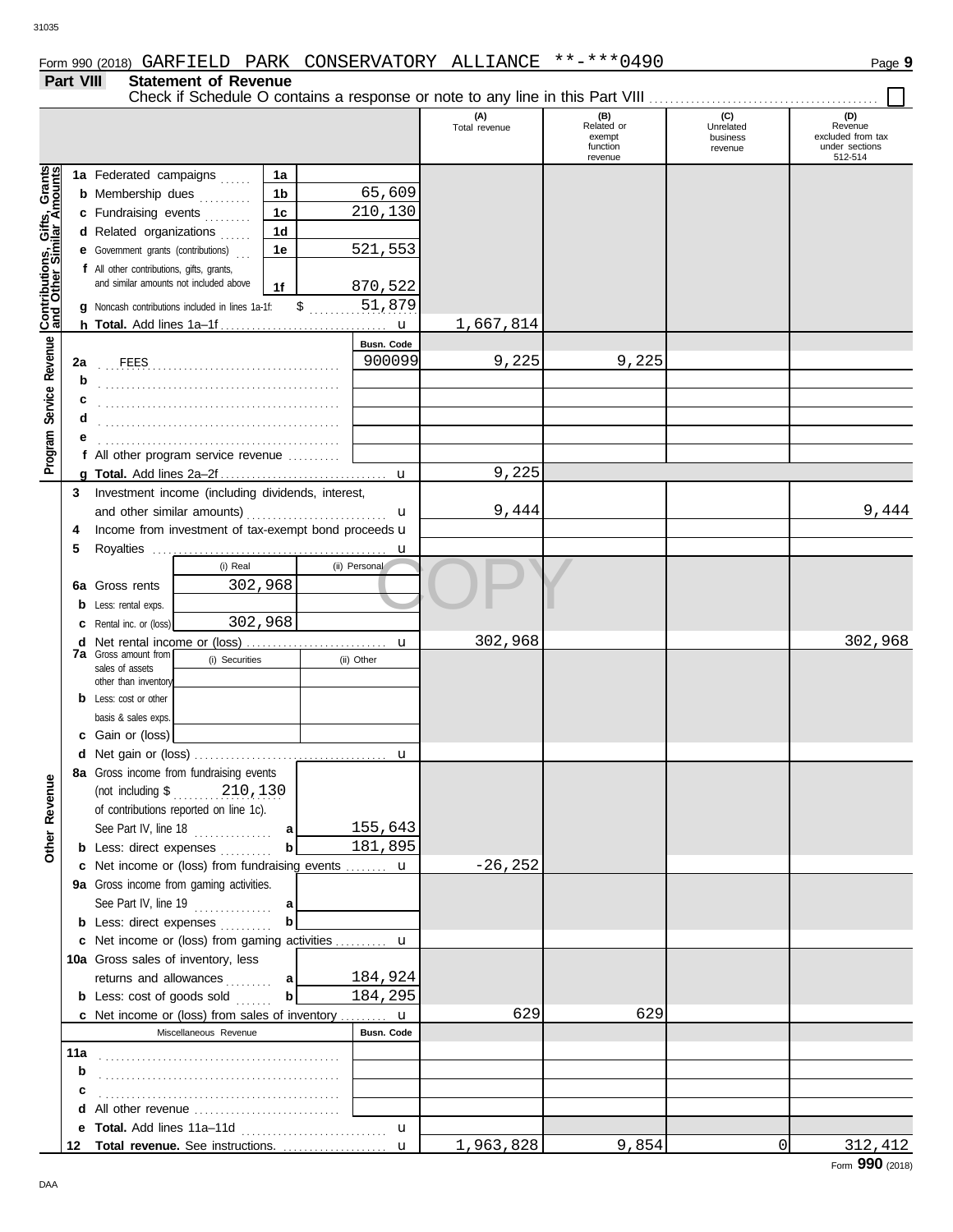Form 990 (2018) GARFIELD PARK CONSERVATORY ALLIANCE **-***0490 Page 9

**Part VIII Statement of Revenue**

Check if Schedule O contains a response or note to any line in this Part VIII ☐

| | | | | (A) Total revenue | (B) Related or exempt function revenue | (C) Unrelated business revenue | (D) Revenue excluded from tax under sections 512-514 |
|---|---|---|---|---|---|---|---|
| **Contributions, Gifts, Grants and Other Similar Amounts** | 1a Federated campaigns | 1a | | | | | |
| | b Membership dues | 1b | 65,609 | | | | |
| | c Fundraising events | 1c | 210,130 | | | | |
| | d Related organizations | 1d | | | | | |
| | e Government grants (contributions) | 1e | 521,553 | | | | |
| | f All other contributions, gifts, grants, and similar amounts not included above | 1f | 870,522 | | | | |
| | g Noncash contributions included in lines 1a-1f: $ 51,879 | | | | | | |
| | h **Total.** Add lines 1a–1f | | u | 1,667,814 | | | |
| **Program Service Revenue** | | | Busn. Code | | | | |
| | 2a FEES | | 900099 | 9,225 | 9,225 | | |
| | b | | | | | | |
| | c | | | | | | |
| | d | | | | | | |
| | e | | | | | | |
| | f All other program service revenue | | | | | | |
| | g **Total.** Add lines 2a–2f | | u | 9,225 | | | |
| **Other Revenue** | 3 Investment income (including dividends, interest, and other similar amounts) | | u | 9,444 | | | 9,444 |
| | 4 Income from investment of tax-exempt bond proceeds | | u | | | | |
| | 5 Royalties | | u | | | | |
| | | (i) Real | (ii) Personal | | | | |
| | 6a Gross rents | 302,968 | | | | | |
| | b Less: rental exps. | | | | | | |
| | c Rental inc. or (loss) | 302,968 | | | | | |
| | d Net rental income or (loss) | | u | 302,968 | | | 302,968 |
| | 7a Gross amount from sales of assets other than inventory | (i) Securities | (ii) Other | | | | |
| | b Less: cost or other basis & sales exps. | | | | | | |
| | c Gain or (loss) | | | | | | |
| | d Net gain or (loss) | | u | | | | |
| | 8a Gross income from fundraising events (not including $ 210,130 of contributions reported on line 1c). See Part IV, line 18 | a | 155,643 | | | | |
| | b Less: direct expenses | b | 181,895 | | | | |
| | c Net income or (loss) from fundraising events | | u | -26,252 | | | |
| | 9a Gross income from gaming activities. See Part IV, line 19 | a | | | | | |
| | b Less: direct expenses | b | | | | | |
| | c Net income or (loss) from gaming activities | | u | | | | |
| | 10a Gross sales of inventory, less returns and allowances | a | 184,924 | | | | |
| | b Less: cost of goods sold | b | 184,295 | | | | |
| | c Net income or (loss) from sales of inventory | | u | 629 | 629 | | |
| | Miscellaneous Revenue | | Busn. Code | | | | |
| | 11a | | | | | | |
| | b | | | | | | |
| | c | | | | | | |
| | d All other revenue | | | | | | |
| | e **Total.** Add lines 11a–11d | | u | | | | |
| | 12 **Total revenue.** See instructions. | | u | 1,963,828 | 9,854 | 0 | 312,412 |

Form **990** (2018)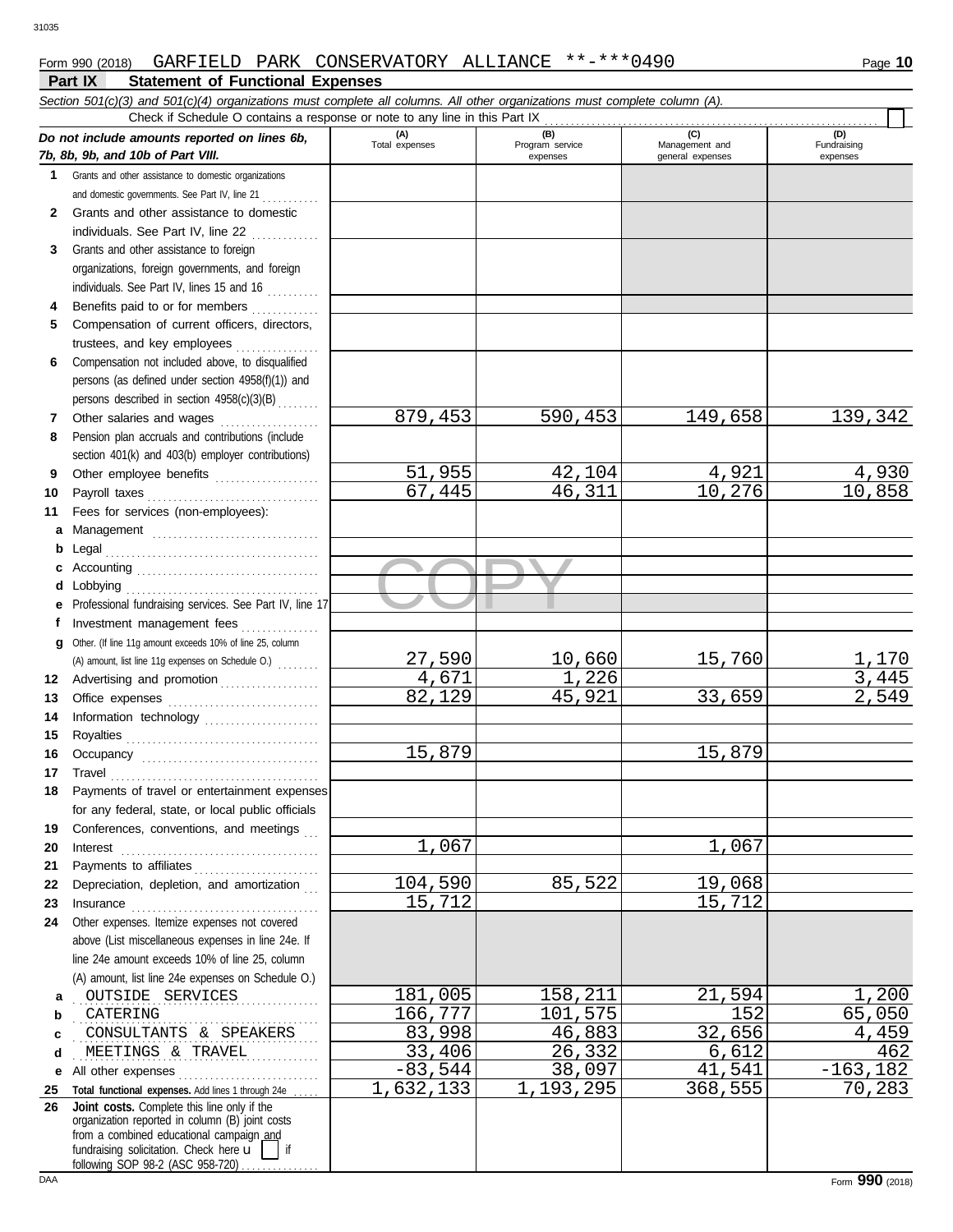Form 990 (2018) GARFIELD PARK CONSERVATORY ALLIANCE **-***0490

## Part IX Statement of Functional Expenses

*Section 501(c)(3) and 501(c)(4) organizations must complete all columns. All other organizations must complete column (A).*

Check if Schedule O contains a response or note to any line in this Part IX ☐

| *Do not include amounts reported on lines 6b, 7b, 8b, 9b, and 10b of Part VIII.* | (A) Total expenses | (B) Program service expenses | (C) Management and general expenses | (D) Fundraising expenses |
|---|---|---|---|---|
| **1** Grants and other assistance to domestic organizations and domestic governments. See Part IV, line 21 | | | | |
| **2** Grants and other assistance to domestic individuals. See Part IV, line 22 | | | | |
| **3** Grants and other assistance to foreign organizations, foreign governments, and foreign individuals. See Part IV, lines 15 and 16 | | | | |
| **4** Benefits paid to or for members | | | | |
| **5** Compensation of current officers, directors, trustees, and key employees | | | | |
| **6** Compensation not included above, to disqualified persons (as defined under section 4958(f)(1)) and persons described in section 4958(c)(3)(B) | | | | |
| **7** Other salaries and wages | 879,453 | 590,453 | 149,658 | 139,342 |
| **8** Pension plan accruals and contributions (include section 401(k) and 403(b) employer contributions) | | | | |
| **9** Other employee benefits | 51,955 | 42,104 | 4,921 | 4,930 |
| **10** Payroll taxes | 67,445 | 46,311 | 10,276 | 10,858 |
| **11** Fees for services (non-employees): | | | | |
| **a** Management | | | | |
| **b** Legal | | | | |
| **c** Accounting | | | | |
| **d** Lobbying | | | | |
| **e** Professional fundraising services. See Part IV, line 17 | | | | |
| **f** Investment management fees | | | | |
| **g** Other. (If line 11g amount exceeds 10% of line 25, column (A) amount, list line 11g expenses on Schedule O.) | 27,590 | 10,660 | 15,760 | 1,170 |
| **12** Advertising and promotion | 4,671 | 1,226 | | 3,445 |
| **13** Office expenses | 82,129 | 45,921 | 33,659 | 2,549 |
| **14** Information technology | | | | |
| **15** Royalties | | | | |
| **16** Occupancy | 15,879 | | 15,879 | |
| **17** Travel | | | | |
| **18** Payments of travel or entertainment expenses for any federal, state, or local public officials | | | | |
| **19** Conferences, conventions, and meetings | | | | |
| **20** Interest | 1,067 | | 1,067 | |
| **21** Payments to affiliates | | | | |
| **22** Depreciation, depletion, and amortization | 104,590 | 85,522 | 19,068 | |
| **23** Insurance | 15,712 | | 15,712 | |
| **24** Other expenses. Itemize expenses not covered above (List miscellaneous expenses in line 24e. If line 24e amount exceeds 10% of line 25, column (A) amount, list line 24e expenses on Schedule O.) | | | | |
| **a** OUTSIDE SERVICES | 181,005 | 158,211 | 21,594 | 1,200 |
| **b** CATERING | 166,777 | 101,575 | 152 | 65,050 |
| **c** CONSULTANTS & SPEAKERS | 83,998 | 46,883 | 32,656 | 4,459 |
| **d** MEETINGS & TRAVEL | 33,406 | 26,332 | 6,612 | 462 |
| **e** All other expenses | -83,544 | 38,097 | 41,541 | -163,182 |
| **25 Total functional expenses.** Add lines 1 through 24e | 1,632,133 | 1,193,295 | 368,555 | 70,283 |
| **26 Joint costs.** Complete this line only if the organization reported in column (B) joint costs from a combined educational campaign and fundraising solicitation. Check here ☐ if following SOP 98-2 (ASC 958-720) | | | | |

Form **990** (2018)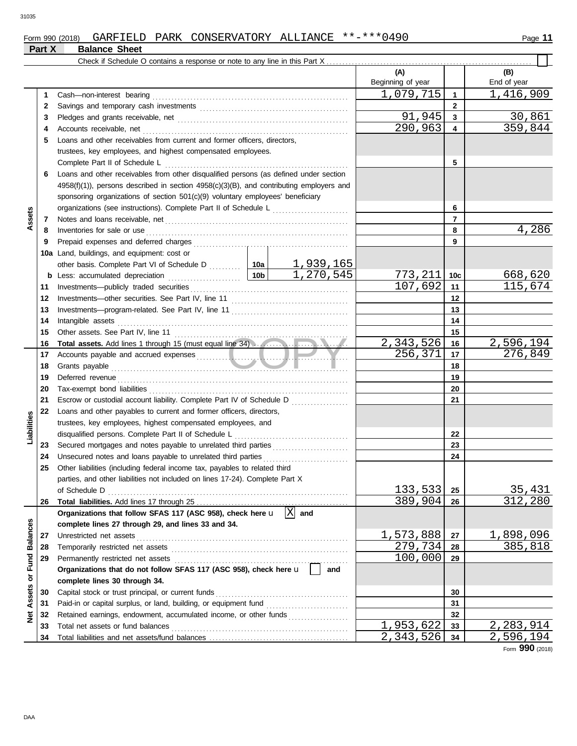Form 990 (2018) GARFIELD PARK CONSERVATORY ALLIANCE **-***0490 Page **11**

## Part X Balance Sheet

Check if Schedule O contains a response or note to any line in this Part X

| | | | (A) Beginning of year | | (B) End of year |
|---|---|---|---|---|---|
| **Assets** | 1 | Cash—non-interest bearing | 1,079,715 | 1 | 1,416,909 |
| | 2 | Savings and temporary cash investments | | 2 | |
| | 3 | Pledges and grants receivable, net | 91,945 | 3 | 30,861 |
| | 4 | Accounts receivable, net | 290,963 | 4 | 359,844 |
| | 5 | Loans and other receivables from current and former officers, directors, trustees, key employees, and highest compensated employees. Complete Part II of Schedule L | | 5 | |
| | 6 | Loans and other receivables from other disqualified persons (as defined under section 4958(f)(1)), persons described in section 4958(c)(3)(B), and contributing employers and sponsoring organizations of section 501(c)(9) voluntary employees' beneficiary organizations (see instructions). Complete Part II of Schedule L | | 6 | |
| | 7 | Notes and loans receivable, net | | 7 | |
| | 8 | Inventories for sale or use | | 8 | 4,286 |
| | 9 | Prepaid expenses and deferred charges | | 9 | |
| | 10a | Land, buildings, and equipment: cost or other basis. Complete Part VI of Schedule D — 10a: 1,939,165 | | | |
| | b | Less: accumulated depreciation — 10b: 1,270,545 | 773,211 | 10c | 668,620 |
| | 11 | Investments—publicly traded securities | 107,692 | 11 | 115,674 |
| | 12 | Investments—other securities. See Part IV, line 11 | | 12 | |
| | 13 | Investments—program-related. See Part IV, line 11 | | 13 | |
| | 14 | Intangible assets | | 14 | |
| | 15 | Other assets. See Part IV, line 11 | | 15 | |
| | 16 | **Total assets.** Add lines 1 through 15 (must equal line 34) | 2,343,526 | 16 | 2,596,194 |
| **Liabilities** | 17 | Accounts payable and accrued expenses | 256,371 | 17 | 276,849 |
| | 18 | Grants payable | | 18 | |
| | 19 | Deferred revenue | | 19 | |
| | 20 | Tax-exempt bond liabilities | | 20 | |
| | 21 | Escrow or custodial account liability. Complete Part IV of Schedule D | | 21 | |
| | 22 | Loans and other payables to current and former officers, directors, trustees, key employees, highest compensated employees, and disqualified persons. Complete Part II of Schedule L | | 22 | |
| | 23 | Secured mortgages and notes payable to unrelated third parties | | 23 | |
| | 24 | Unsecured notes and loans payable to unrelated third parties | | 24 | |
| | 25 | Other liabilities (including federal income tax, payables to related third parties, and other liabilities not included on lines 17-24). Complete Part X of Schedule D | 133,533 | 25 | 35,431 |
| | 26 | **Total liabilities.** Add lines 17 through 25 | 389,904 | 26 | 312,280 |
| **Net Assets or Fund Balances** | | **Organizations that follow SFAS 117 (ASC 958), check here** [X] **and complete lines 27 through 29, and lines 33 and 34.** | | | |
| | 27 | Unrestricted net assets | 1,573,888 | 27 | 1,898,096 |
| | 28 | Temporarily restricted net assets | 279,734 | 28 | 385,818 |
| | 29 | Permanently restricted net assets | 100,000 | 29 | |
| | | **Organizations that do not follow SFAS 117 (ASC 958), check here** [ ] **and complete lines 30 through 34.** | | | |
| | 30 | Capital stock or trust principal, or current funds | | 30 | |
| | 31 | Paid-in or capital surplus, or land, building, or equipment fund | | 31 | |
| | 32 | Retained earnings, endowment, accumulated income, or other funds | | 32 | |
| | 33 | Total net assets or fund balances | 1,953,622 | 33 | 2,283,914 |
| | 34 | Total liabilities and net assets/fund balances | 2,343,526 | 34 | 2,596,194 |

Form **990** (2018)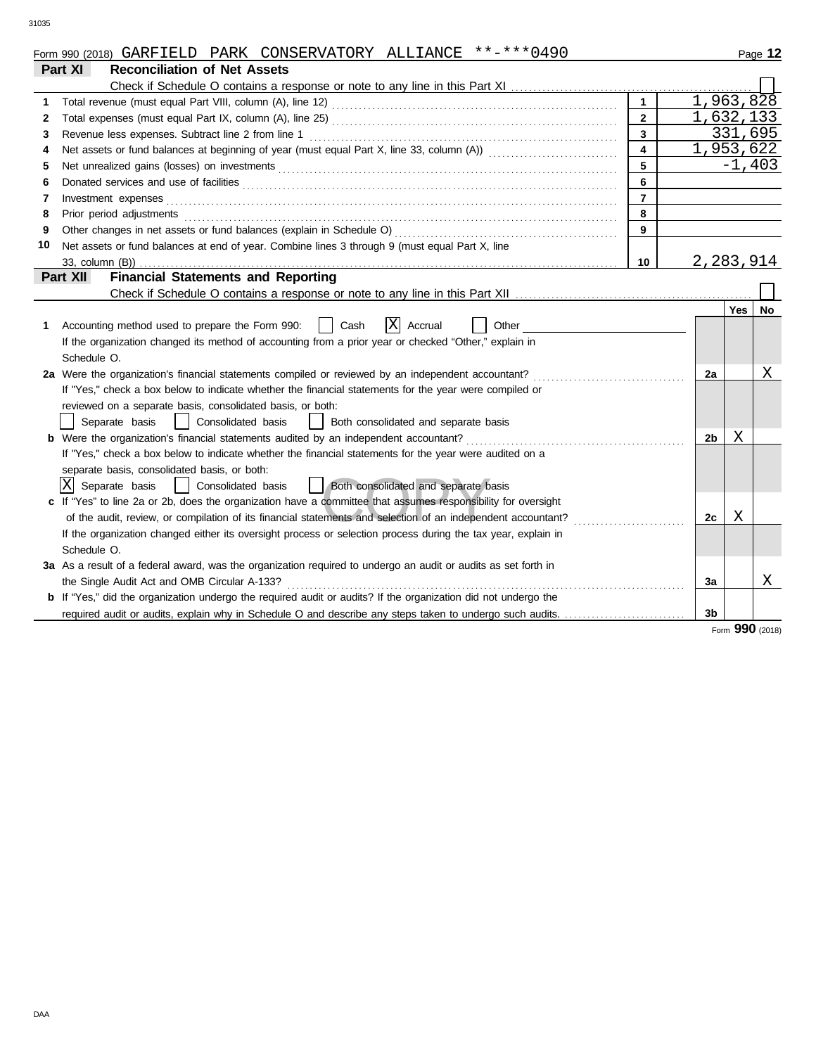Form 990 (2018) GARFIELD PARK CONSERVATORY ALLIANCE **-***0490

## Part XI Reconciliation of Net Assets

Check if Schedule O contains a response or note to any line in this Part XI ☐

| | | | |
|---|---|---|---|
| 1 | Total revenue (must equal Part VIII, column (A), line 12) | 1 | 1,963,828 |
| 2 | Total expenses (must equal Part IX, column (A), line 25) | 2 | 1,632,133 |
| 3 | Revenue less expenses. Subtract line 2 from line 1 | 3 | 331,695 |
| 4 | Net assets or fund balances at beginning of year (must equal Part X, line 33, column (A)) | 4 | 1,953,622 |
| 5 | Net unrealized gains (losses) on investments | 5 | -1,403 |
| 6 | Donated services and use of facilities | 6 | |
| 7 | Investment expenses | 7 | |
| 8 | Prior period adjustments | 8 | |
| 9 | Other changes in net assets or fund balances (explain in Schedule O) | 9 | |
| 10 | Net assets or fund balances at end of year. Combine lines 3 through 9 (must equal Part X, line 33, column (B)) | 10 | 2,283,914 |

## Part XII Financial Statements and Reporting

Check if Schedule O contains a response or note to any line in this Part XII ☐

| | | | Yes | No |
|---|---|---|---|---|
| 1 | Accounting method used to prepare the Form 990: ☐ Cash ☒ Accrual ☐ Other<br>If the organization changed its method of accounting from a prior year or checked "Other," explain in Schedule O. | | | |
| 2a | Were the organization's financial statements compiled or reviewed by an independent accountant?<br>If "Yes," check a box below to indicate whether the financial statements for the year were compiled or reviewed on a separate basis, consolidated basis, or both:<br>☐ Separate basis ☐ Consolidated basis ☐ Both consolidated and separate basis | 2a | | X |
| b | Were the organization's financial statements audited by an independent accountant?<br>If "Yes," check a box below to indicate whether the financial statements for the year were audited on a separate basis, consolidated basis, or both:<br>☒ Separate basis ☐ Consolidated basis ☐ Both consolidated and separate basis | 2b | X | |
| c | If "Yes" to line 2a or 2b, does the organization have a committee that assumes responsibility for oversight of the audit, review, or compilation of its financial statements and selection of an independent accountant?<br>If the organization changed either its oversight process or selection process during the tax year, explain in Schedule O. | 2c | X | |
| 3a | As a result of a federal award, was the organization required to undergo an audit or audits as set forth in the Single Audit Act and OMB Circular A-133? | 3a | | X |
| b | If "Yes," did the organization undergo the required audit or audits? If the organization did not undergo the required audit or audits, explain why in Schedule O and describe any steps taken to undergo such audits. | 3b | | |

Form **990** (2018)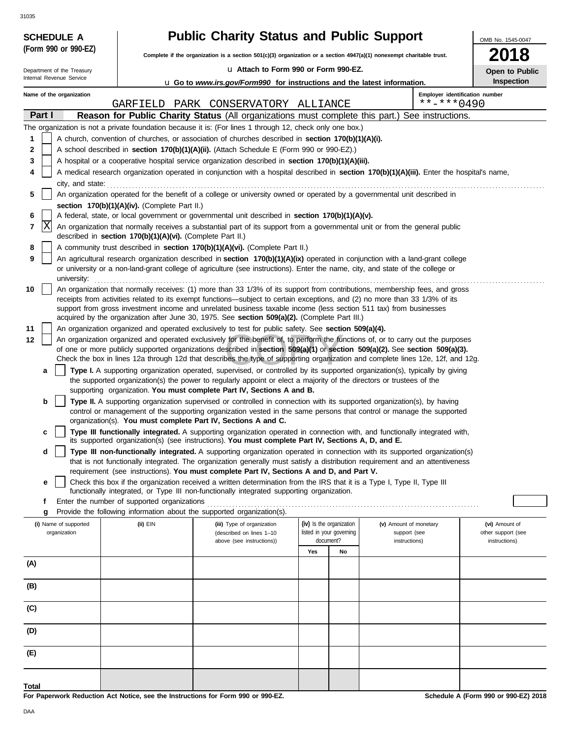31035

**SCHEDULE A**
**(Form 990 or 990-EZ)**

Department of the Treasury
Internal Revenue Service

# Public Charity Status and Public Support

**Complete if the organization is a section 501(c)(3) organization or a section 4947(a)(1) nonexempt charitable trust.**

u **Attach to Form 990 or Form 990-EZ.**

u **Go to *www.irs.gov/Form990* for instructions and the latest information.**

OMB No. 1545-0047

**2018**

**Open to Public Inspection**

**Name of the organization**
GARFIELD PARK CONSERVATORY ALLIANCE

**Employer identification number**
**-***0490

**Part I** **Reason for Public Charity Status** (All organizations must complete this part.) See instructions.

The organization is not a private foundation because it is: (For lines 1 through 12, check only one box.)

1 [ ] A church, convention of churches, or association of churches described in **section 170(b)(1)(A)(i).**

2 [ ] A school described in **section 170(b)(1)(A)(ii).** (Attach Schedule E (Form 990 or 990-EZ).)

3 [ ] A hospital or a cooperative hospital service organization described in **section 170(b)(1)(A)(iii).**

4 [ ] A medical research organization operated in conjunction with a hospital described in **section 170(b)(1)(A)(iii).** Enter the hospital's name, city, and state:

5 [ ] An organization operated for the benefit of a college or university owned or operated by a governmental unit described in **section 170(b)(1)(A)(iv).** (Complete Part II.)

6 [ ] A federal, state, or local government or governmental unit described in **section 170(b)(1)(A)(v).**

7 [X] An organization that normally receives a substantial part of its support from a governmental unit or from the general public described in **section 170(b)(1)(A)(vi).** (Complete Part II.)

8 [ ] A community trust described in **section 170(b)(1)(A)(vi).** (Complete Part II.)

9 [ ] An agricultural research organization described in **section 170(b)(1)(A)(ix)** operated in conjunction with a land-grant college or university or a non-land-grant college of agriculture (see instructions). Enter the name, city, and state of the college or university:

10 [ ] An organization that normally receives: (1) more than 33 1/3% of its support from contributions, membership fees, and gross receipts from activities related to its exempt functions—subject to certain exceptions, and (2) no more than 33 1/3% of its support from gross investment income and unrelated business taxable income (less section 511 tax) from businesses acquired by the organization after June 30, 1975. See **section 509(a)(2).** (Complete Part III.)

11 [ ] An organization organized and operated exclusively to test for public safety. See **section 509(a)(4).**

12 [ ] An organization organized and operated exclusively for the benefit of, to perform the functions of, or to carry out the purposes of one or more publicly supported organizations described in **section 509(a)(1)** or **section 509(a)(2).** See **section 509(a)(3).** Check the box in lines 12a through 12d that describes the type of supporting organization and complete lines 12e, 12f, and 12g.

- **a** [ ] **Type I.** A supporting organization operated, supervised, or controlled by its supported organization(s), typically by giving the supported organization(s) the power to regularly appoint or elect a majority of the directors or trustees of the supporting organization. **You must complete Part IV, Sections A and B.**
- **b** [ ] **Type II.** A supporting organization supervised or controlled in connection with its supported organization(s), by having control or management of the supporting organization vested in the same persons that control or manage the supported organization(s). **You must complete Part IV, Sections A and C.**
- **c** [ ] **Type III functionally integrated.** A supporting organization operated in connection with, and functionally integrated with, its supported organization(s) (see instructions). **You must complete Part IV, Sections A, D, and E.**
- **d** [ ] **Type III non-functionally integrated.** A supporting organization operated in connection with its supported organization(s) that is not functionally integrated. The organization generally must satisfy a distribution requirement and an attentiveness requirement (see instructions). **You must complete Part IV, Sections A and D, and Part V.**
- **e** [ ] Check this box if the organization received a written determination from the IRS that it is a Type I, Type II, Type III functionally integrated, or Type III non-functionally integrated supporting organization.
- **f** Enter the number of supported organizations
- **g** Provide the following information about the supported organization(s).

| (i) Name of supported organization | (ii) EIN | (iii) Type of organization (described on lines 1–10 above (see instructions)) | (iv) Is the organization listed in your governing document? | | (v) Amount of monetary support (see instructions) | (vi) Amount of other support (see instructions) |
|---|---|---|---|---|---|---|
| | | | Yes | No | | |
| (A) | | | | | | |
| (B) | | | | | | |
| (C) | | | | | | |
| (D) | | | | | | |
| (E) | | | | | | |
| Total | | | | | | |

**For Paperwork Reduction Act Notice, see the Instructions for Form 990 or 990-EZ.**

**Schedule A (Form 990 or 990-EZ) 2018**

DAA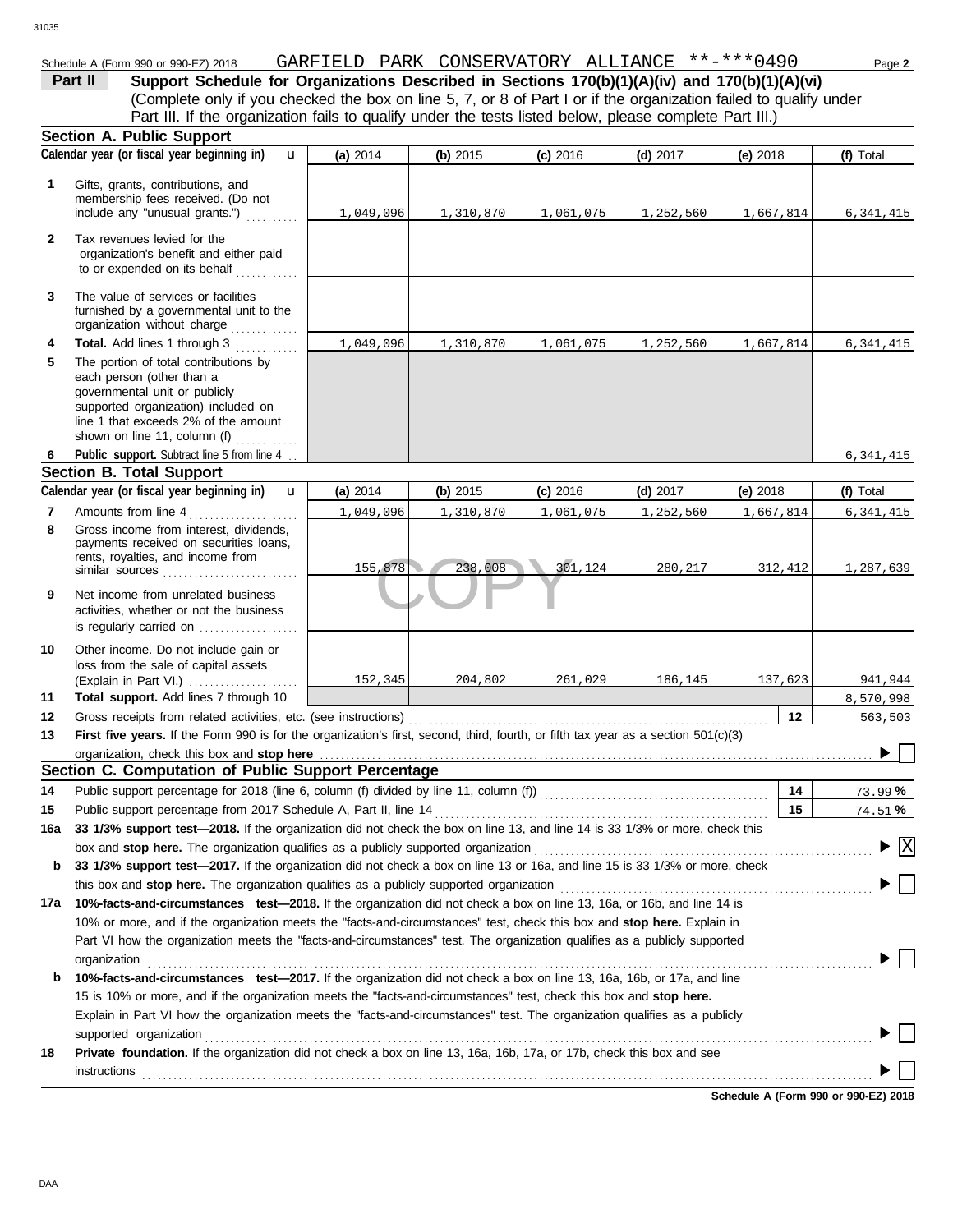Schedule A (Form 990 or 990-EZ) 2018 GARFIELD PARK CONSERVATORY ALLIANCE **-***0490 Page **2**

**Part II** **Support Schedule for Organizations Described in Sections 170(b)(1)(A)(iv) and 170(b)(1)(A)(vi)**
(Complete only if you checked the box on line 5, 7, or 8 of Part I or if the organization failed to qualify under Part III. If the organization fails to qualify under the tests listed below, please complete Part III.)

## Section A. Public Support

| Calendar year (or fiscal year beginning in) | (a) 2014 | (b) 2015 | (c) 2016 | (d) 2017 | (e) 2018 | (f) Total |
|---|---|---|---|---|---|---|
| **1** Gifts, grants, contributions, and membership fees received. (Do not include any "unusual grants.") | 1,049,096 | 1,310,870 | 1,061,075 | 1,252,560 | 1,667,814 | 6,341,415 |
| **2** Tax revenues levied for the organization's benefit and either paid to or expended on its behalf | | | | | | |
| **3** The value of services or facilities furnished by a governmental unit to the organization without charge | | | | | | |
| **4** **Total.** Add lines 1 through 3 | 1,049,096 | 1,310,870 | 1,061,075 | 1,252,560 | 1,667,814 | 6,341,415 |
| **5** The portion of total contributions by each person (other than a governmental unit or publicly supported organization) included on line 1 that exceeds 2% of the amount shown on line 11, column (f) | | | | | | |
| **6** **Public support.** Subtract line 5 from line 4 | | | | | | 6,341,415 |

## Section B. Total Support

| Calendar year (or fiscal year beginning in) | (a) 2014 | (b) 2015 | (c) 2016 | (d) 2017 | (e) 2018 | (f) Total |
|---|---|---|---|---|---|---|
| **7** Amounts from line 4 | 1,049,096 | 1,310,870 | 1,061,075 | 1,252,560 | 1,667,814 | 6,341,415 |
| **8** Gross income from interest, dividends, payments received on securities loans, rents, royalties, and income from similar sources | 155,878 | 238,008 | 301,124 | 280,217 | 312,412 | 1,287,639 |
| **9** Net income from unrelated business activities, whether or not the business is regularly carried on | | | | | | |
| **10** Other income. Do not include gain or loss from the sale of capital assets (Explain in Part VI.) | 152,345 | 204,802 | 261,029 | 186,145 | 137,623 | 941,944 |
| **11** **Total support.** Add lines 7 through 10 | | | | | | 8,570,998 |

**12** Gross receipts from related activities, etc. (see instructions) — **12** — 563,503

**13** **First five years.** If the Form 990 is for the organization's first, second, third, fourth, or fifth tax year as a section 501(c)(3) organization, check this box and **stop here** ☐

## Section C. Computation of Public Support Percentage

**14** Public support percentage for 2018 (line 6, column (f) divided by line 11, column (f)) — **14** — 73.99 %

**15** Public support percentage from 2017 Schedule A, Part II, line 14 — **15** — 74.51 %

**16a** **33 1/3% support test—2018.** If the organization did not check the box on line 13, and line 14 is 33 1/3% or more, check this box and **stop here.** The organization qualifies as a publicly supported organization ☒

**b** **33 1/3% support test—2017.** If the organization did not check a box on line 13 or 16a, and line 15 is 33 1/3% or more, check this box and **stop here.** The organization qualifies as a publicly supported organization ☐

**17a** **10%-facts-and-circumstances test—2018.** If the organization did not check a box on line 13, 16a, or 16b, and line 14 is 10% or more, and if the organization meets the "facts-and-circumstances" test, check this box and **stop here.** Explain in Part VI how the organization meets the "facts-and-circumstances" test. The organization qualifies as a publicly supported organization ☐

**b** **10%-facts-and-circumstances test—2017.** If the organization did not check a box on line 13, 16a, 16b, or 17a, and line 15 is 10% or more, and if the organization meets the "facts-and-circumstances" test, check this box and **stop here.** Explain in Part VI how the organization meets the "facts-and-circumstances" test. The organization qualifies as a publicly supported organization ☐

**18** **Private foundation.** If the organization did not check a box on line 13, 16a, 16b, 17a, or 17b, check this box and see instructions ☐

**Schedule A (Form 990 or 990-EZ) 2018**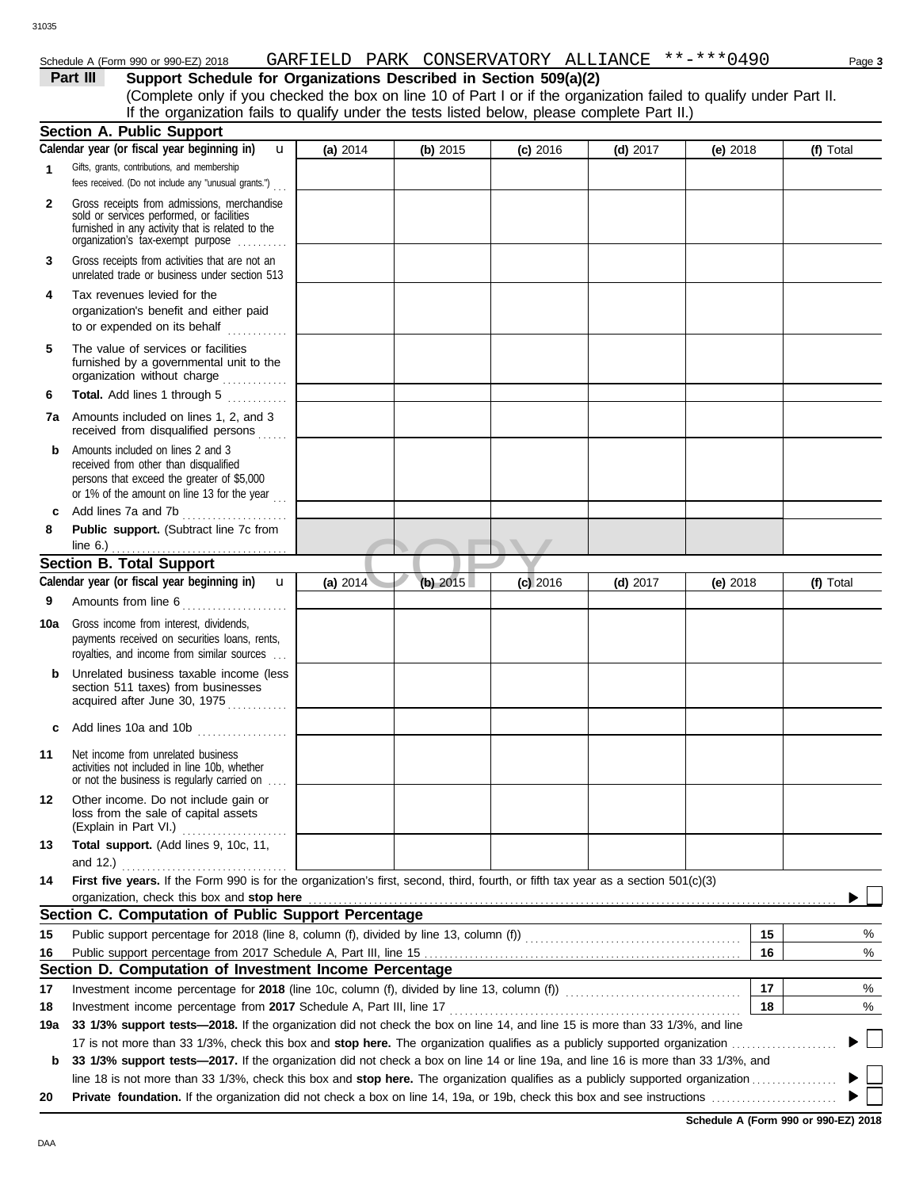Schedule A (Form 990 or 990-EZ) 2018 GARFIELD PARK CONSERVATORY ALLIANCE **-***0490 Page 3

**Part III Support Schedule for Organizations Described in Section 509(a)(2)**

(Complete only if you checked the box on line 10 of Part I or if the organization failed to qualify under Part II. If the organization fails to qualify under the tests listed below, please complete Part II.)

## Section A. Public Support

| Calendar year (or fiscal year beginning in) | (a) 2014 | (b) 2015 | (c) 2016 | (d) 2017 | (e) 2018 | (f) Total |
|---|---|---|---|---|---|---|
| 1 Gifts, grants, contributions, and membership fees received. (Do not include any "unusual grants.") | | | | | | |
| 2 Gross receipts from admissions, merchandise sold or services performed, or facilities furnished in any activity that is related to the organization's tax-exempt purpose | | | | | | |
| 3 Gross receipts from activities that are not an unrelated trade or business under section 513 | | | | | | |
| 4 Tax revenues levied for the organization's benefit and either paid to or expended on its behalf | | | | | | |
| 5 The value of services or facilities furnished by a governmental unit to the organization without charge | | | | | | |
| 6 **Total.** Add lines 1 through 5 | | | | | | |
| 7a Amounts included on lines 1, 2, and 3 received from disqualified persons | | | | | | |
| b Amounts included on lines 2 and 3 received from other than disqualified persons that exceed the greater of $5,000 or 1% of the amount on line 13 for the year | | | | | | |
| c Add lines 7a and 7b | | | | | | |
| 8 **Public support.** (Subtract line 7c from line 6.) | | | | | | |

## Section B. Total Support

| Calendar year (or fiscal year beginning in) | (a) 2014 | (b) 2015 | (c) 2016 | (d) 2017 | (e) 2018 | (f) Total |
|---|---|---|---|---|---|---|
| 9 Amounts from line 6 | | | | | | |
| 10a Gross income from interest, dividends, payments received on securities loans, rents, royalties, and income from similar sources | | | | | | |
| b Unrelated business taxable income (less section 511 taxes) from businesses acquired after June 30, 1975 | | | | | | |
| c Add lines 10a and 10b | | | | | | |
| 11 Net income from unrelated business activities not included in line 10b, whether or not the business is regularly carried on | | | | | | |
| 12 Other income. Do not include gain or loss from the sale of capital assets (Explain in Part VI.) | | | | | | |
| 13 **Total support.** (Add lines 9, 10c, 11, and 12.) | | | | | | |

**14 First five years.** If the Form 990 is for the organization's first, second, third, fourth, or fifth tax year as a section 501(c)(3) organization, check this box and **stop here** ☐

## Section C. Computation of Public Support Percentage

| | | | |
|---|---|---|---|
| 15 | Public support percentage for 2018 (line 8, column (f), divided by line 13, column (f)) | 15 | % |
| 16 | Public support percentage from 2017 Schedule A, Part III, line 15 | 16 | % |

## Section D. Computation of Investment Income Percentage

| | | | |
|---|---|---|---|
| 17 | Investment income percentage for **2018** (line 10c, column (f), divided by line 13, column (f)) | 17 | % |
| 18 | Investment income percentage from **2017** Schedule A, Part III, line 17 | 18 | % |

**19a 33 1/3% support tests—2018.** If the organization did not check the box on line 14, and line 15 is more than 33 1/3%, and line 17 is not more than 33 1/3%, check this box and **stop here.** The organization qualifies as a publicly supported organization ☐

**b 33 1/3% support tests—2017.** If the organization did not check a box on line 14 or line 19a, and line 16 is more than 33 1/3%, and line 18 is not more than 33 1/3%, check this box and **stop here.** The organization qualifies as a publicly supported organization ☐

**20 Private foundation.** If the organization did not check a box on line 14, 19a, or 19b, check this box and see instructions ☐

**Schedule A (Form 990 or 990-EZ) 2018**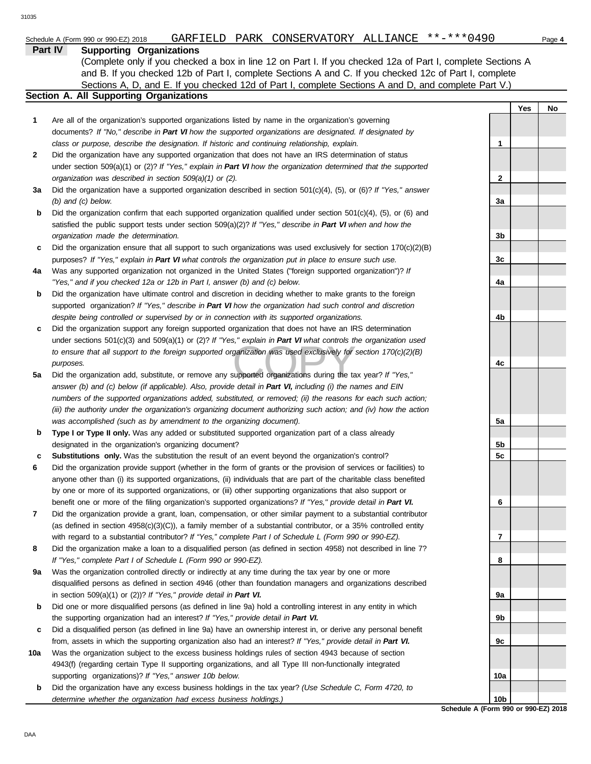Schedule A (Form 990 or 990-EZ) 2018 GARFIELD PARK CONSERVATORY ALLIANCE **-***0490

**Part IV Supporting Organizations**

(Complete only if you checked a box in line 12 on Part I. If you checked 12a of Part I, complete Sections A and B. If you checked 12b of Part I, complete Sections A and C. If you checked 12c of Part I, complete Sections A, D, and E. If you checked 12d of Part I, complete Sections A and D, and complete Part V.)

## Section A. All Supporting Organizations

| | | | Yes | No |
|---|---|---|---|---|
| **1** | Are all of the organization's supported organizations listed by name in the organization's governing documents? *If "No," describe in **Part VI** how the supported organizations are designated. If designated by class or purpose, describe the designation. If historic and continuing relationship, explain.* | 1 | | |
| **2** | Did the organization have any supported organization that does not have an IRS determination of status under section 509(a)(1) or (2)? *If "Yes," explain in **Part VI** how the organization determined that the supported organization was described in section 509(a)(1) or (2).* | 2 | | |
| **3a** | Did the organization have a supported organization described in section 501(c)(4), (5), or (6)? *If "Yes," answer (b) and (c) below.* | 3a | | |
| **b** | Did the organization confirm that each supported organization qualified under section 501(c)(4), (5), or (6) and satisfied the public support tests under section 509(a)(2)? *If "Yes," describe in **Part VI** when and how the organization made the determination.* | 3b | | |
| **c** | Did the organization ensure that all support to such organizations was used exclusively for section 170(c)(2)(B) purposes? *If "Yes," explain in **Part VI** what controls the organization put in place to ensure such use.* | 3c | | |
| **4a** | Was any supported organization not organized in the United States ("foreign supported organization")? *If "Yes," and if you checked 12a or 12b in Part I, answer (b) and (c) below.* | 4a | | |
| **b** | Did the organization have ultimate control and discretion in deciding whether to make grants to the foreign supported organization? *If "Yes," describe in **Part VI** how the organization had such control and discretion despite being controlled or supervised by or in connection with its supported organizations.* | 4b | | |
| **c** | Did the organization support any foreign supported organization that does not have an IRS determination under sections 501(c)(3) and 509(a)(1) or (2)? *If "Yes," explain in **Part VI** what controls the organization used to ensure that all support to the foreign supported organization was used exclusively for section 170(c)(2)(B) purposes.* | 4c | | |
| **5a** | Did the organization add, substitute, or remove any supported organizations during the tax year? *If "Yes," answer (b) and (c) below (if applicable). Also, provide detail in **Part VI,** including (i) the names and EIN numbers of the supported organizations added, substituted, or removed; (ii) the reasons for each such action; (iii) the authority under the organization's organizing document authorizing such action; and (iv) how the action was accomplished (such as by amendment to the organizing document).* | 5a | | |
| **b** | **Type I or Type II only.** Was any added or substituted supported organization part of a class already designated in the organization's organizing document? | 5b | | |
| **c** | **Substitutions only.** Was the substitution the result of an event beyond the organization's control? | 5c | | |
| **6** | Did the organization provide support (whether in the form of grants or the provision of services or facilities) to anyone other than (i) its supported organizations, (ii) individuals that are part of the charitable class benefited by one or more of its supported organizations, or (iii) other supporting organizations that also support or benefit one or more of the filing organization's supported organizations? *If "Yes," provide detail in **Part VI.*** | 6 | | |
| **7** | Did the organization provide a grant, loan, compensation, or other similar payment to a substantial contributor (as defined in section 4958(c)(3)(C)), a family member of a substantial contributor, or a 35% controlled entity with regard to a substantial contributor? *If "Yes," complete Part I of Schedule L (Form 990 or 990-EZ).* | 7 | | |
| **8** | Did the organization make a loan to a disqualified person (as defined in section 4958) not described in line 7? *If "Yes," complete Part I of Schedule L (Form 990 or 990-EZ).* | 8 | | |
| **9a** | Was the organization controlled directly or indirectly at any time during the tax year by one or more disqualified persons as defined in section 4946 (other than foundation managers and organizations described in section 509(a)(1) or (2))? *If "Yes," provide detail in **Part VI.*** | 9a | | |
| **b** | Did one or more disqualified persons (as defined in line 9a) hold a controlling interest in any entity in which the supporting organization had an interest? *If "Yes," provide detail in **Part VI.*** | 9b | | |
| **c** | Did a disqualified person (as defined in line 9a) have an ownership interest in, or derive any personal benefit from, assets in which the supporting organization also had an interest? *If "Yes," provide detail in **Part VI.*** | 9c | | |
| **10a** | Was the organization subject to the excess business holdings rules of section 4943 because of section 4943(f) (regarding certain Type II supporting organizations, and all Type III non-functionally integrated supporting organizations)? *If "Yes," answer 10b below.* | 10a | | |
| **b** | Did the organization have any excess business holdings in the tax year? *(Use Schedule C, Form 4720, to determine whether the organization had excess business holdings.)* | 10b | | |

**Schedule A (Form 990 or 990-EZ) 2018**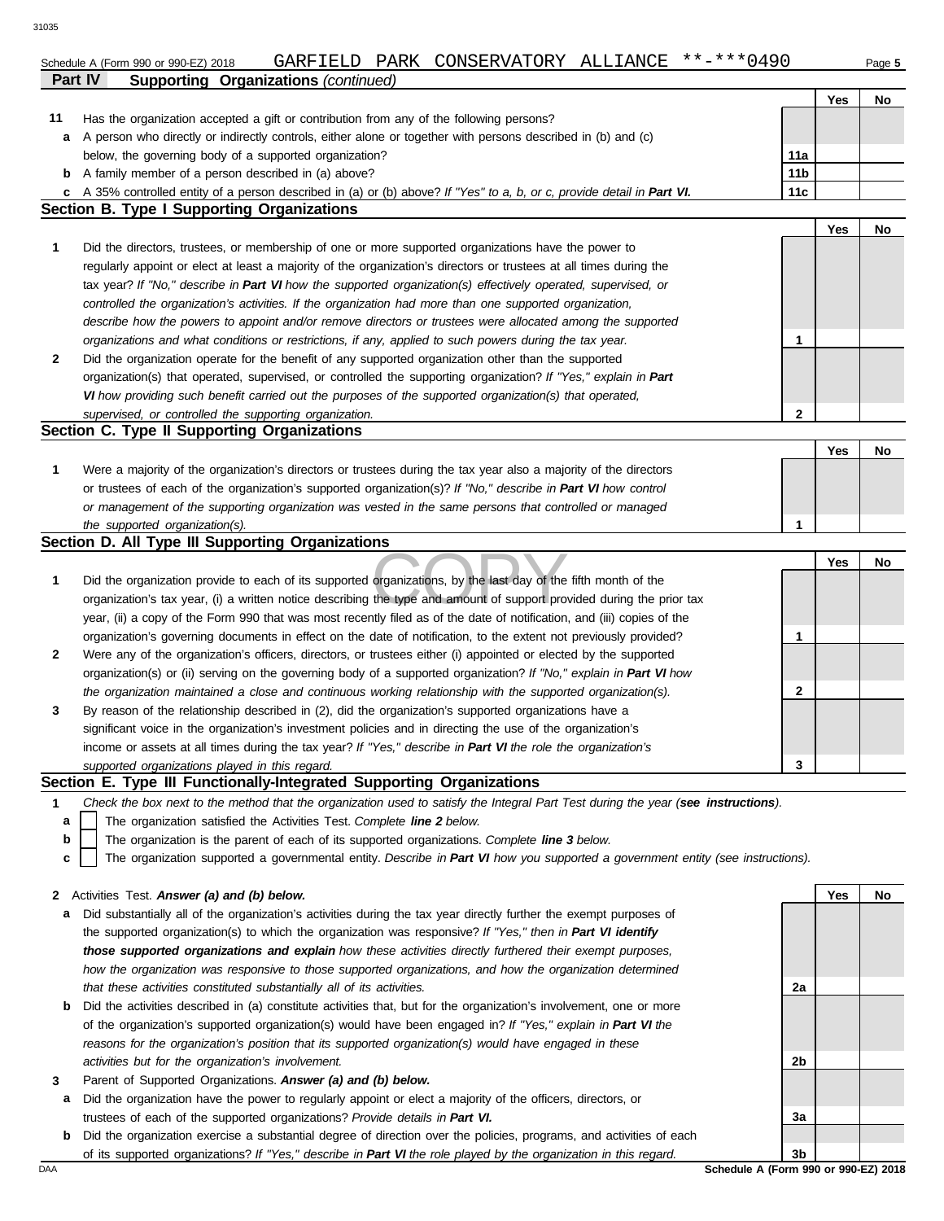Schedule A (Form 990 or 990-EZ) 2018 GARFIELD PARK CONSERVATORY ALLIANCE **-***0490

## Part IV Supporting Organizations *(continued)*

| | | | Yes | No |
|---|---|---|---|---|
| 11 | Has the organization accepted a gift or contribution from any of the following persons? | | | |
| a | A person who directly or indirectly controls, either alone or together with persons described in (b) and (c) below, the governing body of a supported organization? | 11a | | |
| b | A family member of a person described in (a) above? | 11b | | |
| c | A 35% controlled entity of a person described in (a) or (b) above? *If "Yes" to a, b, or c, provide detail in **Part VI.*** | 11c | | |

### Section B. Type I Supporting Organizations

| | | | Yes | No |
|---|---|---|---|---|
| 1 | Did the directors, trustees, or membership of one or more supported organizations have the power to regularly appoint or elect at least a majority of the organization's directors or trustees at all times during the tax year? *If "No," describe in **Part VI** how the supported organization(s) effectively operated, supervised, or controlled the organization's activities. If the organization had more than one supported organization, describe how the powers to appoint and/or remove directors or trustees were allocated among the supported organizations and what conditions or restrictions, if any, applied to such powers during the tax year.* | 1 | | |
| 2 | Did the organization operate for the benefit of any supported organization other than the supported organization(s) that operated, supervised, or controlled the supporting organization? *If "Yes," explain in **Part VI** how providing such benefit carried out the purposes of the supported organization(s) that operated, supervised, or controlled the supporting organization.* | 2 | | |

### Section C. Type II Supporting Organizations

| | | | Yes | No |
|---|---|---|---|---|
| 1 | Were a majority of the organization's directors or trustees during the tax year also a majority of the directors or trustees of each of the organization's supported organization(s)? *If "No," describe in **Part VI** how control or management of the supporting organization was vested in the same persons that controlled or managed the supported organization(s).* | 1 | | |

### Section D. All Type III Supporting Organizations

| | | | Yes | No |
|---|---|---|---|---|
| 1 | Did the organization provide to each of its supported organizations, by the last day of the fifth month of the organization's tax year, (i) a written notice describing the type and amount of support provided during the prior tax year, (ii) a copy of the Form 990 that was most recently filed as of the date of notification, and (iii) copies of the organization's governing documents in effect on the date of notification, to the extent not previously provided? | 1 | | |
| 2 | Were any of the organization's officers, directors, or trustees either (i) appointed or elected by the supported organization(s) or (ii) serving on the governing body of a supported organization? *If "No," explain in **Part VI** how the organization maintained a close and continuous working relationship with the supported organization(s).* | 2 | | |
| 3 | By reason of the relationship described in (2), did the organization's supported organizations have a significant voice in the organization's investment policies and in directing the use of the organization's income or assets at all times during the tax year? *If "Yes," describe in **Part VI** the role the organization's supported organizations played in this regard.* | 3 | | |

### Section E. Type III Functionally-Integrated Supporting Organizations

1 *Check the box next to the method that the organization used to satisfy the Integral Part Test during the year (**see instructions**).*

- a ☐ The organization satisfied the Activities Test. *Complete **line 2** below.*
- b ☐ The organization is the parent of each of its supported organizations. *Complete **line 3** below.*
- c ☐ The organization supported a governmental entity. *Describe in **Part VI** how you supported a government entity (see instructions).*

| | | | Yes | No |
|---|---|---|---|---|
| 2 | Activities Test. ***Answer (a) and (b) below.*** | | | |
| a | Did substantially all of the organization's activities during the tax year directly further the exempt purposes of the supported organization(s) to which the organization was responsive? *If "Yes," then in **Part VI identify those supported organizations and explain** how these activities directly furthered their exempt purposes, how the organization was responsive to those supported organizations, and how the organization determined that these activities constituted substantially all of its activities.* | 2a | | |
| b | Did the activities described in (a) constitute activities that, but for the organization's involvement, one or more of the organization's supported organization(s) would have been engaged in? *If "Yes," explain in **Part VI** the reasons for the organization's position that its supported organization(s) would have engaged in these activities but for the organization's involvement.* | 2b | | |
| 3 | Parent of Supported Organizations. ***Answer (a) and (b) below.*** | | | |
| a | Did the organization have the power to regularly appoint or elect a majority of the officers, directors, or trustees of each of the supported organizations? ***Provide details in Part VI.*** | 3a | | |
| b | Did the organization exercise a substantial degree of direction over the policies, programs, and activities of each of its supported organizations? *If "Yes," describe in **Part VI** the role played by the organization in this regard.* | 3b | | |

Schedule A (Form 990 or 990-EZ) 2018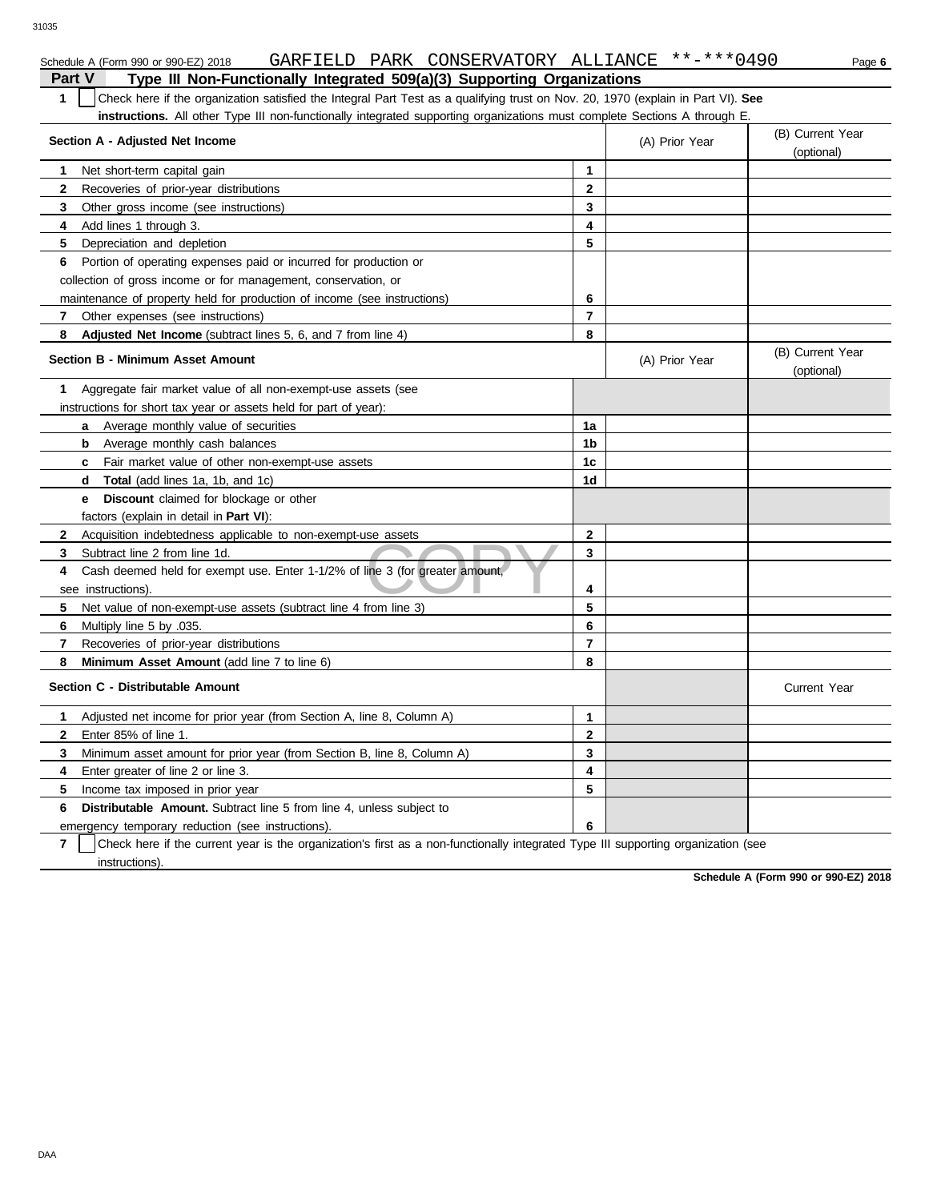Schedule A (Form 990 or 990-EZ) 2018 GARFIELD PARK CONSERVATORY ALLIANCE **-***0490

## Part V Type III Non-Functionally Integrated 509(a)(3) Supporting Organizations

**1** ☐ Check here if the organization satisfied the Integral Part Test as a qualifying trust on Nov. 20, 1970 (explain in Part VI). **See instructions.** All other Type III non-functionally integrated supporting organizations must complete Sections A through E.

| Section A - Adjusted Net Income | | (A) Prior Year | (B) Current Year (optional) |
|---|---|---|---|
| **1** Net short-term capital gain | 1 | | |
| **2** Recoveries of prior-year distributions | 2 | | |
| **3** Other gross income (see instructions) | 3 | | |
| **4** Add lines 1 through 3. | 4 | | |
| **5** Depreciation and depletion | 5 | | |
| **6** Portion of operating expenses paid or incurred for production or collection of gross income or for management, conservation, or maintenance of property held for production of income (see instructions) | 6 | | |
| **7** Other expenses (see instructions) | 7 | | |
| **8** **Adjusted Net Income** (subtract lines 5, 6, and 7 from line 4) | 8 | | |

| Section B - Minimum Asset Amount | | (A) Prior Year | (B) Current Year (optional) |
|---|---|---|---|
| **1** Aggregate fair market value of all non-exempt-use assets (see instructions for short tax year or assets held for part of year): | | | |
| **a** Average monthly value of securities | 1a | | |
| **b** Average monthly cash balances | 1b | | |
| **c** Fair market value of other non-exempt-use assets | 1c | | |
| **d** **Total** (add lines 1a, 1b, and 1c) | 1d | | |
| **e** **Discount** claimed for blockage or other factors (explain in detail in **Part VI**): | | | |
| **2** Acquisition indebtedness applicable to non-exempt-use assets | 2 | | |
| **3** Subtract line 2 from line 1d. | 3 | | |
| **4** Cash deemed held for exempt use. Enter 1-1/2% of line 3 (for greater amount, see instructions). | 4 | | |
| **5** Net value of non-exempt-use assets (subtract line 4 from line 3) | 5 | | |
| **6** Multiply line 5 by .035. | 6 | | |
| **7** Recoveries of prior-year distributions | 7 | | |
| **8** **Minimum Asset Amount** (add line 7 to line 6) | 8 | | |

| Section C - Distributable Amount | | | Current Year |
|---|---|---|---|
| **1** Adjusted net income for prior year (from Section A, line 8, Column A) | 1 | | |
| **2** Enter 85% of line 1. | 2 | | |
| **3** Minimum asset amount for prior year (from Section B, line 8, Column A) | 3 | | |
| **4** Enter greater of line 2 or line 3. | 4 | | |
| **5** Income tax imposed in prior year | 5 | | |
| **6** **Distributable Amount.** Subtract line 5 from line 4, unless subject to emergency temporary reduction (see instructions). | 6 | | |

**7** ☐ Check here if the current year is the organization's first as a non-functionally integrated Type III supporting organization (see instructions).

**Schedule A (Form 990 or 990-EZ) 2018**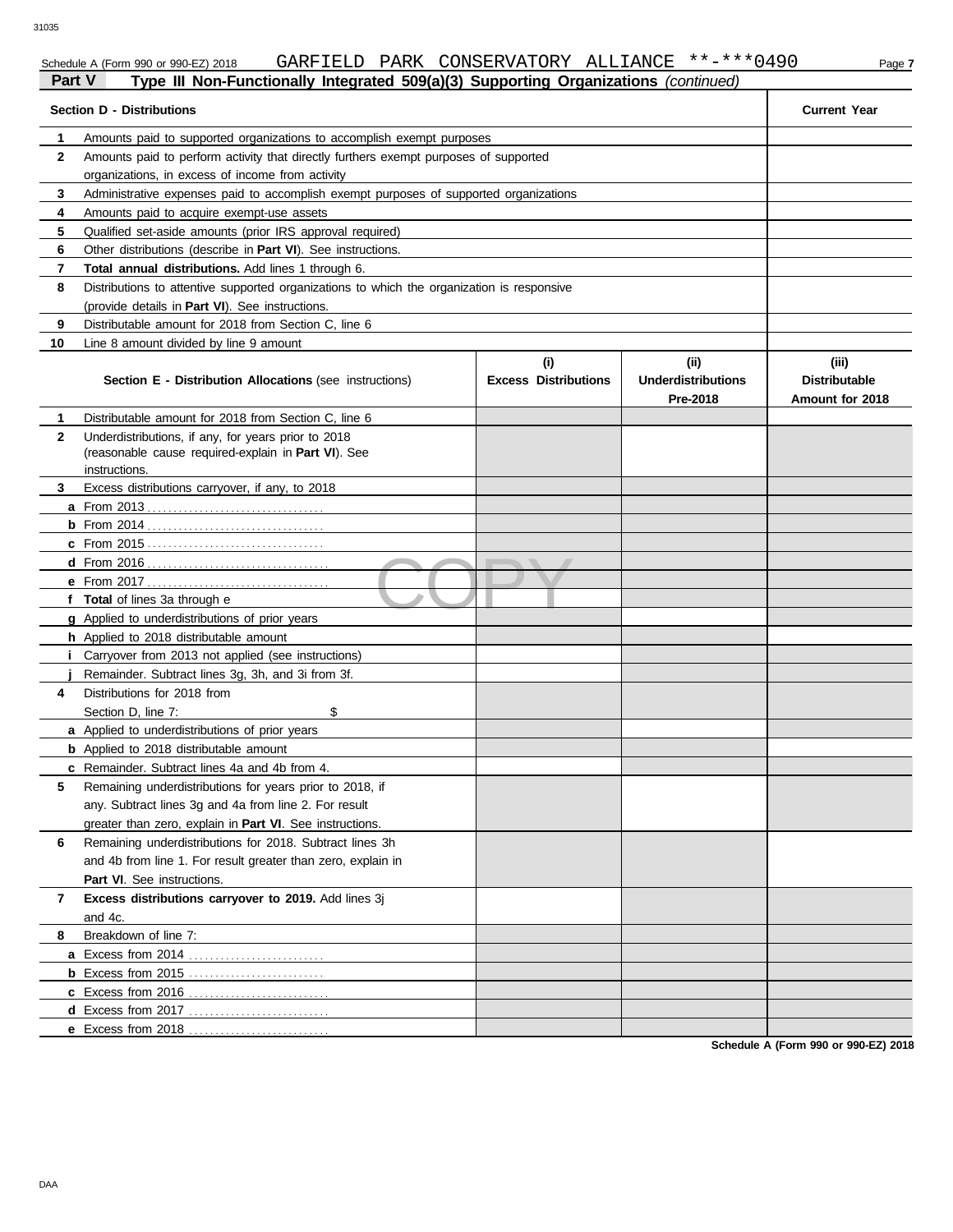Schedule A (Form 990 or 990-EZ) 2018 GARFIELD PARK CONSERVATORY ALLIANCE **-***0490

## Part V — Type III Non-Functionally Integrated 509(a)(3) Supporting Organizations *(continued)*

| Section D - Distributions | | Current Year |
|---|---|---|
| 1 | Amounts paid to supported organizations to accomplish exempt purposes | |
| 2 | Amounts paid to perform activity that directly furthers exempt purposes of supported organizations, in excess of income from activity | |
| 3 | Administrative expenses paid to accomplish exempt purposes of supported organizations | |
| 4 | Amounts paid to acquire exempt-use assets | |
| 5 | Qualified set-aside amounts (prior IRS approval required) | |
| 6 | Other distributions (describe in **Part VI**). See instructions. | |
| 7 | **Total annual distributions.** Add lines 1 through 6. | |
| 8 | Distributions to attentive supported organizations to which the organization is responsive (provide details in **Part VI**). See instructions. | |
| 9 | Distributable amount for 2018 from Section C, line 6 | |
| 10 | Line 8 amount divided by line 9 amount | |

| | Section E - Distribution Allocations (see instructions) | (i) Excess Distributions | (ii) Underdistributions Pre-2018 | (iii) Distributable Amount for 2018 |
|---|---|---|---|---|
| 1 | Distributable amount for 2018 from Section C, line 6 | | | |
| 2 | Underdistributions, if any, for years prior to 2018 (reasonable cause required-explain in **Part VI**). See instructions. | | | |
| 3 | Excess distributions carryover, if any, to 2018 | | | |
| a | From 2013 | | | |
| b | From 2014 | | | |
| c | From 2015 | | | |
| d | From 2016 | | | |
| e | From 2017 | | | |
| f | **Total** of lines 3a through e | | | |
| g | Applied to underdistributions of prior years | | | |
| h | Applied to 2018 distributable amount | | | |
| i | Carryover from 2013 not applied (see instructions) | | | |
| j | Remainder. Subtract lines 3g, 3h, and 3i from 3f. | | | |
| 4 | Distributions for 2018 from Section D, line 7: $ | | | |
| a | Applied to underdistributions of prior years | | | |
| b | Applied to 2018 distributable amount | | | |
| c | Remainder. Subtract lines 4a and 4b from 4. | | | |
| 5 | Remaining underdistributions for years prior to 2018, if any. Subtract lines 3g and 4a from line 2. For result greater than zero, explain in **Part VI**. See instructions. | | | |
| 6 | Remaining underdistributions for 2018. Subtract lines 3h and 4b from line 1. For result greater than zero, explain in **Part VI**. See instructions. | | | |
| 7 | **Excess distributions carryover to 2019.** Add lines 3j and 4c. | | | |
| 8 | Breakdown of line 7: | | | |
| a | Excess from 2014 | | | |
| b | Excess from 2015 | | | |
| c | Excess from 2016 | | | |
| d | Excess from 2017 | | | |
| e | Excess from 2018 | | | |

Schedule A (Form 990 or 990-EZ) 2018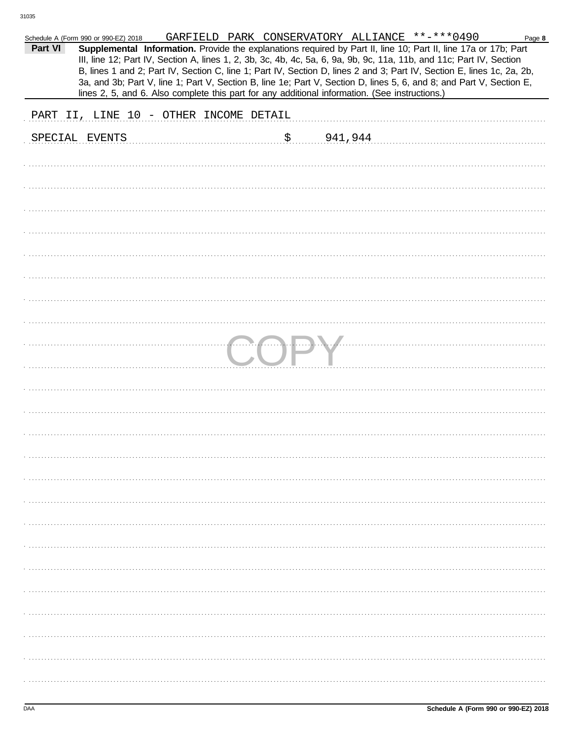Schedule A (Form 990 or 990-EZ) 2018 GARFIELD PARK CONSERVATORY ALLIANCE **-***0490

**Part VI** **Supplemental Information.** Provide the explanations required by Part II, line 10; Part II, line 17a or 17b; Part III, line 12; Part IV, Section A, lines 1, 2, 3b, 3c, 4b, 4c, 5a, 6, 9a, 9b, 9c, 11a, 11b, and 11c; Part IV, Section B, lines 1 and 2; Part IV, Section C, line 1; Part IV, Section D, lines 2 and 3; Part IV, Section E, lines 1c, 2a, 2b, 3a, and 3b; Part V, line 1; Part V, Section B, line 1e; Part V, Section D, lines 5, 6, and 8; and Part V, Section E, lines 2, 5, and 6. Also complete this part for any additional information. (See instructions.)

PART II, LINE 10 - OTHER INCOME DETAIL

SPECIAL EVENTS $ 941,944

COPY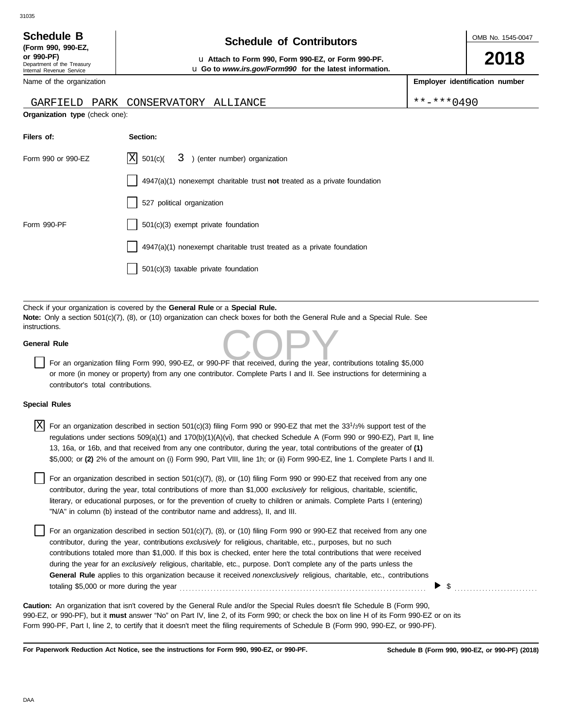**Schedule B**
**(Form 990, 990-EZ, or 990-PF)**
Department of the Treasury
Internal Revenue Service

# Schedule of Contributors

u **Attach to Form 990, Form 990-EZ, or Form 990-PF.**
u **Go to *www.irs.gov/Form990* for the latest information.**

OMB No. 1545-0047

**2018**

| Name of the organization | Employer identification number |
|---|---|
| GARFIELD PARK CONSERVATORY ALLIANCE | **-***0490 |

**Organization type** (check one):

| Filers of: | Section: |
|---|---|
| Form 990 or 990-EZ | [X] 501(c)( 3 ) (enter number) organization |
| | [ ] 4947(a)(1) nonexempt charitable trust **not** treated as a private foundation |
| | [ ] 527 political organization |
| Form 990-PF | [ ] 501(c)(3) exempt private foundation |
| | [ ] 4947(a)(1) nonexempt charitable trust treated as a private foundation |
| | [ ] 501(c)(3) taxable private foundation |

Check if your organization is covered by the **General Rule** or a **Special Rule.**
**Note:** Only a section 501(c)(7), (8), or (10) organization can check boxes for both the General Rule and a Special Rule. See instructions.

**General Rule**

[ ] For an organization filing Form 990, 990-EZ, or 990-PF that received, during the year, contributions totaling $5,000 or more (in money or property) from any one contributor. Complete Parts I and II. See instructions for determining a contributor's total contributions.

**Special Rules**

[X] For an organization described in section 501(c)(3) filing Form 990 or 990-EZ that met the 33 1/3% support test of the regulations under sections 509(a)(1) and 170(b)(1)(A)(vi), that checked Schedule A (Form 990 or 990-EZ), Part II, line 13, 16a, or 16b, and that received from any one contributor, during the year, total contributions of the greater of **(1)** $5,000; or **(2)** 2% of the amount on (i) Form 990, Part VIII, line 1h; or (ii) Form 990-EZ, line 1. Complete Parts I and II.

[ ] For an organization described in section 501(c)(7), (8), or (10) filing Form 990 or 990-EZ that received from any one contributor, during the year, total contributions of more than $1,000 *exclusively* for religious, charitable, scientific, literary, or educational purposes, or for the prevention of cruelty to children or animals. Complete Parts I (entering) "N/A" in column (b) instead of the contributor name and address), II, and III.

[ ] For an organization described in section 501(c)(7), (8), or (10) filing Form 990 or 990-EZ that received from any one contributor, during the year, contributions *exclusively* for religious, charitable, etc., purposes, but no such contributions totaled more than $1,000. If this box is checked, enter here the total contributions that were received during the year for an *exclusively* religious, charitable, etc., purpose. Don't complete any of the parts unless the **General Rule** applies to this organization because it received *nonexclusively* religious, charitable, etc., contributions totaling $5,000 or more during the year ........ ▶ $ ..........

**Caution:** An organization that isn't covered by the General Rule and/or the Special Rules doesn't file Schedule B (Form 990, 990-EZ, or 990-PF), but it **must** answer "No" on Part IV, line 2, of its Form 990; or check the box on line H of its Form 990-EZ or on its Form 990-PF, Part I, line 2, to certify that it doesn't meet the filing requirements of Schedule B (Form 990, 990-EZ, or 990-PF).

**For Paperwork Reduction Act Notice, see the instructions for Form 990, 990-EZ, or 990-PF.** **Schedule B (Form 990, 990-EZ, or 990-PF) (2018)**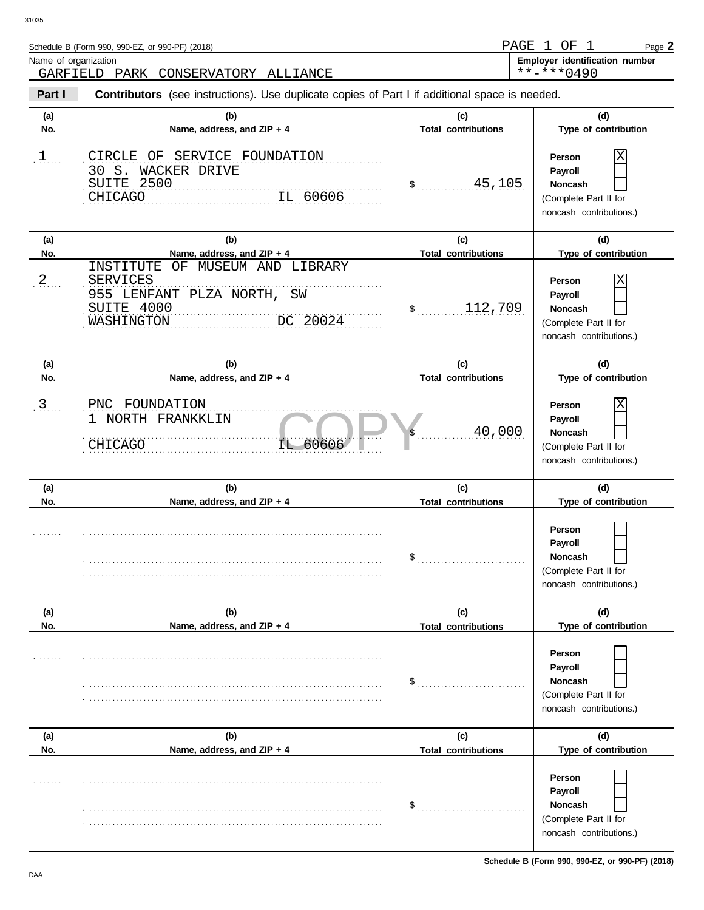Name of organization

GARFIELD PARK CONSERVATORY ALLIANCE

**Employer identification number**

**-***0490

**Part I** **Contributors** (see instructions). Use duplicate copies of Part I if additional space is needed.

| (a) No. | (b) Name, address, and ZIP + 4 | (c) Total contributions | (d) Type of contribution |
|---|---|---|---|
| 1 | CIRCLE OF SERVICE FOUNDATION<br>30 S. WACKER DRIVE<br>SUITE 2500<br>CHICAGO IL 60606 | $ 45,105 | Person [X]<br>Payroll [ ]<br>Noncash [ ]<br>(Complete Part II for noncash contributions.) |
| 2 | INSTITUTE OF MUSEUM AND LIBRARY SERVICES<br>955 LENFANT PLZA NORTH, SW<br>SUITE 4000<br>WASHINGTON DC 20024 | $ 112,709 | Person [X]<br>Payroll [ ]<br>Noncash [ ]<br>(Complete Part II for noncash contributions.) |
| 3 | PNC FOUNDATION<br>1 NORTH FRANKKLIN<br>CHICAGO IL 60606 | $ 40,000 | Person [X]<br>Payroll [ ]<br>Noncash [ ]<br>(Complete Part II for noncash contributions.) |
| | | $ | Person [ ]<br>Payroll [ ]<br>Noncash [ ]<br>(Complete Part II for noncash contributions.) |
| | | $ | Person [ ]<br>Payroll [ ]<br>Noncash [ ]<br>(Complete Part II for noncash contributions.) |
| | | $ | Person [ ]<br>Payroll [ ]<br>Noncash [ ]<br>(Complete Part II for noncash contributions.) |

COPY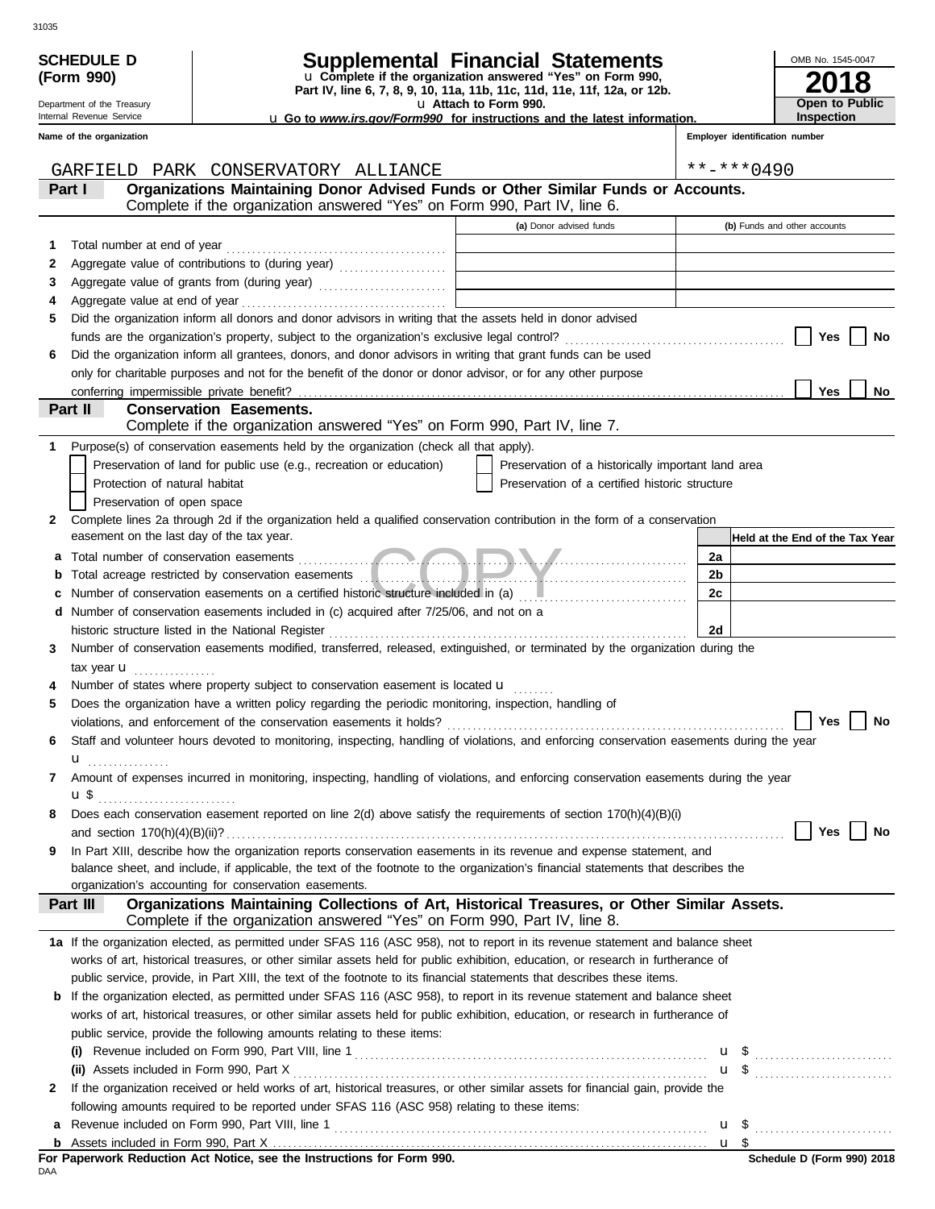**SCHEDULE D (Form 990)**

Department of the Treasury
Internal Revenue Service

# Supplemental Financial Statements

u Complete if the organization answered "Yes" on Form 990, Part IV, line 6, 7, 8, 9, 10, 11a, 11b, 11c, 11d, 11e, 11f, 12a, or 12b.
u Attach to Form 990.
u Go to *www.irs.gov/Form990* for instructions and the latest information.

OMB No. 1545-0047
**2018**
**Open to Public Inspection**

**Name of the organization:** GARFIELD PARK CONSERVATORY ALLIANCE

**Employer identification number:** **-***0490

## Part I — Organizations Maintaining Donor Advised Funds or Other Similar Funds or Accounts.
Complete if the organization answered "Yes" on Form 990, Part IV, line 6.

| | | (a) Donor advised funds | (b) Funds and other accounts |
|---|---|---|---|
| 1 | Total number at end of year | | |
| 2 | Aggregate value of contributions to (during year) | | |
| 3 | Aggregate value of grants from (during year) | | |
| 4 | Aggregate value at end of year | | |

5 Did the organization inform all donors and donor advisors in writing that the assets held in donor advised funds are the organization's property, subject to the organization's exclusive legal control? ☐ Yes ☐ No

6 Did the organization inform all grantees, donors, and donor advisors in writing that grant funds can be used only for charitable purposes and not for the benefit of the donor or donor advisor, or for any other purpose conferring impermissible private benefit? ☐ Yes ☐ No

## Part II — Conservation Easements.
Complete if the organization answered "Yes" on Form 990, Part IV, line 7.

1 Purpose(s) of conservation easements held by the organization (check all that apply).

☐ Preservation of land for public use (e.g., recreation or education)
☐ Preservation of a historically important land area
☐ Protection of natural habitat
☐ Preservation of a certified historic structure
☐ Preservation of open space

2 Complete lines 2a through 2d if the organization held a qualified conservation contribution in the form of a conservation easement on the last day of the tax year.

| | | | Held at the End of the Tax Year |
|---|---|---|---|
| a | Total number of conservation easements | 2a | |
| b | Total acreage restricted by conservation easements | 2b | |
| c | Number of conservation easements on a certified historic structure included in (a) | 2c | |
| d | Number of conservation easements included in (c) acquired after 7/25/06, and not on a historic structure listed in the National Register | 2d | |

3 Number of conservation easements modified, transferred, released, extinguished, or terminated by the organization during the tax year u

4 Number of states where property subject to conservation easement is located u

5 Does the organization have a written policy regarding the periodic monitoring, inspection, handling of violations, and enforcement of the conservation easements it holds? ☐ Yes ☐ No

6 Staff and volunteer hours devoted to monitoring, inspecting, handling of violations, and enforcing conservation easements during the year u

7 Amount of expenses incurred in monitoring, inspecting, handling of violations, and enforcing conservation easements during the year u $

8 Does each conservation easement reported on line 2(d) above satisfy the requirements of section 170(h)(4)(B)(i) and section 170(h)(4)(B)(ii)? ☐ Yes ☐ No

9 In Part XIII, describe how the organization reports conservation easements in its revenue and expense statement, and balance sheet, and include, if applicable, the text of the footnote to the organization's financial statements that describes the organization's accounting for conservation easements.

## Part III — Organizations Maintaining Collections of Art, Historical Treasures, or Other Similar Assets.
Complete if the organization answered "Yes" on Form 990, Part IV, line 8.

1a If the organization elected, as permitted under SFAS 116 (ASC 958), not to report in its revenue statement and balance sheet works of art, historical treasures, or other similar assets held for public exhibition, education, or research in furtherance of public service, provide, in Part XIII, the text of the footnote to its financial statements that describes these items.

b If the organization elected, as permitted under SFAS 116 (ASC 958), to report in its revenue statement and balance sheet works of art, historical treasures, or other similar assets held for public exhibition, education, or research in furtherance of public service, provide the following amounts relating to these items:

(i) Revenue included on Form 990, Part VIII, line 1 u $

(ii) Assets included in Form 990, Part X u $

2 If the organization received or held works of art, historical treasures, or other similar assets for financial gain, provide the following amounts required to be reported under SFAS 116 (ASC 958) relating to these items:

a Revenue included on Form 990, Part VIII, line 1 u $

b Assets included in Form 990, Part X u $

**For Paperwork Reduction Act Notice, see the Instructions for Form 990.**

DAA

**Schedule D (Form 990) 2018**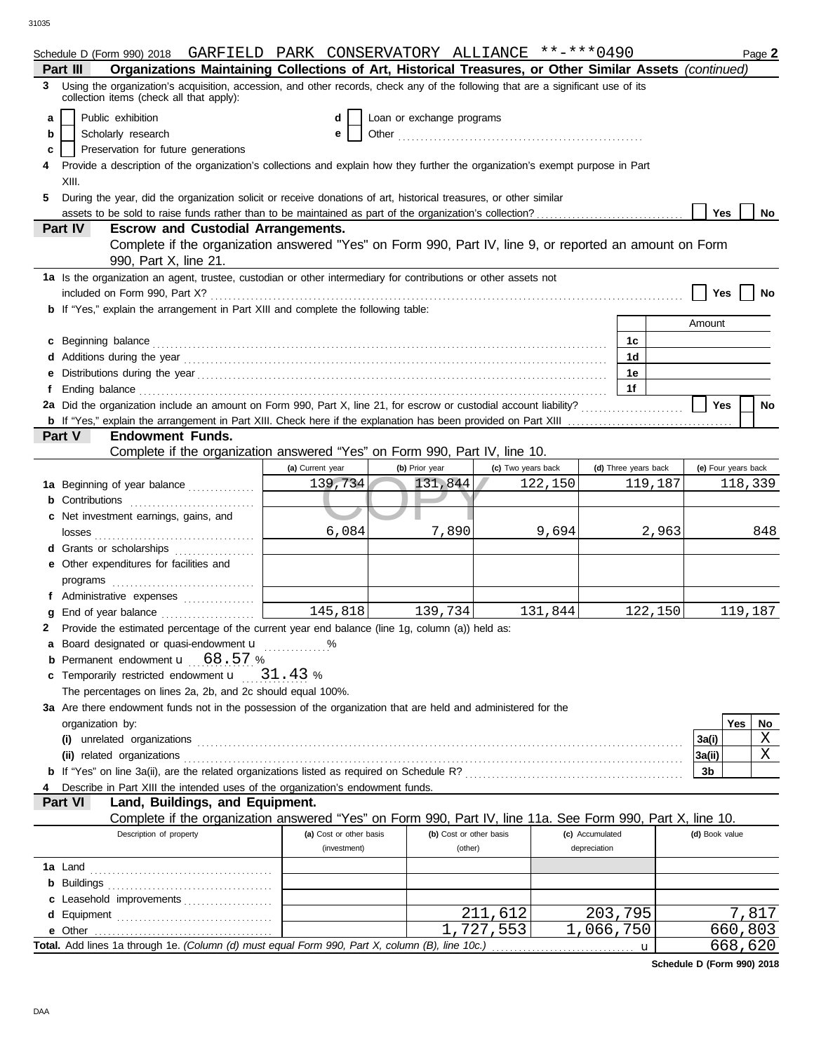Schedule D (Form 990) 2018 GARFIELD PARK CONSERVATORY ALLIANCE \*\*-\*\*\*0490 Page **2**

**Part III Organizations Maintaining Collections of Art, Historical Treasures, or Other Similar Assets** *(continued)*

**3** Using the organization's acquisition, accession, and other records, check any of the following that are a significant use of its collection items (check all that apply):

- **a** [ ] Public exhibition
- **b** [ ] Scholarly research
- **c** [ ] Preservation for future generations
- **d** [ ] Loan or exchange programs
- **e** [ ] Other

**4** Provide a description of the organization's collections and explain how they further the organization's exempt purpose in Part XIII.

**5** During the year, did the organization solicit or receive donations of art, historical treasures, or other similar assets to be sold to raise funds rather than to be maintained as part of the organization's collection? [ ] Yes [ ] No

**Part IV Escrow and Custodial Arrangements.**

Complete if the organization answered "Yes" on Form 990, Part IV, line 9, or reported an amount on Form 990, Part X, line 21.

**1a** Is the organization an agent, trustee, custodian or other intermediary for contributions or other assets not included on Form 990, Part X? [ ] Yes [ ] No

**b** If "Yes," explain the arrangement in Part XIII and complete the following table:

| | | Amount |
|---|---|---|
| **c** Beginning balance | 1c | |
| **d** Additions during the year | 1d | |
| **e** Distributions during the year | 1e | |
| **f** Ending balance | 1f | |

**2a** Did the organization include an amount on Form 990, Part X, line 21, for escrow or custodial account liability? [ ] Yes [ ] No

**b** If "Yes," explain the arrangement in Part XIII. Check here if the explanation has been provided on Part XIII [ ]

**Part V Endowment Funds.**

Complete if the organization answered "Yes" on Form 990, Part IV, line 10.

| | (a) Current year | (b) Prior year | (c) Two years back | (d) Three years back | (e) Four years back |
|---|---|---|---|---|---|
| **1a** Beginning of year balance | 139,734 | 131,844 | 122,150 | 119,187 | 118,339 |
| **b** Contributions | | | | | |
| **c** Net investment earnings, gains, and losses | 6,084 | 7,890 | 9,694 | 2,963 | 848 |
| **d** Grants or scholarships | | | | | |
| **e** Other expenditures for facilities and programs | | | | | |
| **f** Administrative expenses | | | | | |
| **g** End of year balance | 145,818 | 139,734 | 131,844 | 122,150 | 119,187 |

**2** Provide the estimated percentage of the current year end balance (line 1g, column (a)) held as:

- **a** Board designated or quasi-endowment u %
- **b** Permanent endowment u 68.57 %
- **c** Temporarily restricted endowment u 31.43 %

The percentages on lines 2a, 2b, and 2c should equal 100%.

**3a** Are there endowment funds not in the possession of the organization that are held and administered for the organization by:

| | | Yes | No |
|---|---|---|---|
| **(i)** unrelated organizations | 3a(i) | | X |
| **(ii)** related organizations | 3a(ii) | | X |
| **b** If "Yes" on line 3a(ii), are the related organizations listed as required on Schedule R? | 3b | | |

**4** Describe in Part XIII the intended uses of the organization's endowment funds.

**Part VI Land, Buildings, and Equipment.**

Complete if the organization answered "Yes" on Form 990, Part IV, line 11a. See Form 990, Part X, line 10.

| Description of property | (a) Cost or other basis (investment) | (b) Cost or other basis (other) | (c) Accumulated depreciation | (d) Book value |
|---|---|---|---|---|
| **1a** Land | | | | |
| **b** Buildings | | | | |
| **c** Leasehold improvements | | | | |
| **d** Equipment | | 211,612 | 203,795 | 7,817 |
| **e** Other | | 1,727,553 | 1,066,750 | 660,803 |
| **Total.** Add lines 1a through 1e. *(Column (d) must equal Form 990, Part X, column (B), line 10c.)* u | | | | 668,620 |

**Schedule D (Form 990) 2018**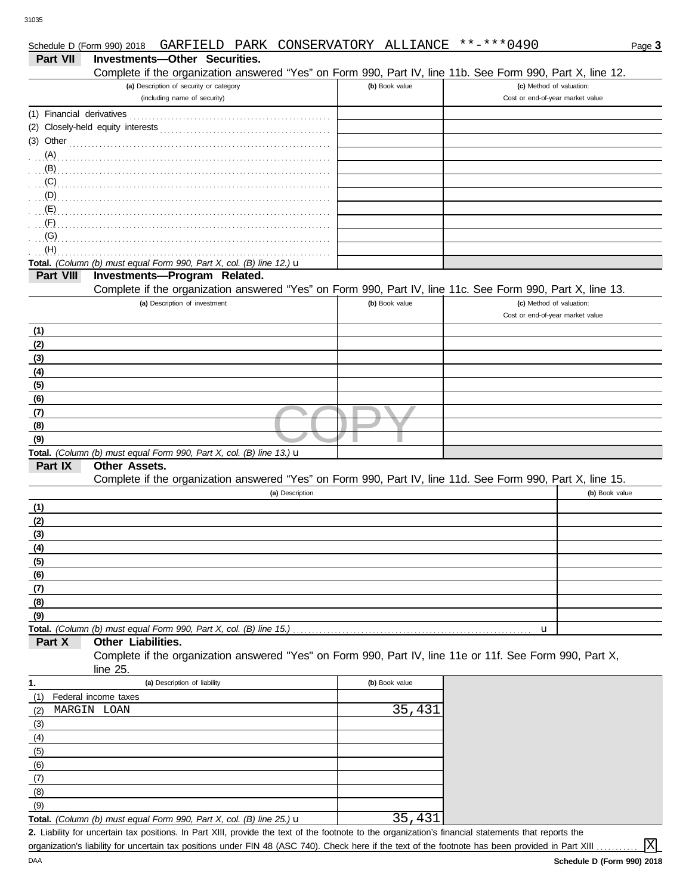Schedule D (Form 990) 2018 GARFIELD PARK CONSERVATORY ALLIANCE **-***0490

**Part VII Investments—Other Securities.**

Complete if the organization answered "Yes" on Form 990, Part IV, line 11b. See Form 990, Part X, line 12.

| (a) Description of security or category (including name of security) | (b) Book value | (c) Method of valuation: Cost or end-of-year market value |
|---|---|---|
| (1) Financial derivatives | | |
| (2) Closely-held equity interests | | |
| (3) Other | | |
| (A) | | |
| (B) | | |
| (C) | | |
| (D) | | |
| (E) | | |
| (F) | | |
| (G) | | |
| (H) | | |
| **Total.** *(Column (b) must equal Form 990, Part X, col. (B) line 12.)* u | | |

**Part VIII Investments—Program Related.**

Complete if the organization answered "Yes" on Form 990, Part IV, line 11c. See Form 990, Part X, line 13.

| (a) Description of investment | (b) Book value | (c) Method of valuation: Cost or end-of-year market value |
|---|---|---|
| (1) | | |
| (2) | | |
| (3) | | |
| (4) | | |
| (5) | | |
| (6) | | |
| (7) | | |
| (8) | | |
| (9) | | |
| **Total.** *(Column (b) must equal Form 990, Part X, col. (B) line 13.)* u | | |

**Part IX Other Assets.**

Complete if the organization answered "Yes" on Form 990, Part IV, line 11d. See Form 990, Part X, line 15.

| (a) Description | (b) Book value |
|---|---|
| (1) | |
| (2) | |
| (3) | |
| (4) | |
| (5) | |
| (6) | |
| (7) | |
| (8) | |
| (9) | |
| **Total.** *(Column (b) must equal Form 990, Part X, col. (B) line 15.)* u | |

**Part X Other Liabilities.**

Complete if the organization answered "Yes" on Form 990, Part IV, line 11e or 11f. See Form 990, Part X, line 25.

| 1. (a) Description of liability | (b) Book value |
|---|---|
| (1) Federal income taxes | |
| (2) MARGIN LOAN | 35,431 |
| (3) | |
| (4) | |
| (5) | |
| (6) | |
| (7) | |
| (8) | |
| (9) | |
| **Total.** *(Column (b) must equal Form 990, Part X, col. (B) line 25.)* u | 35,431 |

**2.** Liability for uncertain tax positions. In Part XIII, provide the text of the footnote to the organization's financial statements that reports the organization's liability for uncertain tax positions under FIN 48 (ASC 740). Check here if the text of the footnote has been provided in Part XIII [X]

**Schedule D (Form 990) 2018**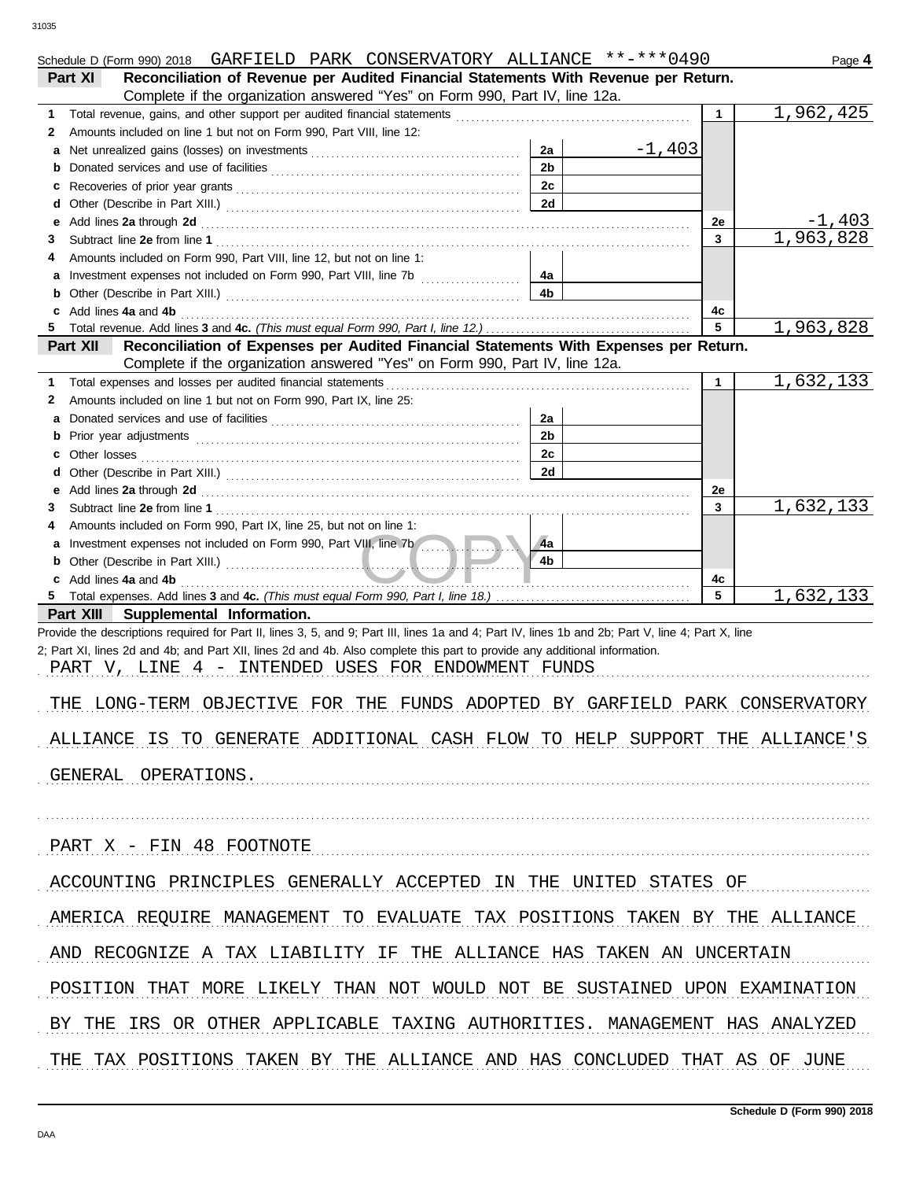Schedule D (Form 990) 2018 GARFIELD PARK CONSERVATORY ALLIANCE **-***0490 Page 4

**Part XI Reconciliation of Revenue per Audited Financial Statements With Revenue per Return.** Complete if the organization answered "Yes" on Form 990, Part IV, line 12a.

| | | | | | |
|---|---|---|---|---|---|
| 1 | Total revenue, gains, and other support per audited financial statements | | | 1 | 1,962,425 |
| 2 | Amounts included on line 1 but not on Form 990, Part VIII, line 12: | | | | |
| a | Net unrealized gains (losses) on investments | 2a | -1,403 | | |
| b | Donated services and use of facilities | 2b | | | |
| c | Recoveries of prior year grants | 2c | | | |
| d | Other (Describe in Part XIII.) | 2d | | | |
| e | Add lines **2a** through **2d** | | | 2e | -1,403 |
| 3 | Subtract line **2e** from line **1** | | | 3 | 1,963,828 |
| 4 | Amounts included on Form 990, Part VIII, line 12, but not on line 1: | | | | |
| a | Investment expenses not included on Form 990, Part VIII, line 7b | 4a | | | |
| b | Other (Describe in Part XIII.) | 4b | | | |
| c | Add lines **4a** and **4b** | | | 4c | |
| 5 | Total revenue. Add lines **3** and **4c.** *(This must equal Form 990, Part I, line 12.)* | | | 5 | 1,963,828 |

**Part XII Reconciliation of Expenses per Audited Financial Statements With Expenses per Return.** Complete if the organization answered "Yes" on Form 990, Part IV, line 12a.

| | | | | | |
|---|---|---|---|---|---|
| 1 | Total expenses and losses per audited financial statements | | | 1 | 1,632,133 |
| 2 | Amounts included on line 1 but not on Form 990, Part IX, line 25: | | | | |
| a | Donated services and use of facilities | 2a | | | |
| b | Prior year adjustments | 2b | | | |
| c | Other losses | 2c | | | |
| d | Other (Describe in Part XIII.) | 2d | | | |
| e | Add lines **2a** through **2d** | | | 2e | |
| 3 | Subtract line **2e** from line **1** | | | 3 | 1,632,133 |
| 4 | Amounts included on Form 990, Part IX, line 25, but not on line 1: | | | | |
| a | Investment expenses not included on Form 990, Part VIII, line 7b | 4a | | | |
| b | Other (Describe in Part XIII.) | 4b | | | |
| c | Add lines **4a** and **4b** | | | 4c | |
| 5 | Total expenses. Add lines **3** and **4c.** *(This must equal Form 990, Part I, line 18.)* | | | 5 | 1,632,133 |

**Part XIII Supplemental Information.**

Provide the descriptions required for Part II, lines 3, 5, and 9; Part III, lines 1a and 4; Part IV, lines 1b and 2b; Part V, line 4; Part X, line 2; Part XI, lines 2d and 4b; and Part XII, lines 2d and 4b. Also complete this part to provide any additional information.

PART V, LINE 4 - INTENDED USES FOR ENDOWMENT FUNDS

THE LONG-TERM OBJECTIVE FOR THE FUNDS ADOPTED BY GARFIELD PARK CONSERVATORY ALLIANCE IS TO GENERATE ADDITIONAL CASH FLOW TO HELP SUPPORT THE ALLIANCE'S GENERAL OPERATIONS.

PART X - FIN 48 FOOTNOTE

ACCOUNTING PRINCIPLES GENERALLY ACCEPTED IN THE UNITED STATES OF AMERICA REQUIRE MANAGEMENT TO EVALUATE TAX POSITIONS TAKEN BY THE ALLIANCE AND RECOGNIZE A TAX LIABILITY IF THE ALLIANCE HAS TAKEN AN UNCERTAIN POSITION THAT MORE LIKELY THAN NOT WOULD NOT BE SUSTAINED UPON EXAMINATION BY THE IRS OR OTHER APPLICABLE TAXING AUTHORITIES. MANAGEMENT HAS ANALYZED THE TAX POSITIONS TAKEN BY THE ALLIANCE AND HAS CONCLUDED THAT AS OF JUNE

Schedule D (Form 990) 2018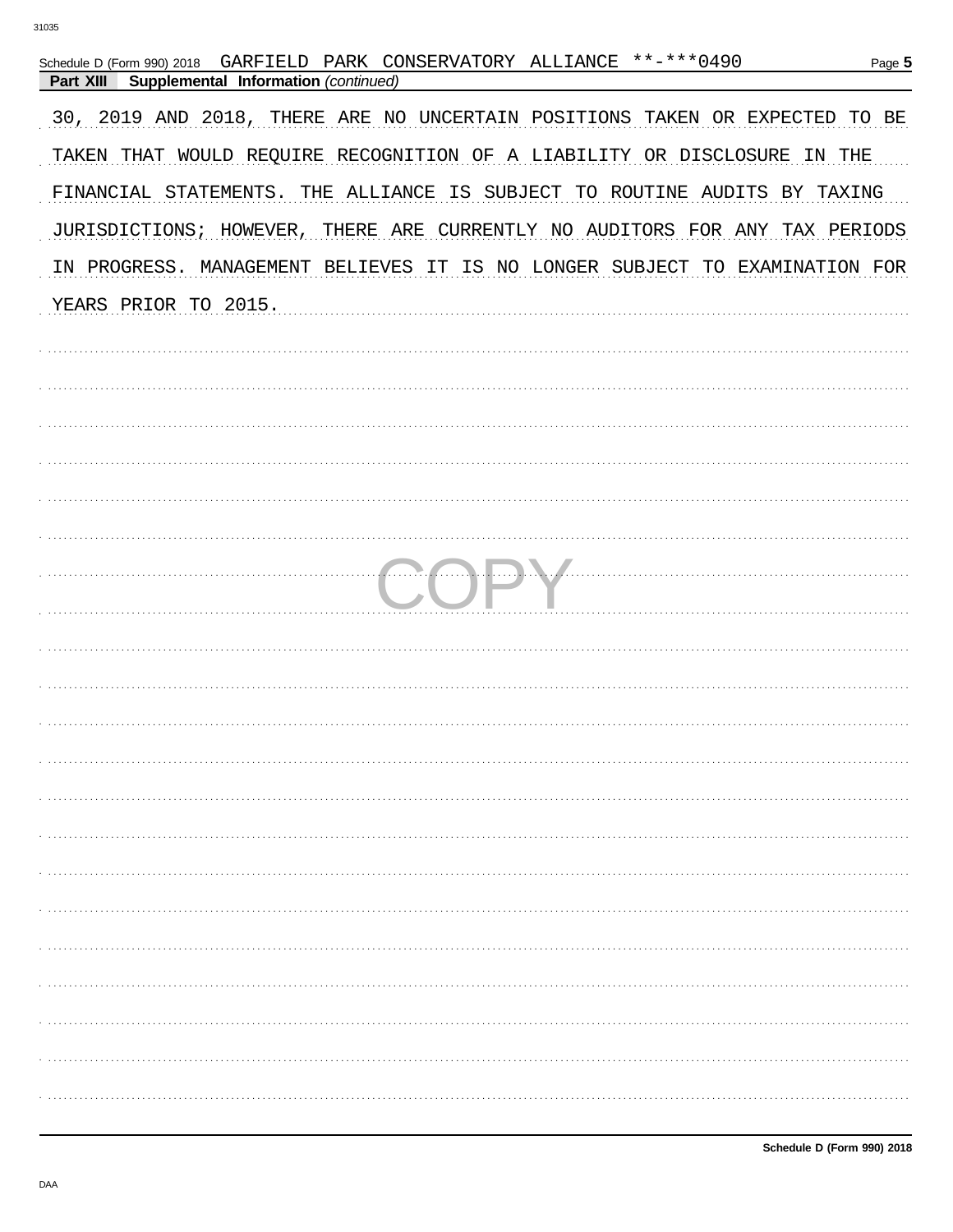Schedule D (Form 990) 2018 GARFIELD PARK CONSERVATORY ALLIANCE **-***0490

**Part XIII Supplemental Information** *(continued)*

30, 2019 AND 2018, THERE ARE NO UNCERTAIN POSITIONS TAKEN OR EXPECTED TO BE TAKEN THAT WOULD REQUIRE RECOGNITION OF A LIABILITY OR DISCLOSURE IN THE FINANCIAL STATEMENTS. THE ALLIANCE IS SUBJECT TO ROUTINE AUDITS BY TAXING JURISDICTIONS; HOWEVER, THERE ARE CURRENTLY NO AUDITORS FOR ANY TAX PERIODS IN PROGRESS. MANAGEMENT BELIEVES IT IS NO LONGER SUBJECT TO EXAMINATION FOR YEARS PRIOR TO 2015.

COPY

Schedule D (Form 990) 2018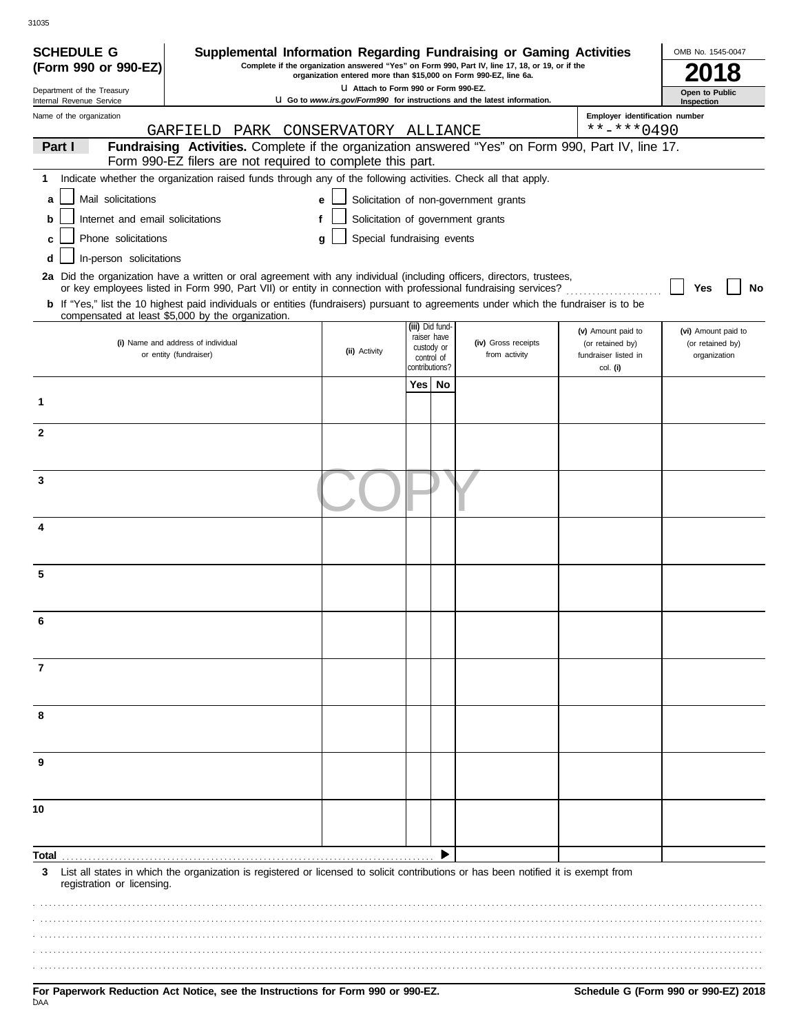31035

**SCHEDULE G (Form 990 or 990-EZ)**

Department of the Treasury
Internal Revenue Service

# Supplemental Information Regarding Fundraising or Gaming Activities

**Complete if the organization answered "Yes" on Form 990, Part IV, line 17, 18, or 19, or if the organization entered more than $15,000 on Form 990-EZ, line 6a.**

**u Attach to Form 990 or Form 990-EZ.**

**u Go to *www.irs.gov/Form990* for instructions and the latest information.**

OMB No. 1545-0047

**2018**

**Open to Public Inspection**

Name of the organization: GARFIELD PARK CONSERVATORY ALLIANCE

Employer identification number: **-***0490

**Part I** **Fundraising Activities.** Complete if the organization answered "Yes" on Form 990, Part IV, line 17. Form 990-EZ filers are not required to complete this part.

**1** Indicate whether the organization raised funds through any of the following activities. Check all that apply.

- **a** ☐ Mail solicitations
- **b** ☐ Internet and email solicitations
- **c** ☐ Phone solicitations
- **d** ☐ In-person solicitations
- **e** ☐ Solicitation of non-government grants
- **f** ☐ Solicitation of government grants
- **g** ☐ Special fundraising events

**2a** Did the organization have a written or oral agreement with any individual (including officers, directors, trustees, or key employees listed in Form 990, Part VII) or entity in connection with professional fundraising services? ☐ **Yes** ☐ **No**

**b** If "Yes," list the 10 highest paid individuals or entities (fundraisers) pursuant to agreements under which the fundraiser is to be compensated at least $5,000 by the organization.

| | (i) Name and address of individual or entity (fundraiser) | (ii) Activity | (iii) Did fundraiser have custody or control of contributions? Yes | No | (iv) Gross receipts from activity | (v) Amount paid to (or retained by) fundraiser listed in col. (i) | (vi) Amount paid to (or retained by) organization |
|---|---|---|---|---|---|---|---|
| 1 | | | | | | | |
| 2 | | | | | | | |
| 3 | | | | | | | |
| 4 | | | | | | | |
| 5 | | | | | | | |
| 6 | | | | | | | |
| 7 | | | | | | | |
| 8 | | | | | | | |
| 9 | | | | | | | |
| 10 | | | | | | | |
| **Total** | | | | ▶ | | | |

**3** List all states in which the organization is registered or licensed to solicit contributions or has been notified it is exempt from registration or licensing.

**For Paperwork Reduction Act Notice, see the Instructions for Form 990 or 990-EZ.**

DAA

**Schedule G (Form 990 or 990-EZ) 2018**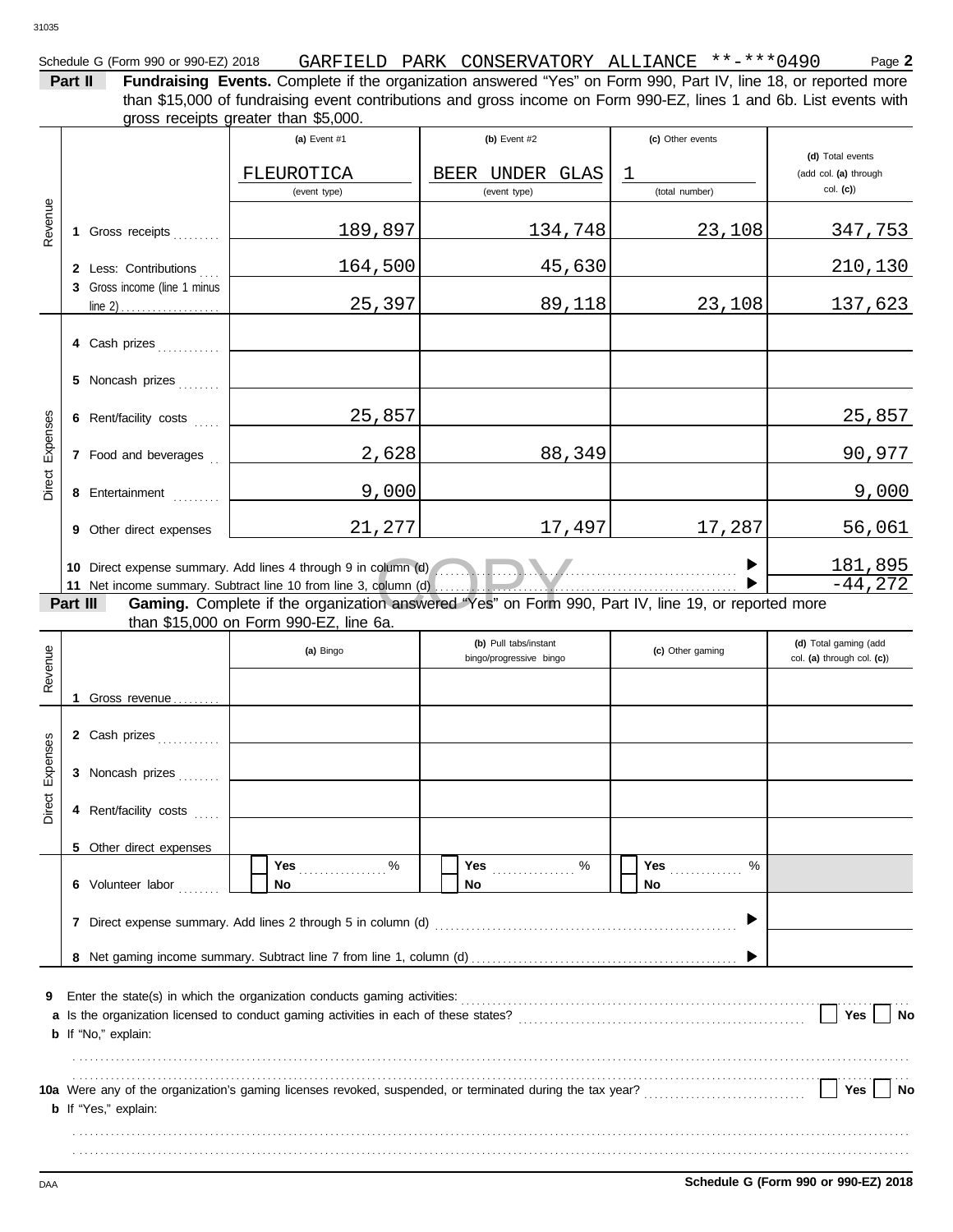Schedule G (Form 990 or 990-EZ) 2018 GARFIELD PARK CONSERVATORY ALLIANCE **-***0490

**Part II** **Fundraising Events.** Complete if the organization answered "Yes" on Form 990, Part IV, line 18, or reported more than $15,000 of fundraising event contributions and gross income on Form 990-EZ, lines 1 and 6b. List events with gross receipts greater than $5,000.

| | | (a) Event #1 | (b) Event #2 | (c) Other events | (d) Total events (add col. (a) through col. (c)) |
|---|---|---|---|---|---|
| | | FLEUROTICA (event type) | BEER UNDER GLAS (event type) | 1 (total number) | |
| Revenue | 1 Gross receipts | 189,897 | 134,748 | 23,108 | 347,753 |
| | 2 Less: Contributions | 164,500 | 45,630 | | 210,130 |
| | 3 Gross income (line 1 minus line 2) | 25,397 | 89,118 | 23,108 | 137,623 |
| Direct Expenses | 4 Cash prizes | | | | |
| | 5 Noncash prizes | | | | |
| | 6 Rent/facility costs | 25,857 | | | 25,857 |
| | 7 Food and beverages | 2,628 | 88,349 | | 90,977 |
| | 8 Entertainment | 9,000 | | | 9,000 |
| | 9 Other direct expenses | 21,277 | 17,497 | 17,287 | 56,061 |
| | 10 Direct expense summary. Add lines 4 through 9 in column (d) | | | | 181,895 |
| | 11 Net income summary. Subtract line 10 from line 3, column (d) | | | | -44,272 |

**Part III** **Gaming.** Complete if the organization answered "Yes" on Form 990, Part IV, line 19, or reported more than $15,000 on Form 990-EZ, line 6a.

| | | (a) Bingo | (b) Pull tabs/instant bingo/progressive bingo | (c) Other gaming | (d) Total gaming (add col. (a) through col. (c)) |
|---|---|---|---|---|---|
| Revenue | 1 Gross revenue | | | | |
| Direct Expenses | 2 Cash prizes | | | | |
| | 3 Noncash prizes | | | | |
| | 4 Rent/facility costs | | | | |
| | 5 Other direct expenses | | | | |
| | 6 Volunteer labor | ☐ Yes ____ % ☐ No | ☐ Yes ____ % ☐ No | ☐ Yes ____ % ☐ No | |
| | 7 Direct expense summary. Add lines 2 through 5 in column (d) | | | | |
| | 8 Net gaming income summary. Subtract line 7 from line 1, column (d) | | | | |

9 Enter the state(s) in which the organization conducts gaming activities:

a Is the organization licensed to conduct gaming activities in each of these states? ☐ Yes ☐ No

b If "No," explain:

10a Were any of the organization's gaming licenses revoked, suspended, or terminated during the tax year? ☐ Yes ☐ No

b If "Yes," explain:

Schedule G (Form 990 or 990-EZ) 2018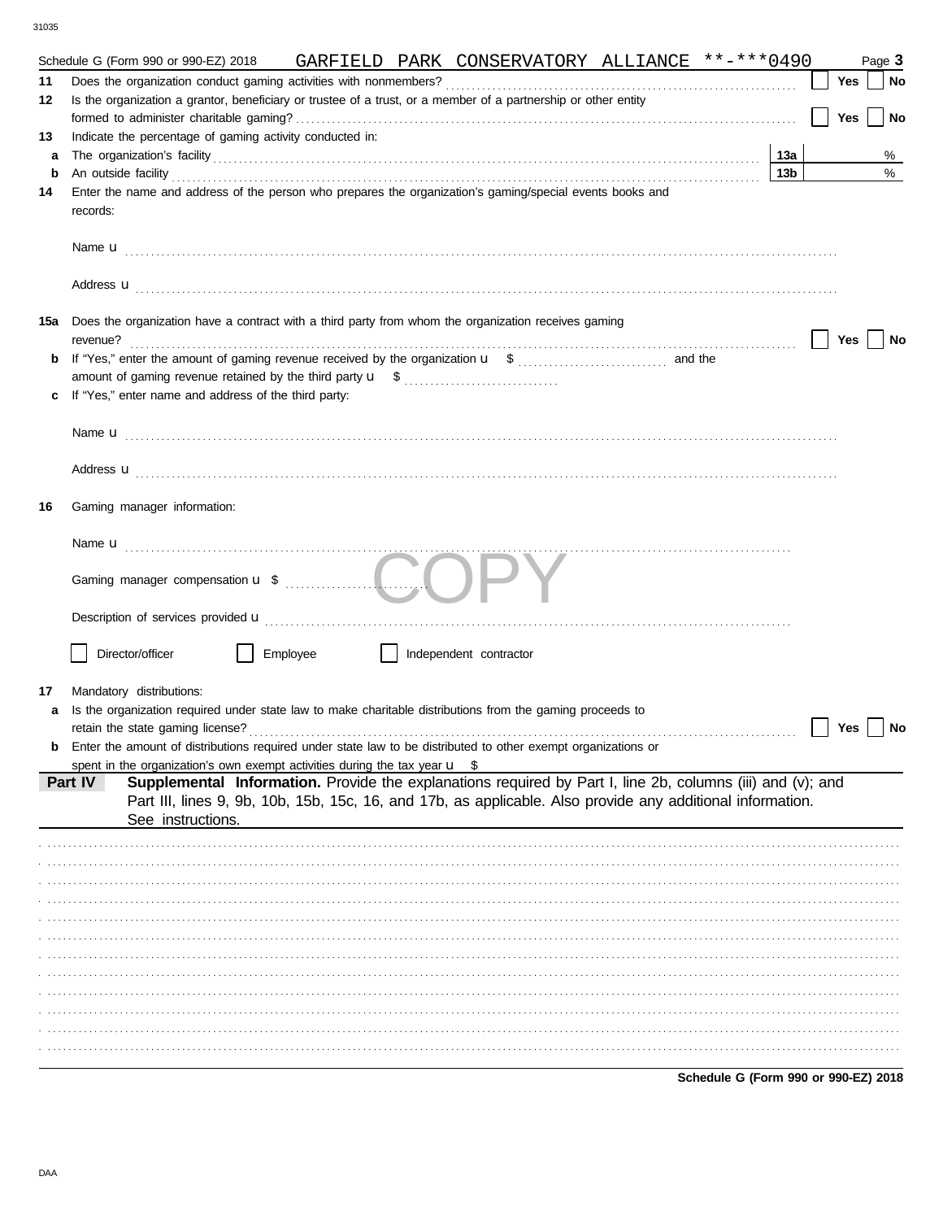Schedule G (Form 990 or 990-EZ) 2018 GARFIELD PARK CONSERVATORY ALLIANCE **-***0490 Page **3**

**11** Does the organization conduct gaming activities with nonmembers? ☐ Yes ☐ No

**12** Is the organization a grantor, beneficiary or trustee of a trust, or a member of a partnership or other entity formed to administer charitable gaming? ☐ Yes ☐ No

**13** Indicate the percentage of gaming activity conducted in:

**a** The organization's facility ..... **13a** %

**b** An outside facility ..... **13b** %

**14** Enter the name and address of the person who prepares the organization's gaming/special events books and records:

Name u

Address u

**15a** Does the organization have a contract with a third party from whom the organization receives gaming revenue? ☐ Yes ☐ No

**b** If "Yes," enter the amount of gaming revenue received by the organization u $ ........ and the amount of gaming revenue retained by the third party u $ ........

**c** If "Yes," enter name and address of the third party:

Name u

Address u

**16** Gaming manager information:

Name u

Gaming manager compensation u $

Description of services provided u

☐ Director/officer ☐ Employee ☐ Independent contractor

**17** Mandatory distributions:

**a** Is the organization required under state law to make charitable distributions from the gaming proceeds to retain the state gaming license? ☐ Yes ☐ No

**b** Enter the amount of distributions required under state law to be distributed to other exempt organizations or spent in the organization's own exempt activities during the tax year u $

**Part IV** **Supplemental Information.** Provide the explanations required by Part I, line 2b, columns (iii) and (v); and Part III, lines 9, 9b, 10b, 15b, 15c, 16, and 17b, as applicable. Also provide any additional information. See instructions.

**Schedule G (Form 990 or 990-EZ) 2018**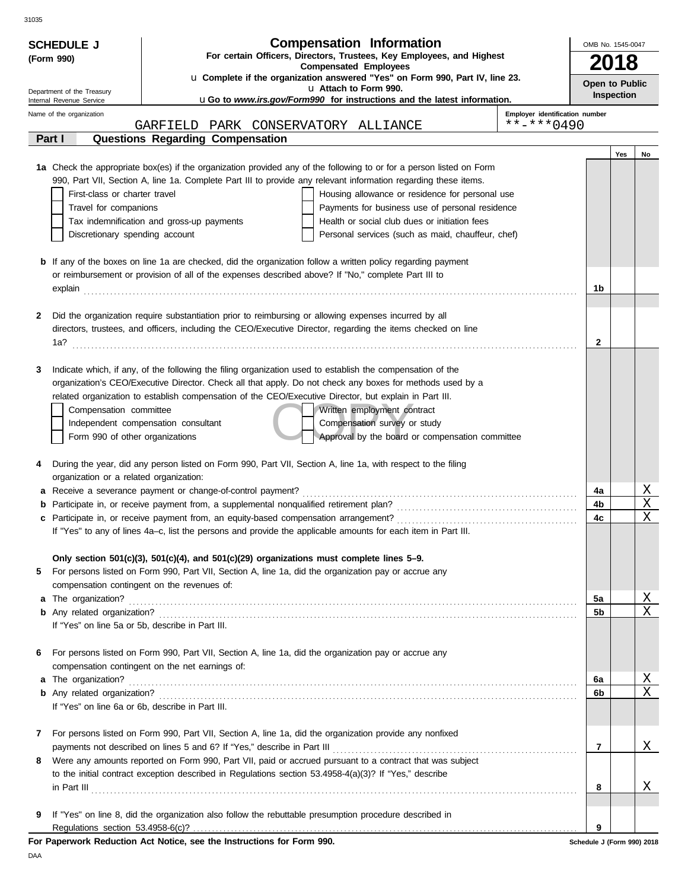**SCHEDULE J**
**(Form 990)**

Department of the Treasury
Internal Revenue Service

# Compensation Information

**For certain Officers, Directors, Trustees, Key Employees, and Highest Compensated Employees**

u **Complete if the organization answered "Yes" on Form 990, Part IV, line 23.**
u **Attach to Form 990.**
u **Go to *www.irs.gov/Form990* for instructions and the latest information.**

OMB No. 1545-0047
**2018**
**Open to Public Inspection**

Name of the organization: GARFIELD PARK CONSERVATORY ALLIANCE
Employer identification number: **-***0490

## Part I Questions Regarding Compensation

| | | | Yes | No |
|---|---|---|---|---|
| **1a** | Check the appropriate box(es) if the organization provided any of the following to or for a person listed on Form 990, Part VII, Section A, line 1a. Complete Part III to provide any relevant information regarding these items.<br>☐ First-class or charter travel ☐ Housing allowance or residence for personal use<br>☐ Travel for companions ☐ Payments for business use of personal residence<br>☐ Tax indemnification and gross-up payments ☐ Health or social club dues or initiation fees<br>☐ Discretionary spending account ☐ Personal services (such as maid, chauffeur, chef) | | | |
| **b** | If any of the boxes on line 1a are checked, did the organization follow a written policy regarding payment or reimbursement or provision of all of the expenses described above? If "No," complete Part III to explain | 1b | | |
| **2** | Did the organization require substantiation prior to reimbursing or allowing expenses incurred by all directors, trustees, and officers, including the CEO/Executive Director, regarding the items checked on line 1a? | 2 | | |
| **3** | Indicate which, if any, of the following the filing organization used to establish the compensation of the organization's CEO/Executive Director. Check all that apply. Do not check any boxes for methods used by a related organization to establish compensation of the CEO/Executive Director, but explain in Part III.<br>☐ Compensation committee ☐ Written employment contract<br>☐ Independent compensation consultant ☐ Compensation survey or study<br>☐ Form 990 of other organizations ☐ Approval by the board or compensation committee | | | |
| **4** | During the year, did any person listed on Form 990, Part VII, Section A, line 1a, with respect to the filing organization or a related organization: | | | |
| **a** | Receive a severance payment or change-of-control payment? | 4a | | X |
| **b** | Participate in, or receive payment from, a supplemental nonqualified retirement plan? | 4b | | X |
| **c** | Participate in, or receive payment from, an equity-based compensation arrangement? | 4c | | X |
| | If "Yes" to any of lines 4a–c, list the persons and provide the applicable amounts for each item in Part III. | | | |
| | **Only section 501(c)(3), 501(c)(4), and 501(c)(29) organizations must complete lines 5–9.** | | | |
| **5** | For persons listed on Form 990, Part VII, Section A, line 1a, did the organization pay or accrue any compensation contingent on the revenues of: | | | |
| **a** | The organization? | 5a | | X |
| **b** | Any related organization? | 5b | | X |
| | If "Yes" on line 5a or 5b, describe in Part III. | | | |
| **6** | For persons listed on Form 990, Part VII, Section A, line 1a, did the organization pay or accrue any compensation contingent on the net earnings of: | | | |
| **a** | The organization? | 6a | | X |
| **b** | Any related organization? | 6b | | X |
| | If "Yes" on line 6a or 6b, describe in Part III. | | | |
| **7** | For persons listed on Form 990, Part VII, Section A, line 1a, did the organization provide any nonfixed payments not described on lines 5 and 6? If "Yes," describe in Part III | 7 | | X |
| **8** | Were any amounts reported on Form 990, Part VII, paid or accrued pursuant to a contract that was subject to the initial contract exception described in Regulations section 53.4958-4(a)(3)? If "Yes," describe in Part III | 8 | | X |
| **9** | If "Yes" on line 8, did the organization also follow the rebuttable presumption procedure described in Regulations section 53.4958-6(c)? | 9 | | |

**For Paperwork Reduction Act Notice, see the Instructions for Form 990.** Schedule J (Form 990) 2018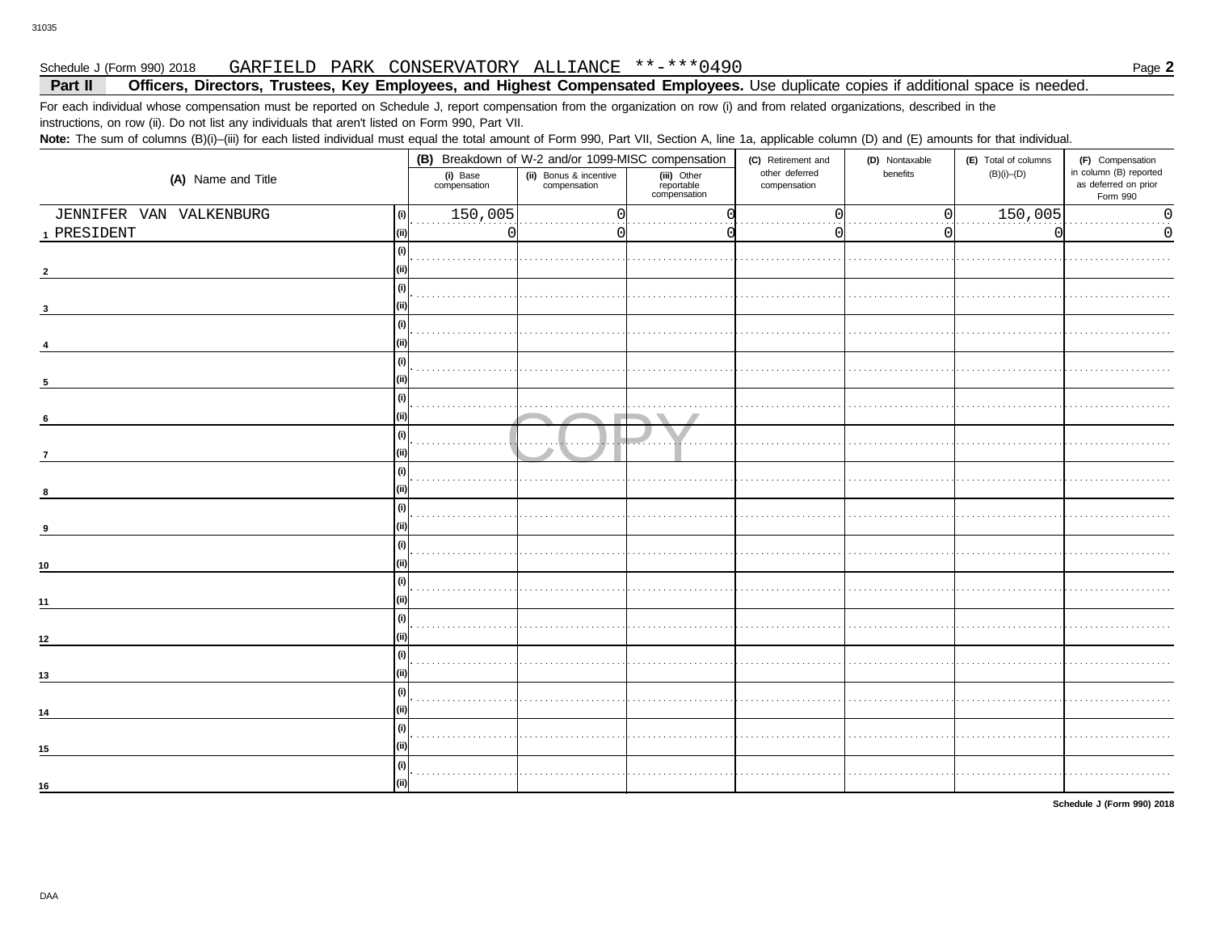Schedule J (Form 990) 2018 GARFIELD PARK CONSERVATORY ALLIANCE **-***0490 Page **2**

**Part II Officers, Directors, Trustees, Key Employees, and Highest Compensated Employees.** Use duplicate copies if additional space is needed.

For each individual whose compensation must be reported on Schedule J, report compensation from the organization on row (i) and from related organizations, described in the instructions, on row (ii). Do not list any individuals that aren't listed on Form 990, Part VII.

**Note:** The sum of columns (B)(i)–(iii) for each listed individual must equal the total amount of Form 990, Part VII, Section A, line 1a, applicable column (D) and (E) amounts for that individual.

| (A) Name and Title | | (B) Breakdown of W-2 and/or 1099-MISC compensation | | | (C) Retirement and other deferred compensation | (D) Nontaxable benefits | (E) Total of columns (B)(i)–(D) | (F) Compensation in column (B) reported as deferred on prior Form 990 |
|---|---|---|---|---|---|---|---|---|
| | | (i) Base compensation | (ii) Bonus & incentive compensation | (iii) Other reportable compensation | | | | |
| 1 JENNIFER VAN VALKENBURG | (i) | 150,005 | 0 | 0 | 0 | 0 | 150,005 | 0 |
| PRESIDENT | (ii) | 0 | 0 | 0 | 0 | 0 | 0 | 0 |
| 2 | (i) | | | | | | | |
| | (ii) | | | | | | | |
| 3 | (i) | | | | | | | |
| | (ii) | | | | | | | |
| 4 | (i) | | | | | | | |
| | (ii) | | | | | | | |
| 5 | (i) | | | | | | | |
| | (ii) | | | | | | | |
| 6 | (i) | | | | | | | |
| | (ii) | | | | | | | |
| 7 | (i) | | | | | | | |
| | (ii) | | | | | | | |
| 8 | (i) | | | | | | | |
| | (ii) | | | | | | | |
| 9 | (i) | | | | | | | |
| | (ii) | | | | | | | |
| 10 | (i) | | | | | | | |
| | (ii) | | | | | | | |
| 11 | (i) | | | | | | | |
| | (ii) | | | | | | | |
| 12 | (i) | | | | | | | |
| | (ii) | | | | | | | |
| 13 | (i) | | | | | | | |
| | (ii) | | | | | | | |
| 14 | (i) | | | | | | | |
| | (ii) | | | | | | | |
| 15 | (i) | | | | | | | |
| | (ii) | | | | | | | |
| 16 | (i) | | | | | | | |
| | (ii) | | | | | | | |

COPY

**Schedule J (Form 990) 2018**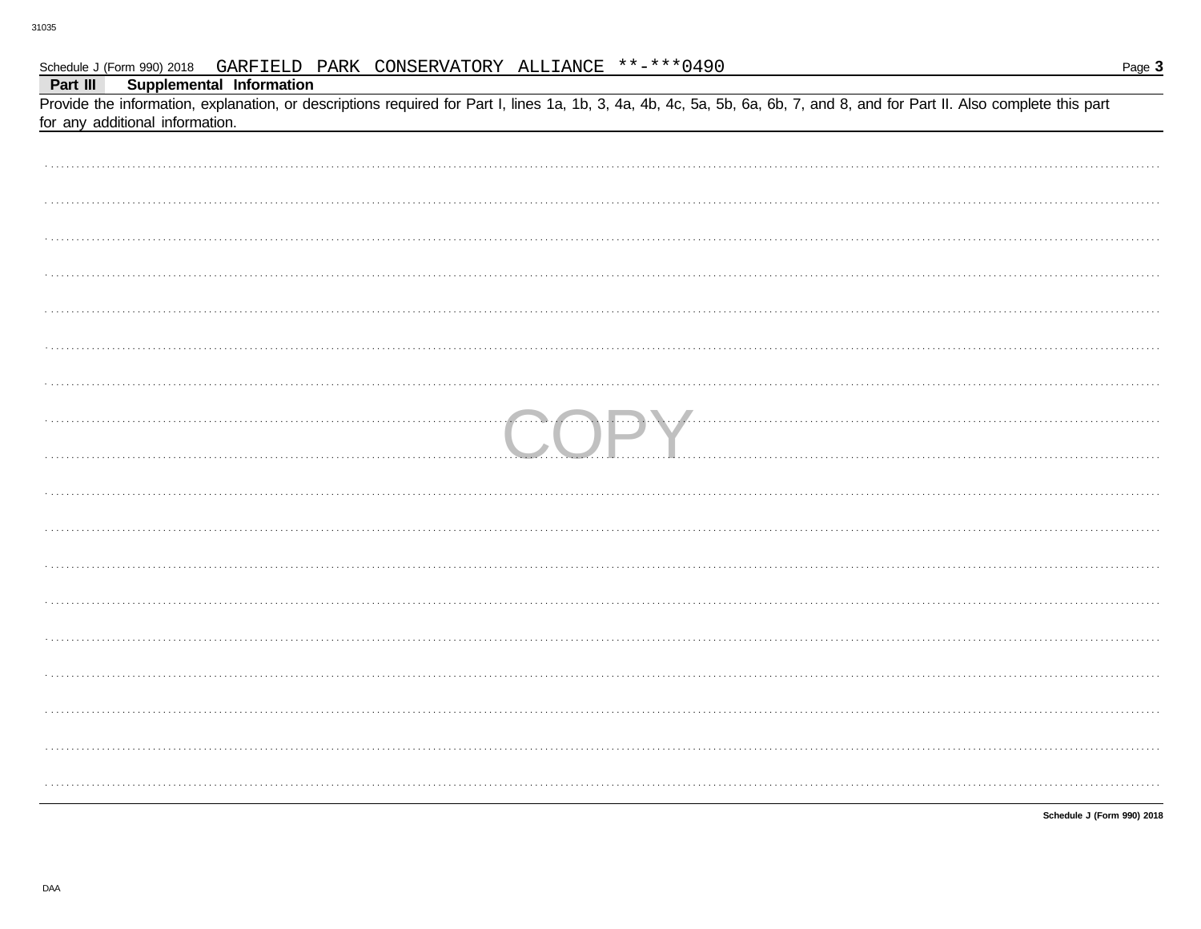Schedule J (Form 990) 2018 GARFIELD PARK CONSERVATORY ALLIANCE **-***0490

## Part III Supplemental Information

Provide the information, explanation, or descriptions required for Part I, lines 1a, 1b, 3, 4a, 4b, 4c, 5a, 5b, 6a, 6b, 7, and 8, and for Part II. Also complete this part for any additional information.

COPY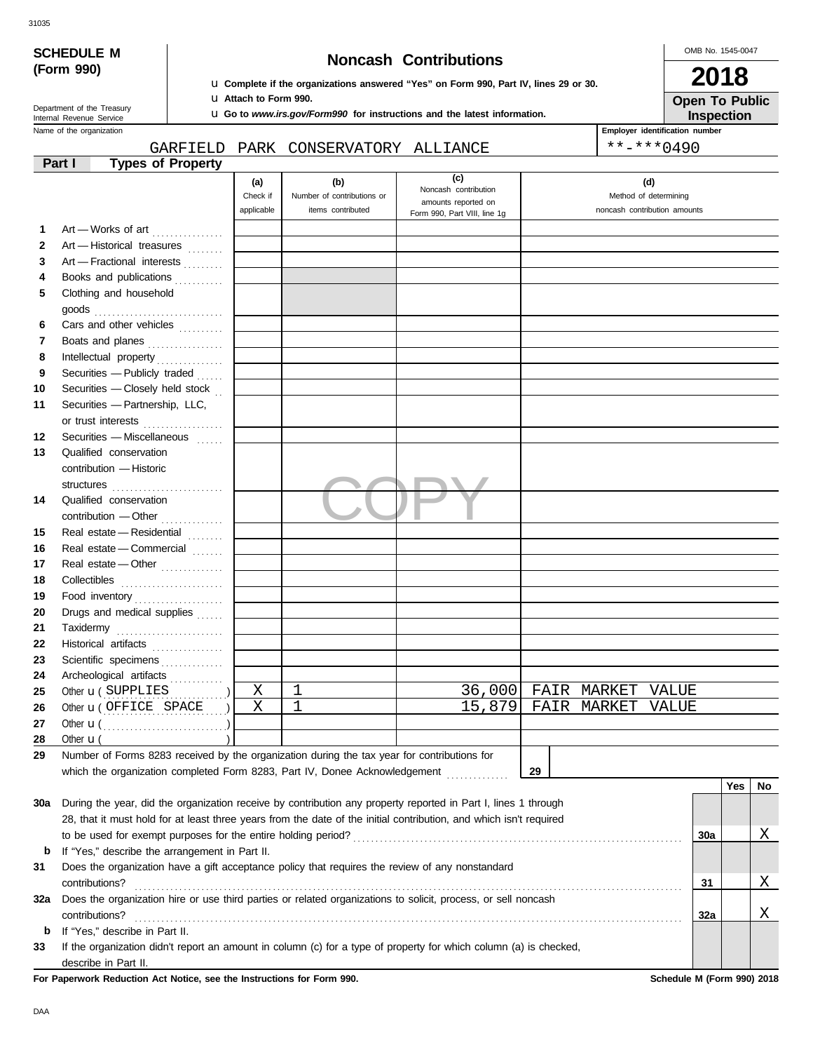**SCHEDULE M (Form 990)**

Department of the Treasury
Internal Revenue Service

# Noncash Contributions

u Complete if the organizations answered "Yes" on Form 990, Part IV, lines 29 or 30.
u Attach to Form 990.
u Go to *www.irs.gov/Form990* for instructions and the latest information.

OMB No. 1545-0047

**2018**

**Open To Public Inspection**

Name of the organization: GARFIELD PARK CONSERVATORY ALLIANCE

Employer identification number: **-***0490

## Part I Types of Property

| | | (a) Check if applicable | (b) Number of contributions or items contributed | (c) Noncash contribution amounts reported on Form 990, Part VIII, line 1g | (d) Method of determining noncash contribution amounts |
|---|---|---|---|---|---|
| 1 | Art — Works of art | | | | |
| 2 | Art — Historical treasures | | | | |
| 3 | Art — Fractional interests | | | | |
| 4 | Books and publications | | | | |
| 5 | Clothing and household goods | | | | |
| 6 | Cars and other vehicles | | | | |
| 7 | Boats and planes | | | | |
| 8 | Intellectual property | | | | |
| 9 | Securities — Publicly traded | | | | |
| 10 | Securities — Closely held stock | | | | |
| 11 | Securities — Partnership, LLC, or trust interests | | | | |
| 12 | Securities — Miscellaneous | | | | |
| 13 | Qualified conservation contribution — Historic structures | | | | |
| 14 | Qualified conservation contribution — Other | | | | |
| 15 | Real estate — Residential | | | | |
| 16 | Real estate — Commercial | | | | |
| 17 | Real estate — Other | | | | |
| 18 | Collectibles | | | | |
| 19 | Food inventory | | | | |
| 20 | Drugs and medical supplies | | | | |
| 21 | Taxidermy | | | | |
| 22 | Historical artifacts | | | | |
| 23 | Scientific specimens | | | | |
| 24 | Archeological artifacts | | | | |
| 25 | Other u ( SUPPLIES ) | X | 1 | 36,000 | FAIR MARKET VALUE |
| 26 | Other u ( OFFICE SPACE ) | X | 1 | 15,879 | FAIR MARKET VALUE |
| 27 | Other u ( ) | | | | |
| 28 | Other u ( ) | | | | |

29 Number of Forms 8283 received by the organization during the tax year for contributions for which the organization completed Form 8283, Part IV, Donee Acknowledgement . . . **29**

| | | | Yes | No |
|---|---|---|---|---|
| 30a | During the year, did the organization receive by contribution any property reported in Part I, lines 1 through 28, that it must hold for at least three years from the date of the initial contribution, and which isn't required to be used for exempt purposes for the entire holding period? | 30a | | X |
| b | If "Yes," describe the arrangement in Part II. | | | |
| 31 | Does the organization have a gift acceptance policy that requires the review of any nonstandard contributions? | 31 | | X |
| 32a | Does the organization hire or use third parties or related organizations to solicit, process, or sell noncash contributions? | 32a | | X |
| b | If "Yes," describe in Part II. | | | |
| 33 | If the organization didn't report an amount in column (c) for a type of property for which column (a) is checked, describe in Part II. | | | |

**For Paperwork Reduction Act Notice, see the Instructions for Form 990.**

**Schedule M (Form 990) 2018**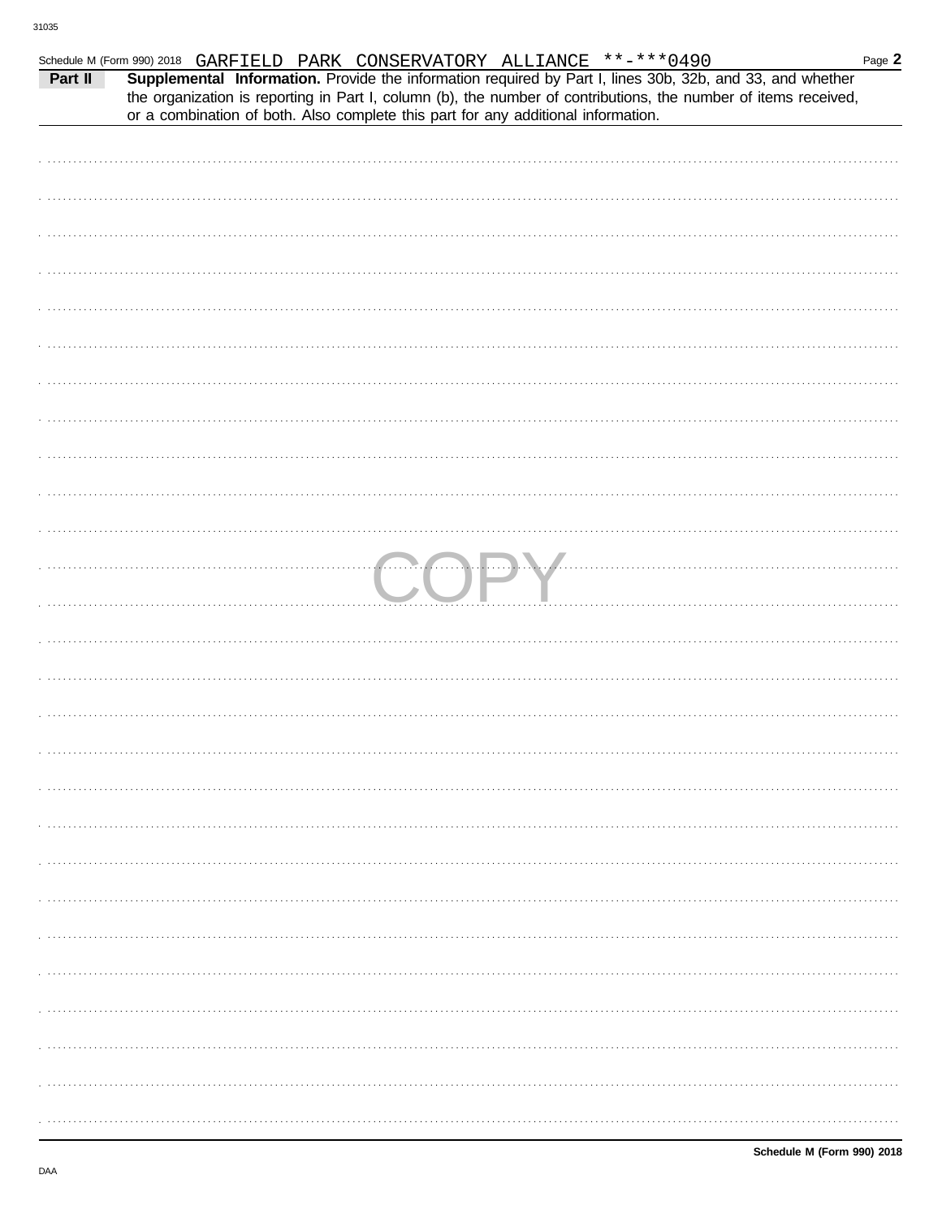Schedule M (Form 990) 2018 GARFIELD PARK CONSERVATORY ALLIANCE **-***0490

**Part II** **Supplemental Information.** Provide the information required by Part I, lines 30b, 32b, and 33, and whether the organization is reporting in Part I, column (b), the number of contributions, the number of items received, or a combination of both. Also complete this part for any additional information.

COPY

**Schedule M (Form 990) 2018**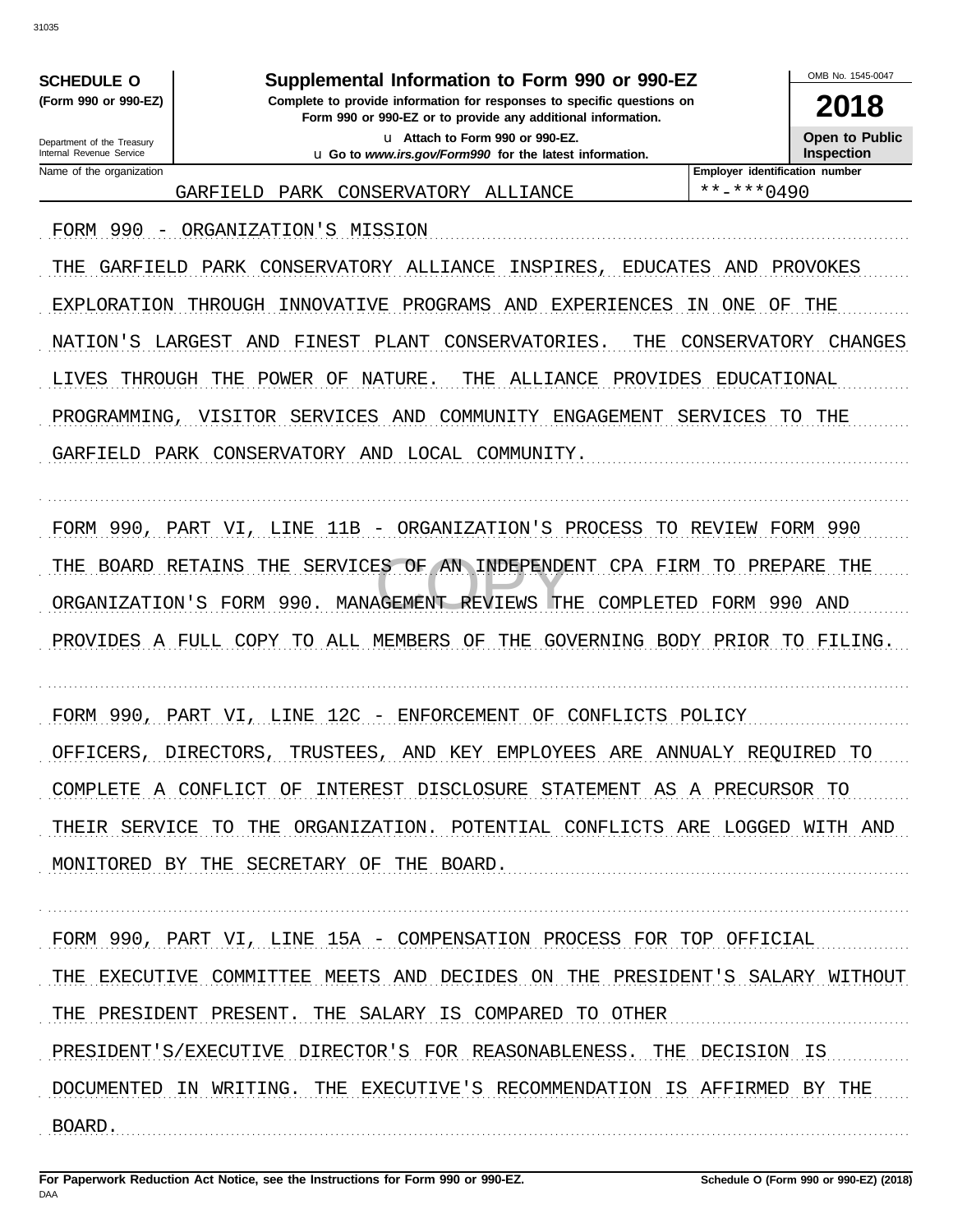**SCHEDULE O** (Form 990 or 990-EZ)

Department of the Treasury
Internal Revenue Service

# Supplemental Information to Form 990 or 990-EZ

**Complete to provide information for responses to specific questions on Form 990 or 990-EZ or to provide any additional information.**

u Attach to Form 990 or 990-EZ.

u Go to *www.irs.gov/Form990* for the latest information.

OMB No. 1545-0047

**2018**

**Open to Public Inspection**

Name of the organization: GARFIELD PARK CONSERVATORY ALLIANCE

Employer identification number: **-***0490

FORM 990 - ORGANIZATION'S MISSION

THE GARFIELD PARK CONSERVATORY ALLIANCE INSPIRES, EDUCATES AND PROVOKES EXPLORATION THROUGH INNOVATIVE PROGRAMS AND EXPERIENCES IN ONE OF THE NATION'S LARGEST AND FINEST PLANT CONSERVATORIES. THE CONSERVATORY CHANGES LIVES THROUGH THE POWER OF NATURE. THE ALLIANCE PROVIDES EDUCATIONAL PROGRAMMING, VISITOR SERVICES AND COMMUNITY ENGAGEMENT SERVICES TO THE GARFIELD PARK CONSERVATORY AND LOCAL COMMUNITY.

FORM 990, PART VI, LINE 11B - ORGANIZATION'S PROCESS TO REVIEW FORM 990

THE BOARD RETAINS THE SERVICES OF AN INDEPENDENT CPA FIRM TO PREPARE THE ORGANIZATION'S FORM 990. MANAGEMENT REVIEWS THE COMPLETED FORM 990 AND PROVIDES A FULL COPY TO ALL MEMBERS OF THE GOVERNING BODY PRIOR TO FILING.

FORM 990, PART VI, LINE 12C - ENFORCEMENT OF CONFLICTS POLICY

OFFICERS, DIRECTORS, TRUSTEES, AND KEY EMPLOYEES ARE ANNUALY REQUIRED TO COMPLETE A CONFLICT OF INTEREST DISCLOSURE STATEMENT AS A PRECURSOR TO THEIR SERVICE TO THE ORGANIZATION. POTENTIAL CONFLICTS ARE LOGGED WITH AND MONITORED BY THE SECRETARY OF THE BOARD.

FORM 990, PART VI, LINE 15A - COMPENSATION PROCESS FOR TOP OFFICIAL

THE EXECUTIVE COMMITTEE MEETS AND DECIDES ON THE PRESIDENT'S SALARY WITHOUT THE PRESIDENT PRESENT. THE SALARY IS COMPARED TO OTHER PRESIDENT'S/EXECUTIVE DIRECTOR'S FOR REASONABLENESS. THE DECISION IS DOCUMENTED IN WRITING. THE EXECUTIVE'S RECOMMENDATION IS AFFIRMED BY THE BOARD.

**For Paperwork Reduction Act Notice, see the Instructions for Form 990 or 990-EZ.** **Schedule O (Form 990 or 990-EZ) (2018)**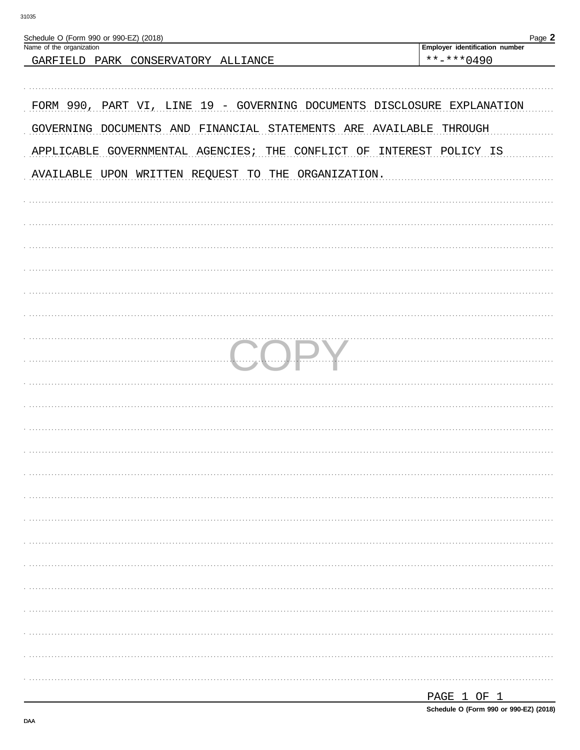Schedule O (Form 990 or 990-EZ) (2018)

| Name of the organization | Employer identification number |
| --- | --- |
| GARFIELD PARK CONSERVATORY ALLIANCE | **-***0490 |

FORM 990, PART VI, LINE 19 - GOVERNING DOCUMENTS DISCLOSURE EXPLANATION

GOVERNING DOCUMENTS AND FINANCIAL STATEMENTS ARE AVAILABLE THROUGH APPLICABLE GOVERNMENTAL AGENCIES; THE CONFLICT OF INTEREST POLICY IS AVAILABLE UPON WRITTEN REQUEST TO THE ORGANIZATION.

COPY

PAGE 1 OF 1

Schedule O (Form 990 or 990-EZ) (2018)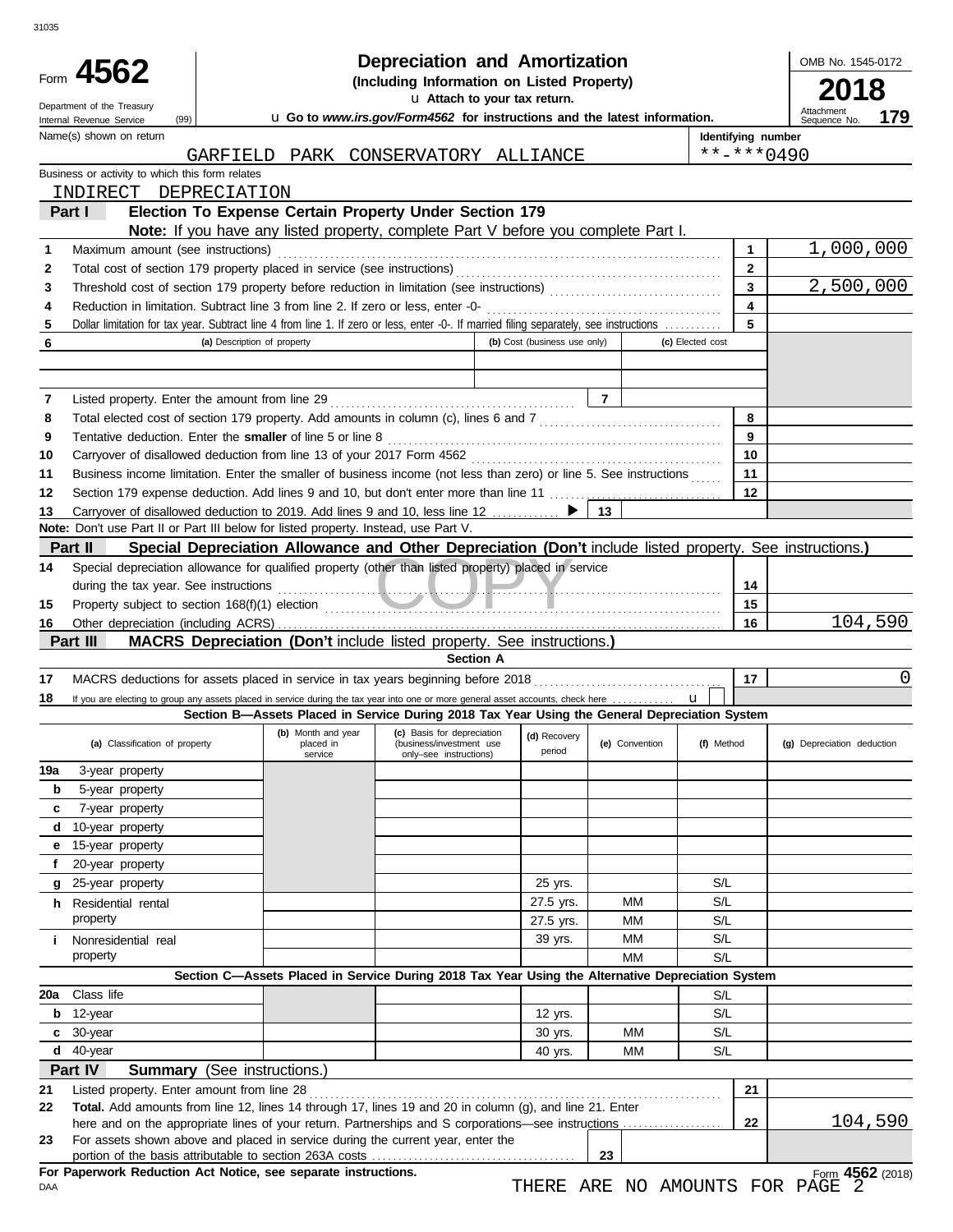31035

Form **4562**

Department of the Treasury
Internal Revenue Service (99)

# Depreciation and Amortization

**(Including Information on Listed Property)**

u **Attach to your tax return.**

u **Go to *www.irs.gov/Form4562* for instructions and the latest information.**

OMB No. 1545-0172

**2018**

Attachment Sequence No. **179**

Name(s) shown on return: GARFIELD PARK CONSERVATORY ALLIANCE

Identifying number: **-***0490

Business or activity to which this form relates: INDIRECT DEPRECIATION

## Part I Election To Expense Certain Property Under Section 179

**Note:** If you have any listed property, complete Part V before you complete Part I.

| | | | |
|---|---|---|---|
| 1 | Maximum amount (see instructions) | 1 | 1,000,000 |
| 2 | Total cost of section 179 property placed in service (see instructions) | 2 | |
| 3 | Threshold cost of section 179 property before reduction in limitation (see instructions) | 3 | 2,500,000 |
| 4 | Reduction in limitation. Subtract line 3 from line 2. If zero or less, enter -0- | 4 | |
| 5 | Dollar limitation for tax year. Subtract line 4 from line 1. If zero or less, enter -0-. If married filing separately, see instructions | 5 | |

| 6 | (a) Description of property | (b) Cost (business use only) | (c) Elected cost |
|---|---|---|---|
| | | | |
| | | | |

| | | | |
|---|---|---|---|
| 7 | Listed property. Enter the amount from line 29 | 7 | |
| 8 | Total elected cost of section 179 property. Add amounts in column (c), lines 6 and 7 | 8 | |
| 9 | Tentative deduction. Enter the **smaller** of line 5 or line 8 | 9 | |
| 10 | Carryover of disallowed deduction from line 13 of your 2017 Form 4562 | 10 | |
| 11 | Business income limitation. Enter the smaller of business income (not less than zero) or line 5. See instructions | 11 | |
| 12 | Section 179 expense deduction. Add lines 9 and 10, but don't enter more than line 11 | 12 | |
| 13 | Carryover of disallowed deduction to 2019. Add lines 9 and 10, less line 12 ▶ | 13 | |

**Note:** Don't use Part II or Part III below for listed property. Instead, use Part V.

## Part II Special Depreciation Allowance and Other Depreciation (Don't include listed property. See instructions.)

| | | | |
|---|---|---|---|
| 14 | Special depreciation allowance for qualified property (other than listed property) placed in service during the tax year. See instructions | 14 | |
| 15 | Property subject to section 168(f)(1) election | 15 | |
| 16 | Other depreciation (including ACRS) | 16 | 104,590 |

## Part III MACRS Depreciation (Don't include listed property. See instructions.)

**Section A**

| | | | |
|---|---|---|---|
| 17 | MACRS deductions for assets placed in service in tax years beginning before 2018 | 17 | 0 |
| 18 | If you are electing to group any assets placed in service during the tax year into one or more general asset accounts, check here u | | |

**Section B—Assets Placed in Service During 2018 Tax Year Using the General Depreciation System**

| | (a) Classification of property | (b) Month and year placed in service | (c) Basis for depreciation (business/investment use only–see instructions) | (d) Recovery period | (e) Convention | (f) Method | (g) Depreciation deduction |
|---|---|---|---|---|---|---|---|
| 19a | 3-year property | | | | | | |
| b | 5-year property | | | | | | |
| c | 7-year property | | | | | | |
| d | 10-year property | | | | | | |
| e | 15-year property | | | | | | |
| f | 20-year property | | | | | | |
| g | 25-year property | | | 25 yrs. | | S/L | |
| h | Residential rental property | | | 27.5 yrs. | MM | S/L | |
| | | | | 27.5 yrs. | MM | S/L | |
| i | Nonresidential real property | | | 39 yrs. | MM | S/L | |
| | | | | | MM | S/L | |

**Section C—Assets Placed in Service During 2018 Tax Year Using the Alternative Depreciation System**

| | | | | | | | |
|---|---|---|---|---|---|---|---|
| 20a | Class life | | | | | S/L | |
| b | 12-year | | | 12 yrs. | | S/L | |
| c | 30-year | | | 30 yrs. | MM | S/L | |
| d | 40-year | | | 40 yrs. | MM | S/L | |

## Part IV Summary (See instructions.)

| | | | |
|---|---|---|---|
| 21 | Listed property. Enter amount from line 28 | 21 | |
| 22 | **Total.** Add amounts from line 12, lines 14 through 17, lines 19 and 20 in column (g), and line 21. Enter here and on the appropriate lines of your return. Partnerships and S corporations—see instructions | 22 | 104,590 |
| 23 | For assets shown above and placed in service during the current year, enter the portion of the basis attributable to section 263A costs | 23 | |

**For Paperwork Reduction Act Notice, see separate instructions.**

DAA

Form **4562** (2018)

THERE ARE NO AMOUNTS FOR PAGE 2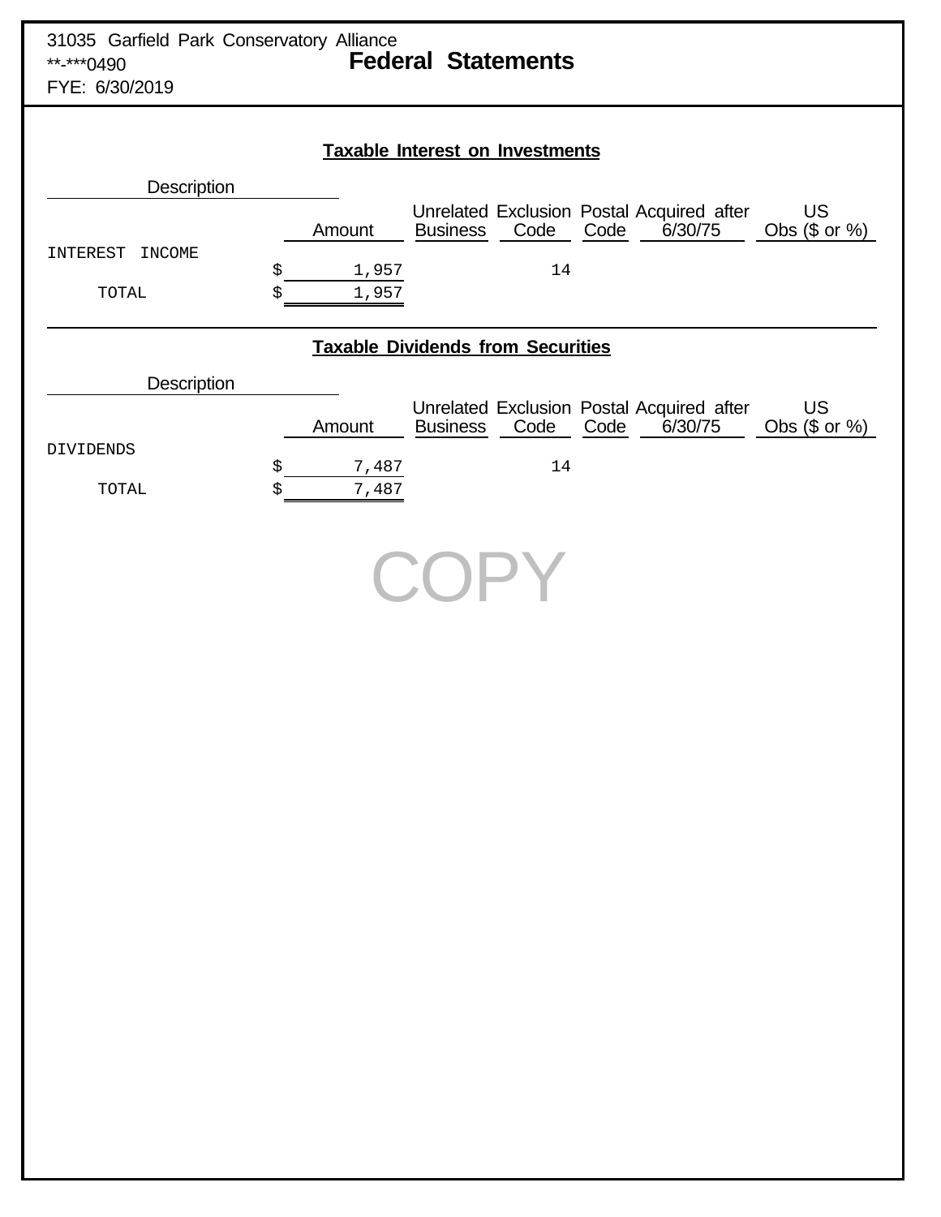31035 Garfield Park Conservatory Alliance
**-***0490
FYE: 6/30/2019

# Federal Statements

## Taxable Interest on Investments

| Description | Amount | Unrelated Business | Exclusion Code | Postal Code | Acquired after 6/30/75 | US Obs ($ or %) |
|---|---|---|---|---|---|---|
| INTEREST INCOME | $ 1,957 | | 14 | | | |
| TOTAL | $ 1,957 | | | | | |

## Taxable Dividends from Securities

| Description | Amount | Unrelated Business | Exclusion Code | Postal Code | Acquired after 6/30/75 | US Obs ($ or %) |
|---|---|---|---|---|---|---|
| DIVIDENDS | $ 7,487 | | 14 | | | |
| TOTAL | $ 7,487 | | | | | |

COPY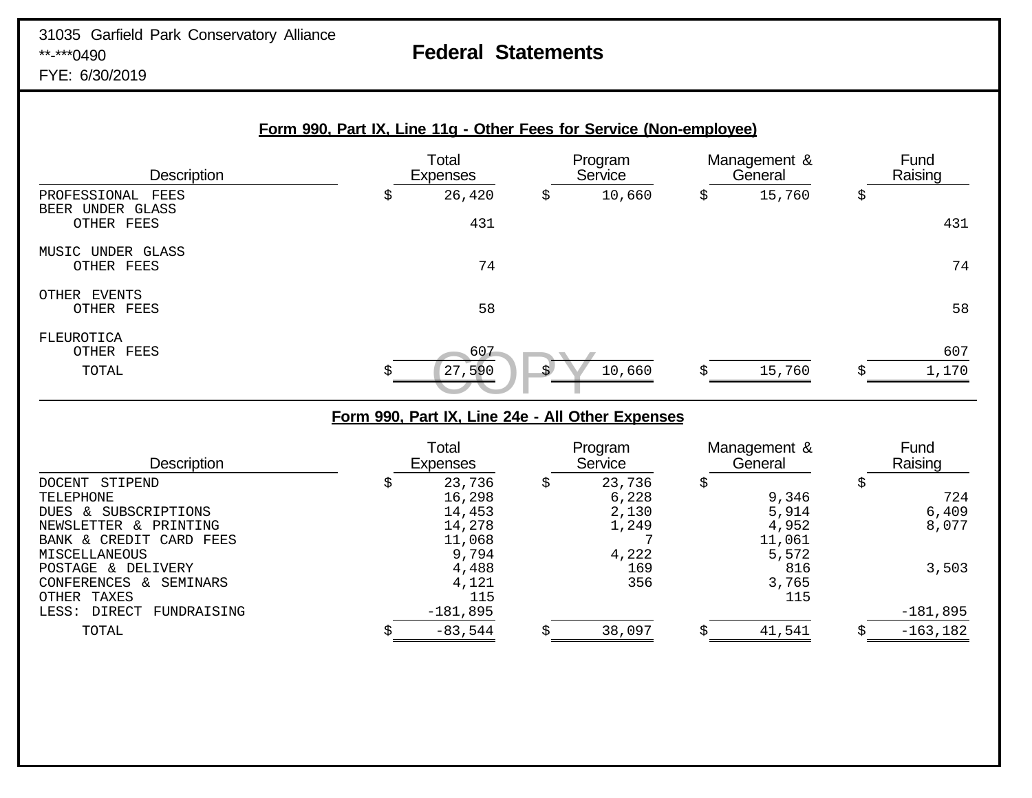31035 Garfield Park Conservatory Alliance
**-***0490
FYE: 6/30/2019

# Federal Statements

## Form 990, Part IX, Line 11g - Other Fees for Service (Non-employee)

| Description | Total Expenses | Program Service | Management & General | Fund Raising |
|---|---|---|---|---|
| PROFESSIONAL FEES | $ 26,420 | $ 10,660 | $ 15,760 | $ |
| BEER UNDER GLASS | | | | |
| OTHER FEES | 431 | | | 431 |
| MUSIC UNDER GLASS | | | | |
| OTHER FEES | 74 | | | 74 |
| OTHER EVENTS | | | | |
| OTHER FEES | 58 | | | 58 |
| FLEUROTICA | | | | |
| OTHER FEES | 607 | | | 607 |
| TOTAL | $ 27,590 | $ 10,660 | $ 15,760 | $ 1,170 |

COPY

## Form 990, Part IX, Line 24e - All Other Expenses

| Description | Total Expenses | Program Service | Management & General | Fund Raising |
|---|---|---|---|---|
| DOCENT STIPEND | $ 23,736 | $ 23,736 | $ | $ |
| TELEPHONE | 16,298 | 6,228 | 9,346 | 724 |
| DUES & SUBSCRIPTIONS | 14,453 | 2,130 | 5,914 | 6,409 |
| NEWSLETTER & PRINTING | 14,278 | 1,249 | 4,952 | 8,077 |
| BANK & CREDIT CARD FEES | 11,068 | 7 | 11,061 | |
| MISCELLANEOUS | 9,794 | 4,222 | 5,572 | |
| POSTAGE & DELIVERY | 4,488 | 169 | 816 | 3,503 |
| CONFERENCES & SEMINARS | 4,121 | 356 | 3,765 | |
| OTHER TAXES | 115 | | 115 | |
| LESS: DIRECT FUNDRAISING | -181,895 | | | -181,895 |
| TOTAL | $ -83,544 | $ 38,097 | $ 41,541 | $ -163,182 |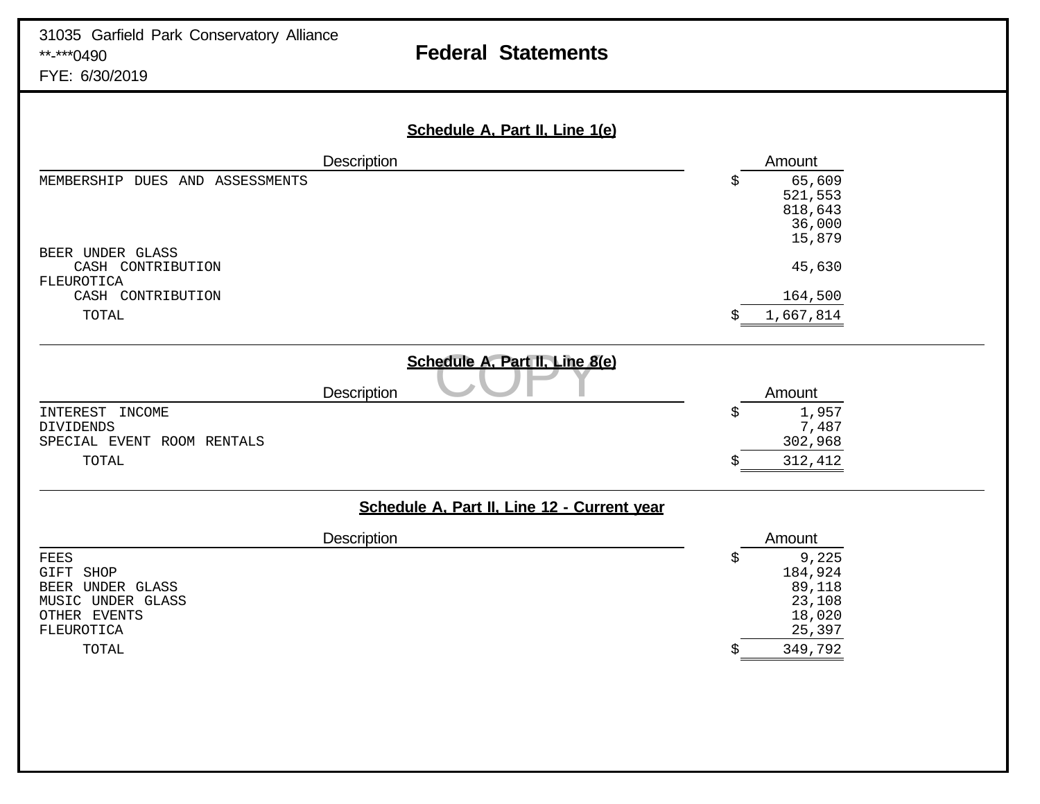31035 Garfield Park Conservatory Alliance
\*\*-\*\*\*0490
FYE: 6/30/2019

# Federal Statements

## Schedule A, Part II, Line 1(e)

| Description | Amount |
|---|---|
| MEMBERSHIP DUES AND ASSESSMENTS | $ 65,609 |
| | 521,553 |
| | 818,643 |
| | 36,000 |
| | 15,879 |
| BEER UNDER GLASS | |
| CASH CONTRIBUTION | 45,630 |
| FLEUROTICA | |
| CASH CONTRIBUTION | 164,500 |
| TOTAL | $ 1,667,814 |

## Schedule A, Part II, Line 8(e)

COPY

| Description | Amount |
|---|---|
| INTEREST INCOME | $ 1,957 |
| DIVIDENDS | 7,487 |
| SPECIAL EVENT ROOM RENTALS | 302,968 |
| TOTAL | $ 312,412 |

## Schedule A, Part II, Line 12 - Current year

| Description | Amount |
|---|---|
| FEES | $ 9,225 |
| GIFT SHOP | 184,924 |
| BEER UNDER GLASS | 89,118 |
| MUSIC UNDER GLASS | 23,108 |
| OTHER EVENTS | 18,020 |
| FLEUROTICA | 25,397 |
| TOTAL | $ 349,792 |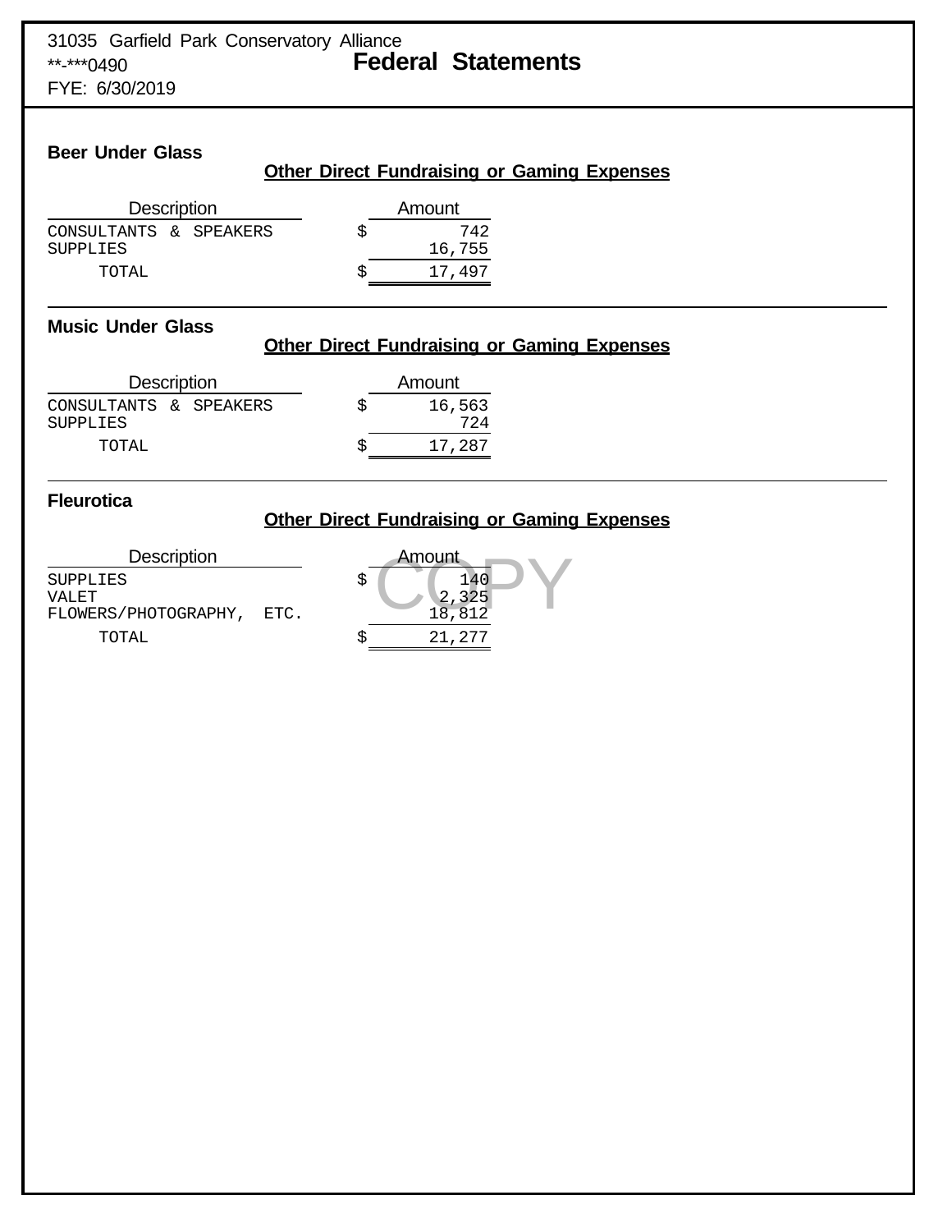31035 Garfield Park Conservatory Alliance
**-***0490
FYE: 6/30/2019

# Federal Statements

## Beer Under Glass

### Other Direct Fundraising or Gaming Expenses

| Description | | Amount |
|---|---|---:|
| CONSULTANTS & SPEAKERS | $ | 742 |
| SUPPLIES | | 16,755 |
| TOTAL | $ | 17,497 |

## Music Under Glass

### Other Direct Fundraising or Gaming Expenses

| Description | | Amount |
|---|---|---:|
| CONSULTANTS & SPEAKERS | $ | 16,563 |
| SUPPLIES | | 724 |
| TOTAL | $ | 17,287 |

## Fleurotica

### Other Direct Fundraising or Gaming Expenses

| Description | | Amount |
|---|---|---:|
| SUPPLIES | $ | 140 |
| VALET | | 2,325 |
| FLOWERS/PHOTOGRAPHY, ETC. | | 18,812 |
| TOTAL | $ | 21,277 |

COPY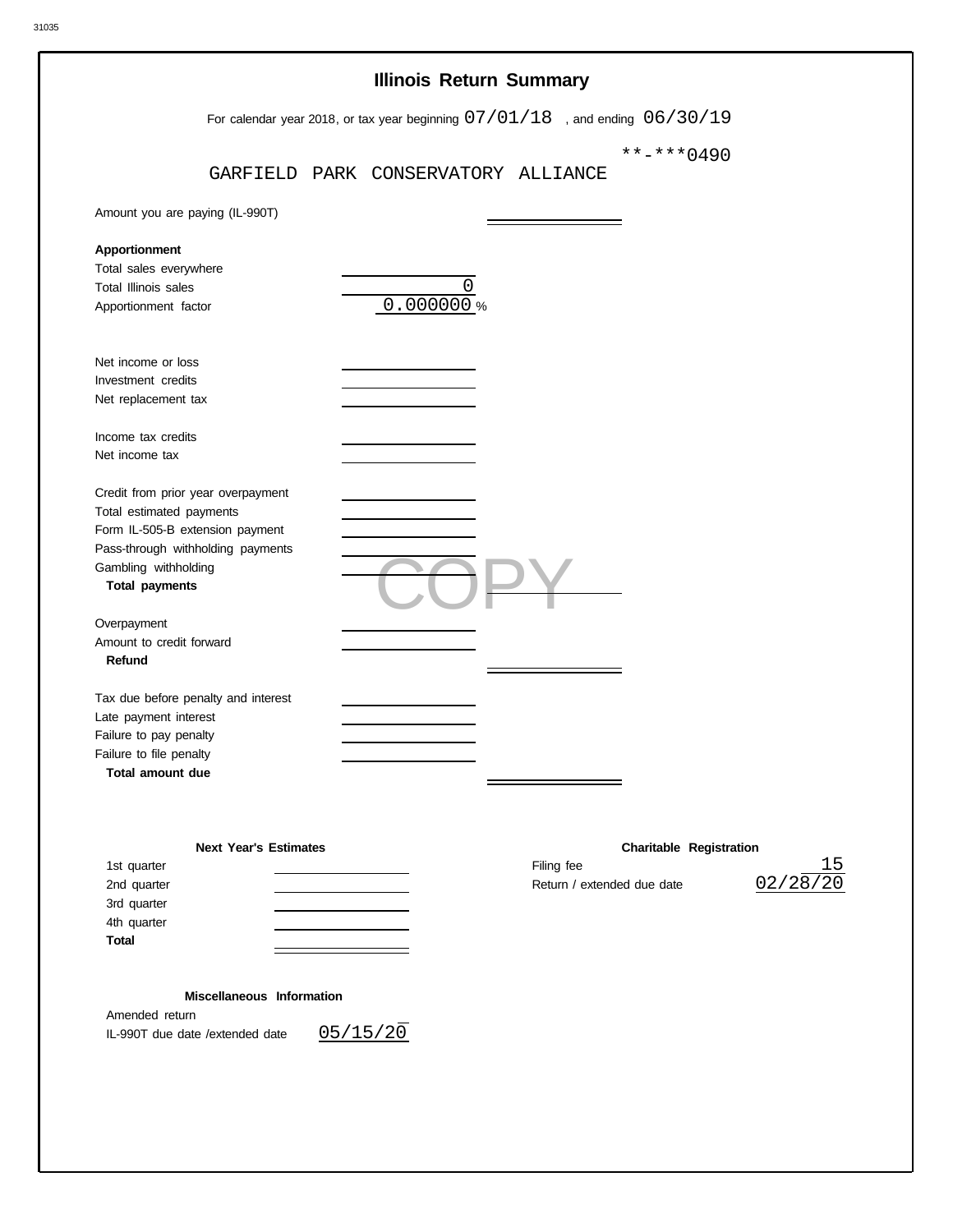# Illinois Return Summary

For calendar year 2018, or tax year beginning 07/01/18 , and ending 06/30/19

GARFIELD PARK CONSERVATORY ALLIANCE **-***0490

| | | |
|---|---|---|
| Amount you are paying (IL-990T) | | |
| **Apportionment** | | |
| Total sales everywhere | | |
| Total Illinois sales | 0 | |
| Apportionment factor | 0.000000 % | |
| Net income or loss | | |
| Investment credits | | |
| Net replacement tax | | |
| Income tax credits | | |
| Net income tax | | |
| Credit from prior year overpayment | | |
| Total estimated payments | | |
| Form IL-505-B extension payment | | |
| Pass-through withholding payments | | |
| Gambling withholding | | |
| **Total payments** | | |
| Overpayment | | |
| Amount to credit forward | | |
| **Refund** | | |
| Tax due before penalty and interest | | |
| Late payment interest | | |
| Failure to pay penalty | | |
| Failure to file penalty | | |
| **Total amount due** | | |

COPY

**Next Year's Estimates**

| | |
|---|---|
| 1st quarter | |
| 2nd quarter | |
| 3rd quarter | |
| 4th quarter | |
| **Total** | |

**Charitable Registration**

| | |
|---|---|
| Filing fee | 15 |
| Return / extended due date | 02/28/20 |

**Miscellaneous Information**

| | |
|---|---|
| Amended return | |
| IL-990T due date /extended date | 05/15/20 |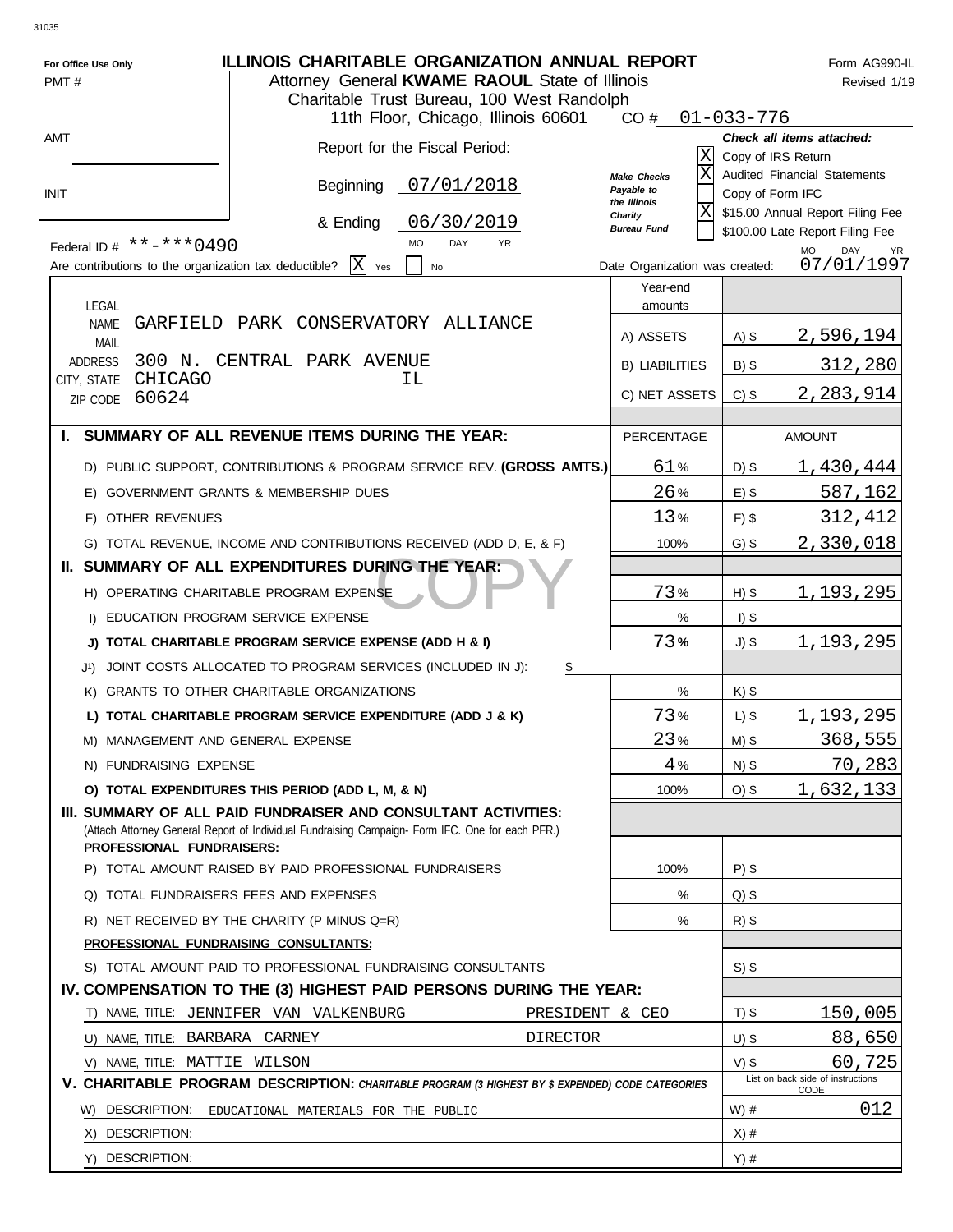31035

For Office Use Only

PMT #

AMT

INIT

# ILLINOIS CHARITABLE ORGANIZATION ANNUAL REPORT

Form AG990-IL
Revised 1/19

Attorney General **KWAME RAOUL** State of Illinois
Charitable Trust Bureau, 100 West Randolph
11th Floor, Chicago, Illinois 60601

CO # 01-033-776

Report for the Fiscal Period:

Beginning 07/01/2018

& Ending 06/30/2019

*Make Checks Payable to the Illinois Charity Bureau Fund*

**Check all items attached:**

- [X] Copy of IRS Return
- [X] Audited Financial Statements
- [ ] Copy of Form IFC
- [X] $15.00 Annual Report Filing Fee
- [ ] $100.00 Late Report Filing Fee

Federal ID # **-***0490

Are contributions to the organization tax deductible? [X] Yes [ ] No

Date Organization was created: 07/01/1997

LEGAL NAME: GARFIELD PARK CONSERVATORY ALLIANCE
MAIL ADDRESS: 300 N. CENTRAL PARK AVENUE
CITY, STATE: CHICAGO IL
ZIP CODE: 60624

| Year-end amounts | | |
|---|---|---|
| A) ASSETS | A) $ | 2,596,194 |
| B) LIABILITIES | B) $ | 312,280 |
| C) NET ASSETS | C) $ | 2,283,914 |

| | PERCENTAGE | | AMOUNT |
|---|---|---|---|
| **I. SUMMARY OF ALL REVENUE ITEMS DURING THE YEAR:** | | | |
| D) PUBLIC SUPPORT, CONTRIBUTIONS & PROGRAM SERVICE REV. **(GROSS AMTS.)** | 61% | D) $ | 1,430,444 |
| E) GOVERNMENT GRANTS & MEMBERSHIP DUES | 26% | E) $ | 587,162 |
| F) OTHER REVENUES | 13% | F) $ | 312,412 |
| G) TOTAL REVENUE, INCOME AND CONTRIBUTIONS RECEIVED (ADD D, E, & F) | 100% | G) $ | 2,330,018 |
| **II. SUMMARY OF ALL EXPENDITURES DURING THE YEAR:** | | | |
| H) OPERATING CHARITABLE PROGRAM EXPENSE | 73% | H) $ | 1,193,295 |
| I) EDUCATION PROGRAM SERVICE EXPENSE | % | I) $ | |
| **J) TOTAL CHARITABLE PROGRAM SERVICE EXPENSE (ADD H & I)** | 73% | J) $ | 1,193,295 |
| J1) JOINT COSTS ALLOCATED TO PROGRAM SERVICES (INCLUDED IN J): $ | | | |
| K) GRANTS TO OTHER CHARITABLE ORGANIZATIONS | % | K) $ | |
| **L) TOTAL CHARITABLE PROGRAM SERVICE EXPENDITURE (ADD J & K)** | 73% | L) $ | 1,193,295 |
| M) MANAGEMENT AND GENERAL EXPENSE | 23% | M) $ | 368,555 |
| N) FUNDRAISING EXPENSE | 4% | N) $ | 70,283 |
| **O) TOTAL EXPENDITURES THIS PERIOD (ADD L, M, & N)** | 100% | O) $ | 1,632,133 |
| **III. SUMMARY OF ALL PAID FUNDRAISER AND CONSULTANT ACTIVITIES:** (Attach Attorney General Report of Individual Fundraising Campaign- Form IFC. One for each PFR.) | | | |
| **PROFESSIONAL FUNDRAISERS:** | | | |
| P) TOTAL AMOUNT RAISED BY PAID PROFESSIONAL FUNDRAISERS | 100% | P) $ | |
| Q) TOTAL FUNDRAISERS FEES AND EXPENSES | % | Q) $ | |
| R) NET RECEIVED BY THE CHARITY (P MINUS Q=R) | % | R) $ | |
| **PROFESSIONAL FUNDRAISING CONSULTANTS:** | | | |
| S) TOTAL AMOUNT PAID TO PROFESSIONAL FUNDRAISING CONSULTANTS | | S) $ | |
| **IV. COMPENSATION TO THE (3) HIGHEST PAID PERSONS DURING THE YEAR:** | | | |
| T) NAME, TITLE: JENNIFER VAN VALKENBURG — PRESIDENT & CEO | | T) $ | 150,005 |
| U) NAME, TITLE: BARBARA CARNEY — DIRECTOR | | U) $ | 88,650 |
| V) NAME, TITLE: MATTIE WILSON | | V) $ | 60,725 |
| **V. CHARITABLE PROGRAM DESCRIPTION:** *CHARITABLE PROGRAM (3 HIGHEST BY $ EXPENDED) CODE CATEGORIES* | | List on back side of instructions | CODE |
| W) DESCRIPTION: EDUCATIONAL MATERIALS FOR THE PUBLIC | | W) # | 012 |
| X) DESCRIPTION: | | X) # | |
| Y) DESCRIPTION: | | Y) # | |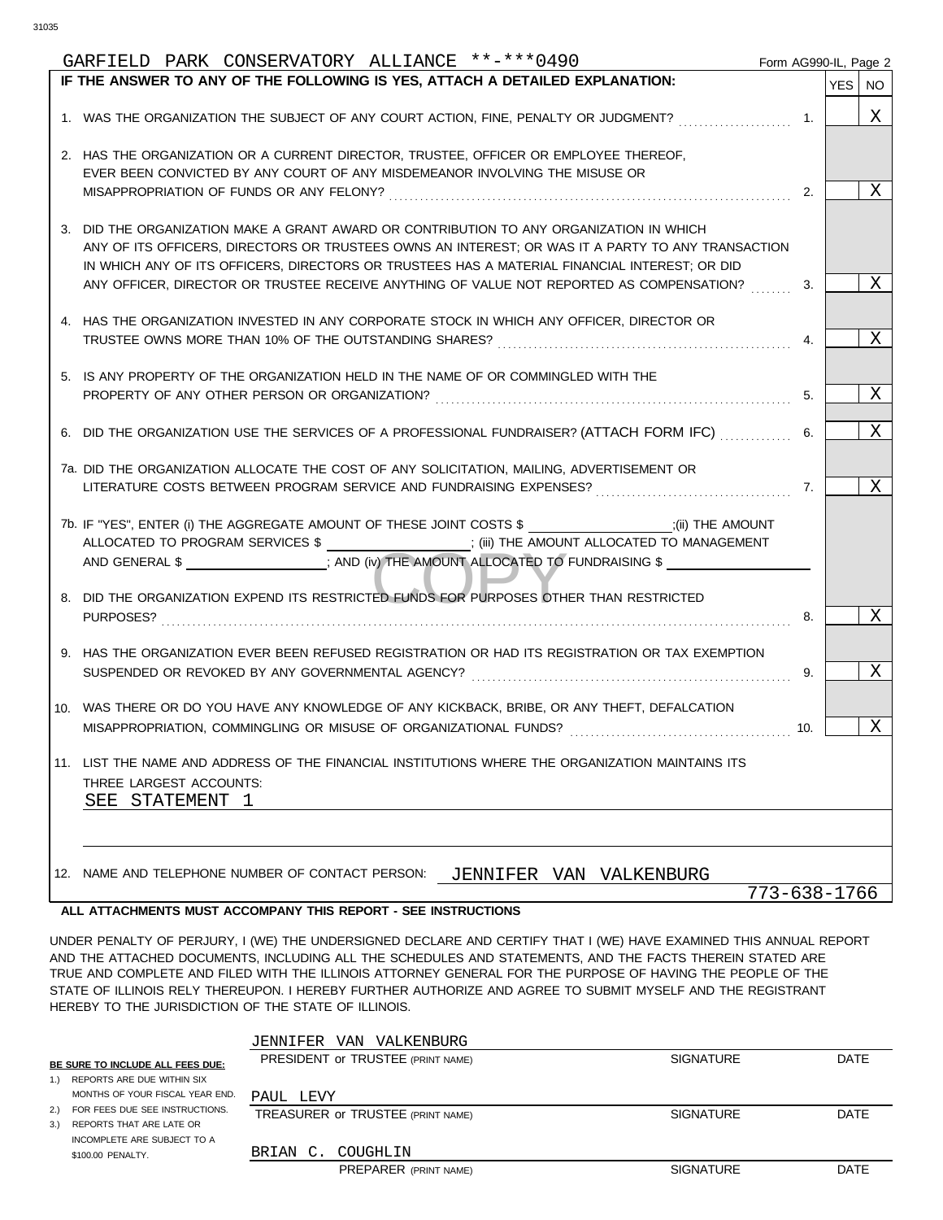GARFIELD PARK CONSERVATORY ALLIANCE **-***0490 Form AG990-IL, Page 2

**IF THE ANSWER TO ANY OF THE FOLLOWING IS YES, ATTACH A DETAILED EXPLANATION:**

| | Question | | YES | NO |
|---|---|---|---|---|
| 1. | WAS THE ORGANIZATION THE SUBJECT OF ANY COURT ACTION, FINE, PENALTY OR JUDGMENT? | 1. | | X |
| 2. | HAS THE ORGANIZATION OR A CURRENT DIRECTOR, TRUSTEE, OFFICER OR EMPLOYEE THEREOF, EVER BEEN CONVICTED BY ANY COURT OF ANY MISDEMEANOR INVOLVING THE MISUSE OR MISAPPROPRIATION OF FUNDS OR ANY FELONY? | 2. | | X |
| 3. | DID THE ORGANIZATION MAKE A GRANT AWARD OR CONTRIBUTION TO ANY ORGANIZATION IN WHICH ANY OF ITS OFFICERS, DIRECTORS OR TRUSTEES OWNS AN INTEREST; OR WAS IT A PARTY TO ANY TRANSACTION IN WHICH ANY OF ITS OFFICERS, DIRECTORS OR TRUSTEES HAS A MATERIAL FINANCIAL INTEREST; OR DID ANY OFFICER, DIRECTOR OR TRUSTEE RECEIVE ANYTHING OF VALUE NOT REPORTED AS COMPENSATION? | 3. | | X |
| 4. | HAS THE ORGANIZATION INVESTED IN ANY CORPORATE STOCK IN WHICH ANY OFFICER, DIRECTOR OR TRUSTEE OWNS MORE THAN 10% OF THE OUTSTANDING SHARES? | 4. | | X |
| 5. | IS ANY PROPERTY OF THE ORGANIZATION HELD IN THE NAME OF OR COMMINGLED WITH THE PROPERTY OF ANY OTHER PERSON OR ORGANIZATION? | 5. | | X |
| 6. | DID THE ORGANIZATION USE THE SERVICES OF A PROFESSIONAL FUNDRAISER? (ATTACH FORM IFC) | 6. | | X |
| 7a. | DID THE ORGANIZATION ALLOCATE THE COST OF ANY SOLICITATION, MAILING, ADVERTISEMENT OR LITERATURE COSTS BETWEEN PROGRAM SERVICE AND FUNDRAISING EXPENSES? | 7. | | X |
| 7b. | IF "YES", ENTER (i) THE AGGREGATE AMOUNT OF THESE JOINT COSTS $ ______ ;(ii) THE AMOUNT ALLOCATED TO PROGRAM SERVICES $ ______ ; (iii) THE AMOUNT ALLOCATED TO MANAGEMENT AND GENERAL $ ______ ; AND (iv) THE AMOUNT ALLOCATED TO FUNDRAISING $ ______ | | | |
| 8. | DID THE ORGANIZATION EXPEND ITS RESTRICTED FUNDS FOR PURPOSES OTHER THAN RESTRICTED PURPOSES? | 8. | | X |
| 9. | HAS THE ORGANIZATION EVER BEEN REFUSED REGISTRATION OR HAD ITS REGISTRATION OR TAX EXEMPTION SUSPENDED OR REVOKED BY ANY GOVERNMENTAL AGENCY? | 9. | | X |
| 10. | WAS THERE OR DO YOU HAVE ANY KNOWLEDGE OF ANY KICKBACK, BRIBE, OR ANY THEFT, DEFALCATION MISAPPROPRIATION, COMMINGLING OR MISUSE OF ORGANIZATIONAL FUNDS? | 10. | | X |

11. LIST THE NAME AND ADDRESS OF THE FINANCIAL INSTITUTIONS WHERE THE ORGANIZATION MAINTAINS ITS THREE LARGEST ACCOUNTS:
SEE STATEMENT 1

12. NAME AND TELEPHONE NUMBER OF CONTACT PERSON: JENNIFER VAN VALKENBURG
773-638-1766

**ALL ATTACHMENTS MUST ACCOMPANY THIS REPORT - SEE INSTRUCTIONS**

UNDER PENALTY OF PERJURY, I (WE) THE UNDERSIGNED DECLARE AND CERTIFY THAT I (WE) HAVE EXAMINED THIS ANNUAL REPORT AND THE ATTACHED DOCUMENTS, INCLUDING ALL THE SCHEDULES AND STATEMENTS, AND THE FACTS THEREIN STATED ARE TRUE AND COMPLETE AND FILED WITH THE ILLINOIS ATTORNEY GENERAL FOR THE PURPOSE OF HAVING THE PEOPLE OF THE STATE OF ILLINOIS RELY THEREUPON. I HEREBY FURTHER AUTHORIZE AND AGREE TO SUBMIT MYSELF AND THE REGISTRANT HEREBY TO THE JURISDICTION OF THE STATE OF ILLINOIS.

**BE SURE TO INCLUDE ALL FEES DUE:**
1.) REPORTS ARE DUE WITHIN SIX MONTHS OF YOUR FISCAL YEAR END.
2.) FOR FEES DUE SEE INSTRUCTIONS.
3.) REPORTS THAT ARE LATE OR INCOMPLETE ARE SUBJECT TO A $100.00 PENALTY.

| Name | | |
|---|---|---|
| JENNIFER VAN VALKENBURG<br>PRESIDENT or TRUSTEE (PRINT NAME) | SIGNATURE | DATE |
| PAUL LEVY<br>TREASURER or TRUSTEE (PRINT NAME) | SIGNATURE | DATE |
| BRIAN C. COUGHLIN<br>PREPARER (PRINT NAME) | SIGNATURE | DATE |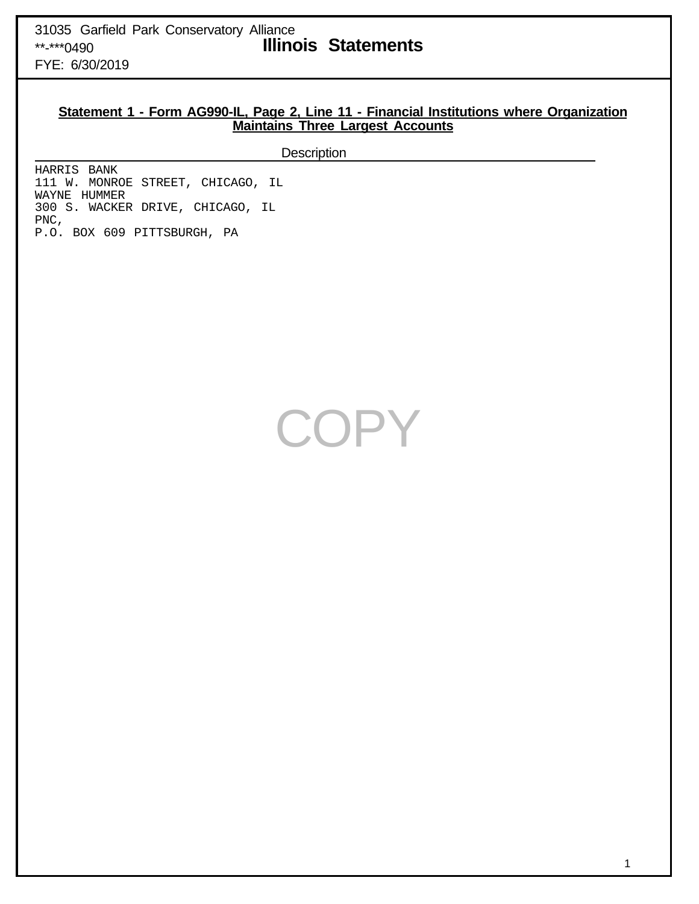31035 Garfield Park Conservatory Alliance
**-***0490
FYE: 6/30/2019

# Illinois Statements

## Statement 1 - Form AG990-IL, Page 2, Line 11 - Financial Institutions where Organization Maintains Three Largest Accounts

| Description |
|---|
| HARRIS BANK<br>111 W. MONROE STREET, CHICAGO, IL |
| WAYNE HUMMER<br>300 S. WACKER DRIVE, CHICAGO, IL |
| PNC,<br>P.O. BOX 609 PITTSBURGH, PA |

COPY